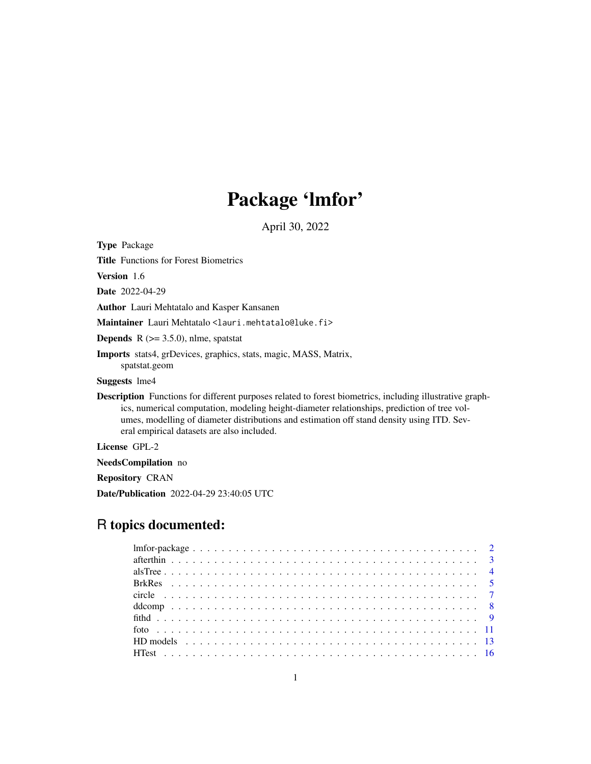# Package 'lmfor'

April 30, 2022

**Type** Package

**Title** Functions for Forest Biometrics

**Version** 1.6

**Date** 2022-04-29

**Author** Lauri Mehtatalo and Kasper Kansanen

**Maintainer** Lauri Mehtatalo <lauri.mehtatalo@luke.fi>

**Depends** R (>= 3.5.0), nlme, spatstat

**Imports** stats4, grDevices, graphics, stats, magic, MASS, Matrix, spatstat.geom

**Suggests** lme4

**Description** Functions for different purposes related to forest biometrics, including illustrative graphics, numerical computation, modeling height-diameter relationships, prediction of tree volumes, modelling of diameter distributions and estimation off stand density using ITD. Several empirical datasets are also included.

**License** GPL-2

**NeedsCompilation** no

**Repository** CRAN

**Date/Publication** 2022-04-29 23:40:05 UTC

## R topics documented:

- lmfor-package . . . . . . . . . . 2
- afterthin . . . . . . . . . . 3
- alsTree . . . . . . . . . . 4
- BrkRes . . . . . . . . . . 5
- circle . . . . . . . . . . 7
- ddcomp . . . . . . . . . . 8
- fithd . . . . . . . . . . 9
- foto . . . . . . . . . . 11
- HD models . . . . . . . . . . 13
- HTest . . . . . . . . . . 16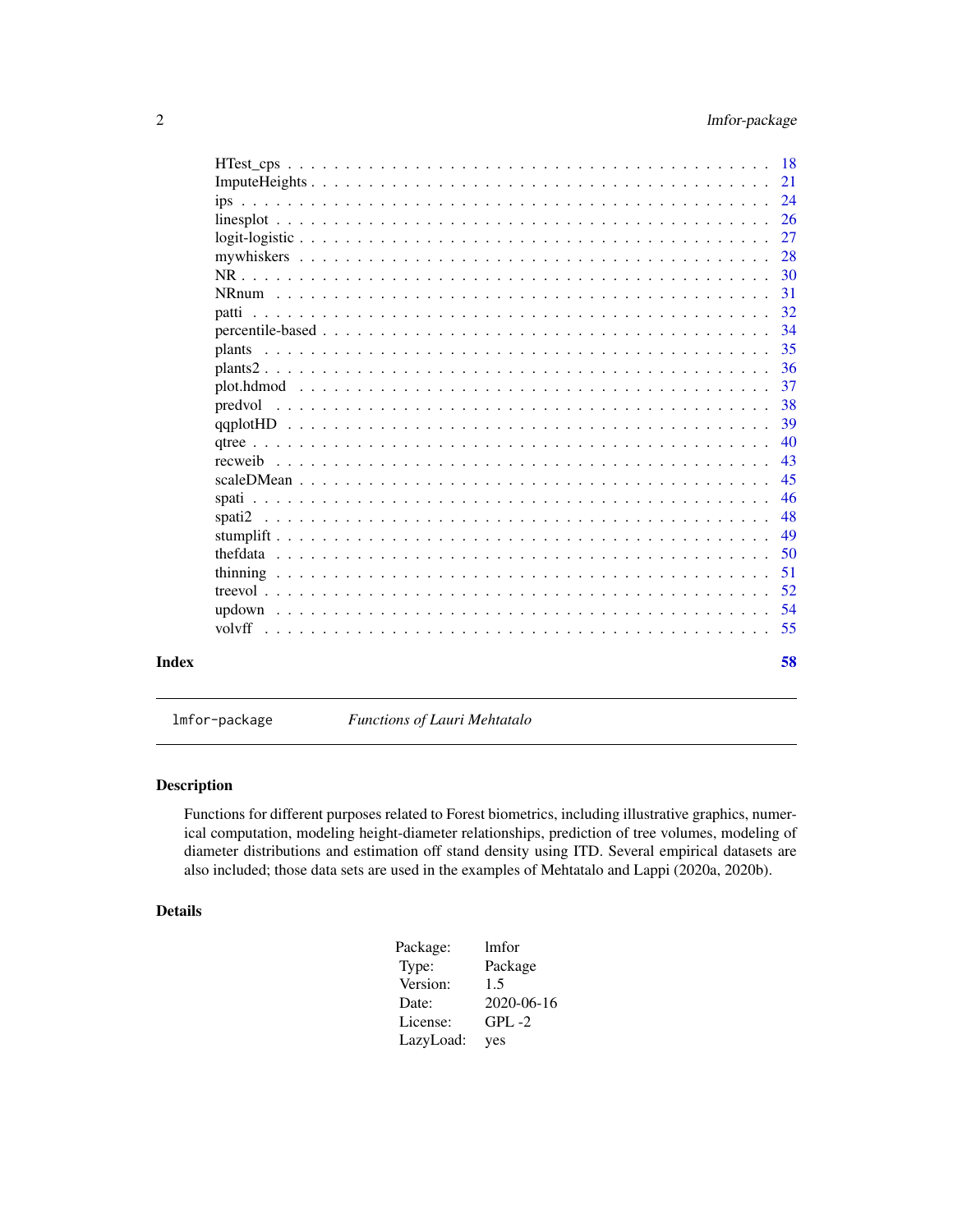HTest_cps . . . . . . . . . . . . . . . . . . . . . . . . . . . . . . . . . . . . . 18
ImputeHeights . . . . . . . . . . . . . . . . . . . . . . . . . . . . . . . . . . . 21
ips . . . . . . . . . . . . . . . . . . . . . . . . . . . . . . . . . . . . . . . . . 24
linesplot . . . . . . . . . . . . . . . . . . . . . . . . . . . . . . . . . . . . . . 26
logit-logistic . . . . . . . . . . . . . . . . . . . . . . . . . . . . . . . . . . . 27
mywhiskers . . . . . . . . . . . . . . . . . . . . . . . . . . . . . . . . . . . . 28
NR . . . . . . . . . . . . . . . . . . . . . . . . . . . . . . . . . . . . . . . . . 30
NRnum . . . . . . . . . . . . . . . . . . . . . . . . . . . . . . . . . . . . . . . 31
patti . . . . . . . . . . . . . . . . . . . . . . . . . . . . . . . . . . . . . . . . 32
percentile-based . . . . . . . . . . . . . . . . . . . . . . . . . . . . . . . . . . 34
plants . . . . . . . . . . . . . . . . . . . . . . . . . . . . . . . . . . . . . . . 35
plants2 . . . . . . . . . . . . . . . . . . . . . . . . . . . . . . . . . . . . . . . 36
plot.hdmod . . . . . . . . . . . . . . . . . . . . . . . . . . . . . . . . . . . . . 37
predvol . . . . . . . . . . . . . . . . . . . . . . . . . . . . . . . . . . . . . . . 38
qqplotHD . . . . . . . . . . . . . . . . . . . . . . . . . . . . . . . . . . . . . . 39
qtree . . . . . . . . . . . . . . . . . . . . . . . . . . . . . . . . . . . . . . . . 40
recweib . . . . . . . . . . . . . . . . . . . . . . . . . . . . . . . . . . . . . . . 43
scaleDMean . . . . . . . . . . . . . . . . . . . . . . . . . . . . . . . . . . . . . 45
spati . . . . . . . . . . . . . . . . . . . . . . . . . . . . . . . . . . . . . . . . 46
spati2 . . . . . . . . . . . . . . . . . . . . . . . . . . . . . . . . . . . . . . . 48
stumplift . . . . . . . . . . . . . . . . . . . . . . . . . . . . . . . . . . . . . . 49
thefdata . . . . . . . . . . . . . . . . . . . . . . . . . . . . . . . . . . . . . . 50
thinning . . . . . . . . . . . . . . . . . . . . . . . . . . . . . . . . . . . . . . 51
treevol . . . . . . . . . . . . . . . . . . . . . . . . . . . . . . . . . . . . . . . 52
updown . . . . . . . . . . . . . . . . . . . . . . . . . . . . . . . . . . . . . . . 54
volvff . . . . . . . . . . . . . . . . . . . . . . . . . . . . . . . . . . . . . . . 55

**Index** **58**

---

`lmfor-package` *Functions of Lauri Mehtatalo*

---

## Description

Functions for different purposes related to Forest biometrics, including illustrative graphics, numerical computation, modeling height-diameter relationships, prediction of tree volumes, modeling of diameter distributions and estimation off stand density using ITD. Several empirical datasets are also included; those data sets are used in the examples of Mehtatalo and Lappi (2020a, 2020b).

## Details

| | |
|---|---|
| Package: | lmfor |
| Type: | Package |
| Version: | 1.5 |
| Date: | 2020-06-16 |
| License: | GPL -2 |
| LazyLoad: | yes |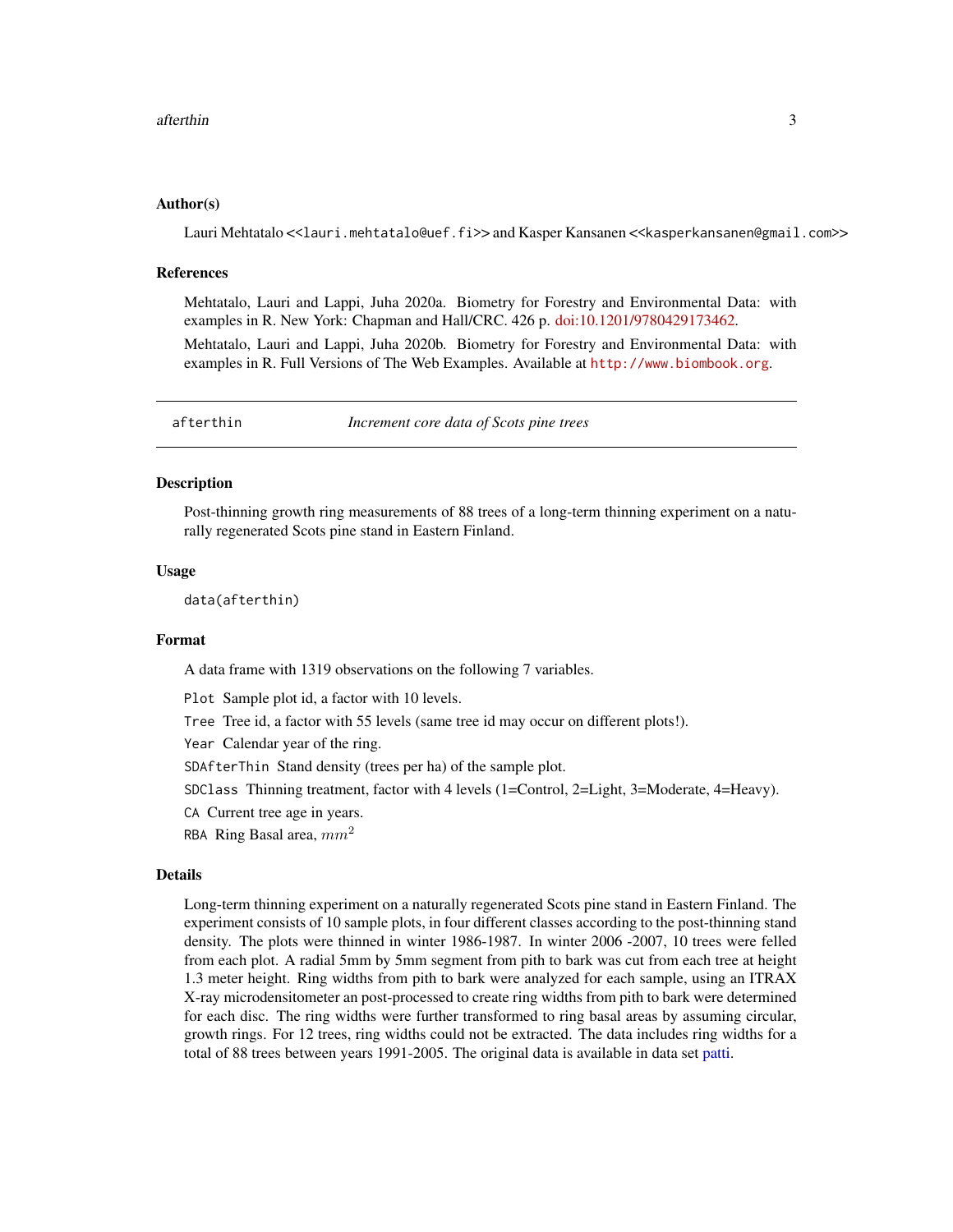### Author(s)

Lauri Mehtatalo <<lauri.mehtatalo@uef.fi>> and Kasper Kansanen <<kasperkansanen@gmail.com>>

### References

Mehtatalo, Lauri and Lappi, Juha 2020a. Biometry for Forestry and Environmental Data: with examples in R. New York: Chapman and Hall/CRC. 426 p. doi:10.1201/9780429173462.

Mehtatalo, Lauri and Lappi, Juha 2020b. Biometry for Forestry and Environmental Data: with examples in R. Full Versions of The Web Examples. Available at http://www.biombook.org.

---

## afterthin *Increment core data of Scots pine trees*

---

### Description

Post-thinning growth ring measurements of 88 trees of a long-term thinning experiment on a naturally regenerated Scots pine stand in Eastern Finland.

### Usage

```
data(afterthin)
```

### Format

A data frame with 1319 observations on the following 7 variables.

- `Plot` Sample plot id, a factor with 10 levels.
- `Tree` Tree id, a factor with 55 levels (same tree id may occur on different plots!).
- `Year` Calendar year of the ring.
- `SDAfterThin` Stand density (trees per ha) of the sample plot.
- `SDClass` Thinning treatment, factor with 4 levels (1=Control, 2=Light, 3=Moderate, 4=Heavy).
- `CA` Current tree age in years.
- `RBA` Ring Basal area, $mm^2$

### Details

Long-term thinning experiment on a naturally regenerated Scots pine stand in Eastern Finland. The experiment consists of 10 sample plots, in four different classes according to the post-thinning stand density. The plots were thinned in winter 1986-1987. In winter 2006 -2007, 10 trees were felled from each plot. A radial 5mm by 5mm segment from pith to bark was cut from each tree at height 1.3 meter height. Ring widths from pith to bark were analyzed for each sample, using an ITRAX X-ray microdensitometer an post-processed to create ring widths from pith to bark were determined for each disc. The ring widths were further transformed to ring basal areas by assuming circular, growth rings. For 12 trees, ring widths could not be extracted. The data includes ring widths for a total of 88 trees between years 1991-2005. The original data is available in data set patti.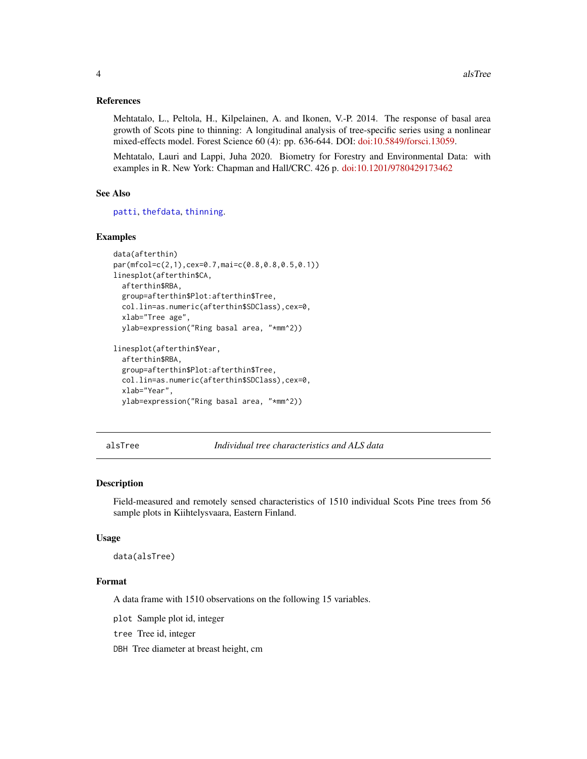### References

Mehtatalo, L., Peltola, H., Kilpelainen, A. and Ikonen, V.-P. 2014. The response of basal area growth of Scots pine to thinning: A longitudinal analysis of tree-specific series using a nonlinear mixed-effects model. Forest Science 60 (4): pp. 636-644. DOI: doi:10.5849/forsci.13059.

Mehtatalo, Lauri and Lappi, Juha 2020. Biometry for Forestry and Environmental Data: with examples in R. New York: Chapman and Hall/CRC. 426 p. doi:10.1201/9780429173462

### See Also

patti, thefdata, thinning.

### Examples

```
data(afterthin)
par(mfcol=c(2,1),cex=0.7,mai=c(0.8,0.8,0.5,0.1))
linesplot(afterthin$CA,
  afterthin$RBA,
  group=afterthin$Plot:afterthin$Tree,
  col.lin=as.numeric(afterthin$SDClass),cex=0,
  xlab="Tree age",
  ylab=expression("Ring basal area, "*mm^2))

linesplot(afterthin$Year,
  afterthin$RBA,
  group=afterthin$Plot:afterthin$Tree,
  col.lin=as.numeric(afterthin$SDClass),cex=0,
  xlab="Year",
  ylab=expression("Ring basal area, "*mm^2))
```

---

## alsTree — *Individual tree characteristics and ALS data*

### Description

Field-measured and remotely sensed characteristics of 1510 individual Scots Pine trees from 56 sample plots in Kiihtelysvaara, Eastern Finland.

### Usage

```
data(alsTree)
```

### Format

A data frame with 1510 observations on the following 15 variables.

- `plot` Sample plot id, integer
- `tree` Tree id, integer
- `DBH` Tree diameter at breast height, cm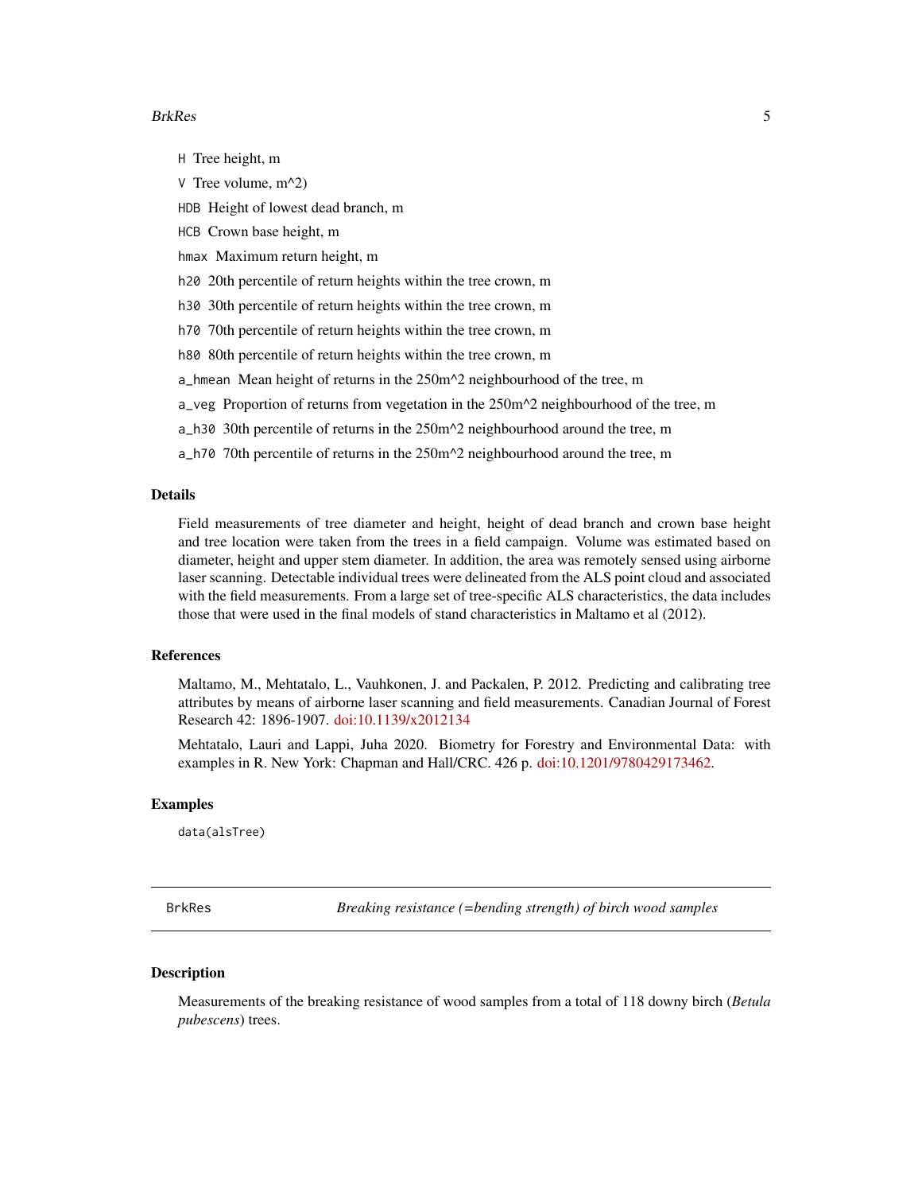- `H` Tree height, m
- `V` Tree volume, m^2)
- `HDB` Height of lowest dead branch, m
- `HCB` Crown base height, m
- `hmax` Maximum return height, m
- `h20` 20th percentile of return heights within the tree crown, m
- `h30` 30th percentile of return heights within the tree crown, m
- `h70` 70th percentile of return heights within the tree crown, m
- `h80` 80th percentile of return heights within the tree crown, m
- `a_hmean` Mean height of returns in the 250m^2 neighbourhood of the tree, m
- `a_veg` Proportion of returns from vegetation in the 250m^2 neighbourhood of the tree, m
- `a_h30` 30th percentile of returns in the 250m^2 neighbourhood around the tree, m
- `a_h70` 70th percentile of returns in the 250m^2 neighbourhood around the tree, m

### Details

Field measurements of tree diameter and height, height of dead branch and crown base height and tree location were taken from the trees in a field campaign. Volume was estimated based on diameter, height and upper stem diameter. In addition, the area was remotely sensed using airborne laser scanning. Detectable individual trees were delineated from the ALS point cloud and associated with the field measurements. From a large set of tree-specific ALS characteristics, the data includes those that were used in the final models of stand characteristics in Maltamo et al (2012).

### References

Maltamo, M., Mehtatalo, L., Vauhkonen, J. and Packalen, P. 2012. Predicting and calibrating tree attributes by means of airborne laser scanning and field measurements. Canadian Journal of Forest Research 42: 1896-1907. doi:10.1139/x2012134

Mehtatalo, Lauri and Lappi, Juha 2020. Biometry for Forestry and Environmental Data: with examples in R. New York: Chapman and Hall/CRC. 426 p. doi:10.1201/9780429173462.

### Examples

```
data(alsTree)
```

---

## BrkRes — *Breaking resistance (=bending strength) of birch wood samples*

### Description

Measurements of the breaking resistance of wood samples from a total of 118 downy birch (*Betula pubescens*) trees.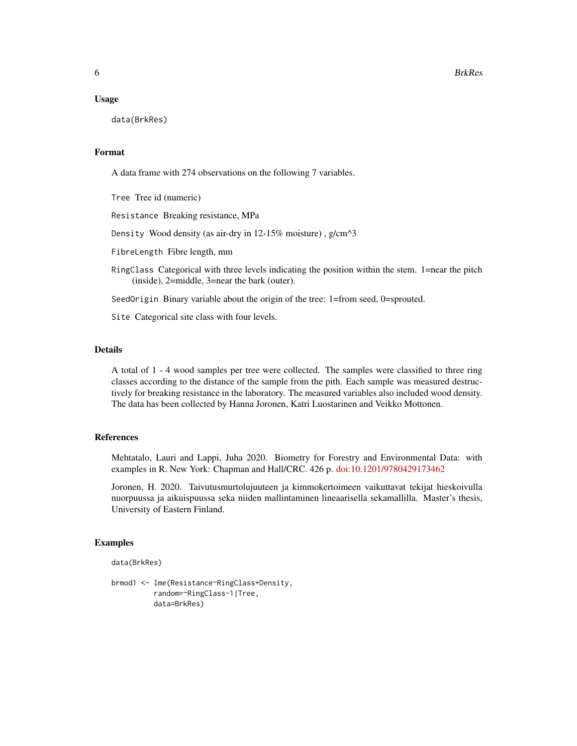## Usage

```
data(BrkRes)
```

## Format

A data frame with 274 observations on the following 7 variables.

`Tree` Tree id (numeric)

`Resistance` Breaking resistance, MPa

`Density` Wood density (as air-dry in 12-15% moisture) , g/cm^3

`FibreLength` Fibre length, mm

`RingClass` Categorical with three levels indicating the position within the stem. 1=near the pitch (inside), 2=middle, 3=near the bark (outer).

`SeedOrigin` Binary variable about the origin of the tree: 1=from seed, 0=sprouted.

`Site` Categorical site class with four levels.

## Details

A total of 1 - 4 wood samples per tree were collected. The samples were classified to three ring classes according to the distance of the sample from the pith. Each sample was measured destructively for breaking resistance in the laboratory. The measured variables also included wood density. The data has been collected by Hanna Joronen, Katri Luostarinen and Veikko Mottonen.

## References

Mehtatalo, Lauri and Lappi, Juha 2020. Biometry for Forestry and Environmental Data: with examples in R. New York: Chapman and Hall/CRC. 426 p. doi:10.1201/9780429173462

Joronen, H. 2020. Taivutusmurtolujuuteen ja kimmokertoimeen vaikuttavat tekijat hieskoivulla nuorpuussa ja aikuispuussa seka niiden mallintaminen lineaarisella sekamallilla. Master's thesis, University of Eastern Finland.

## Examples

```
data(BrkRes)

brmod1 <- lme(Resistance~RingClass+Density,
          random=~RingClass-1|Tree,
          data=BrkRes)
```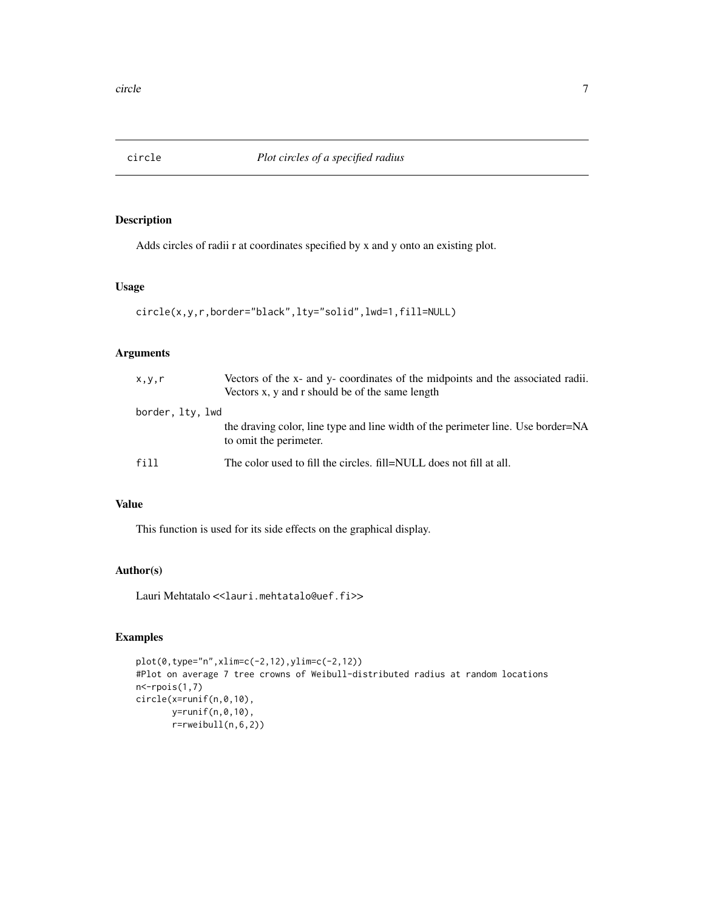# circle — *Plot circles of a specified radius*

## Description

Adds circles of radii r at coordinates specified by x and y onto an existing plot.

## Usage

```
circle(x,y,r,border="black",lty="solid",lwd=1,fill=NULL)
```

## Arguments

| | |
|---|---|
| `x,y,r` | Vectors of the x- and y- coordinates of the midpoints and the associated radii. Vectors x, y and r should be of the same length |
| `border, lty, lwd` | the draving color, line type and line width of the perimeter line. Use border=NA to omit the perimeter. |
| `fill` | The color used to fill the circles. fill=NULL does not fill at all. |

## Value

This function is used for its side effects on the graphical display.

## Author(s)

Lauri Mehtatalo <<lauri.mehtatalo@uef.fi>>

## Examples

```
plot(0,type="n",xlim=c(-2,12),ylim=c(-2,12))
#Plot on average 7 tree crowns of Weibull-distributed radius at random locations
n<-rpois(1,7)
circle(x=runif(n,0,10),
       y=runif(n,0,10),
       r=rweibull(n,6,2))
```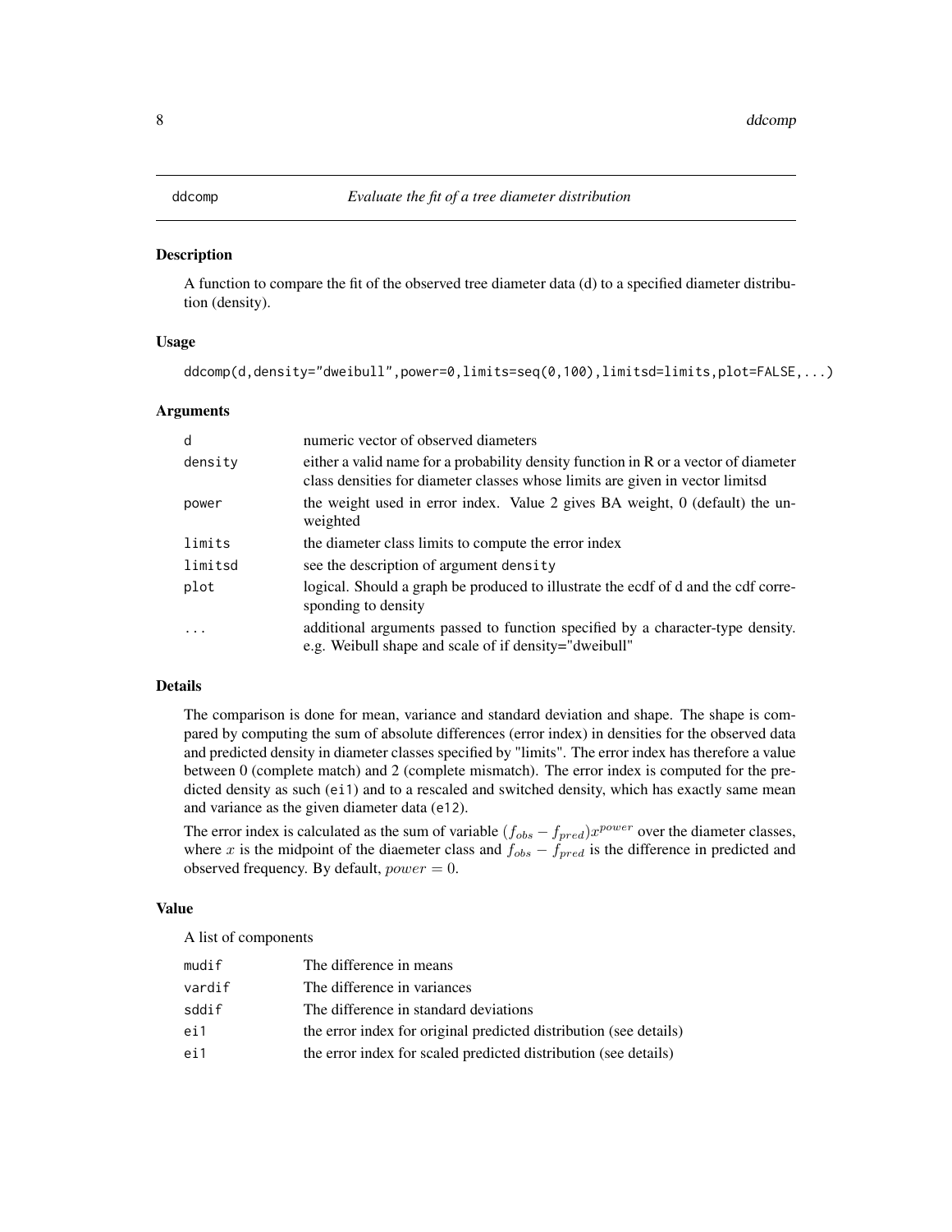ddcomp *Evaluate the fit of a tree diameter distribution*

## Description

A function to compare the fit of the observed tree diameter data (d) to a specified diameter distribution (density).

## Usage

```
ddcomp(d,density="dweibull",power=0,limits=seq(0,100),limitsd=limits,plot=FALSE,...)
```

## Arguments

| | |
|---|---|
| d | numeric vector of observed diameters |
| density | either a valid name for a probability density function in R or a vector of diameter class densities for diameter classes whose limits are given in vector limitsd |
| power | the weight used in error index. Value 2 gives BA weight, 0 (default) the unweighted |
| limits | the diameter class limits to compute the error index |
| limitsd | see the description of argument density |
| plot | logical. Should a graph be produced to illustrate the ecdf of d and the cdf corresponding to density |
| ... | additional arguments passed to function specified by a character-type density. e.g. Weibull shape and scale of if density="dweibull" |

## Details

The comparison is done for mean, variance and standard deviation and shape. The shape is compared by computing the sum of absolute differences (error index) in densities for the observed data and predicted density in diameter classes specified by "limits". The error index has therefore a value between 0 (complete match) and 2 (complete mismatch). The error index is computed for the predicted density as such (ei1) and to a rescaled and switched density, which has exactly same mean and variance as the given diameter data (e12).

The error index is calculated as the sum of variable $(f_{obs} - f_{pred})x^{power}$ over the diameter classes, where $x$ is the midpoint of the diaemeter class and $f_{obs} - f_{pred}$ is the difference in predicted and observed frequency. By default, $power = 0$.

## Value

A list of components

| | |
|---|---|
| mudif | The difference in means |
| vardif | The difference in variances |
| sddif | The difference in standard deviations |
| ei1 | the error index for original predicted distribution (see details) |
| ei1 | the error index for scaled predicted distribution (see details) |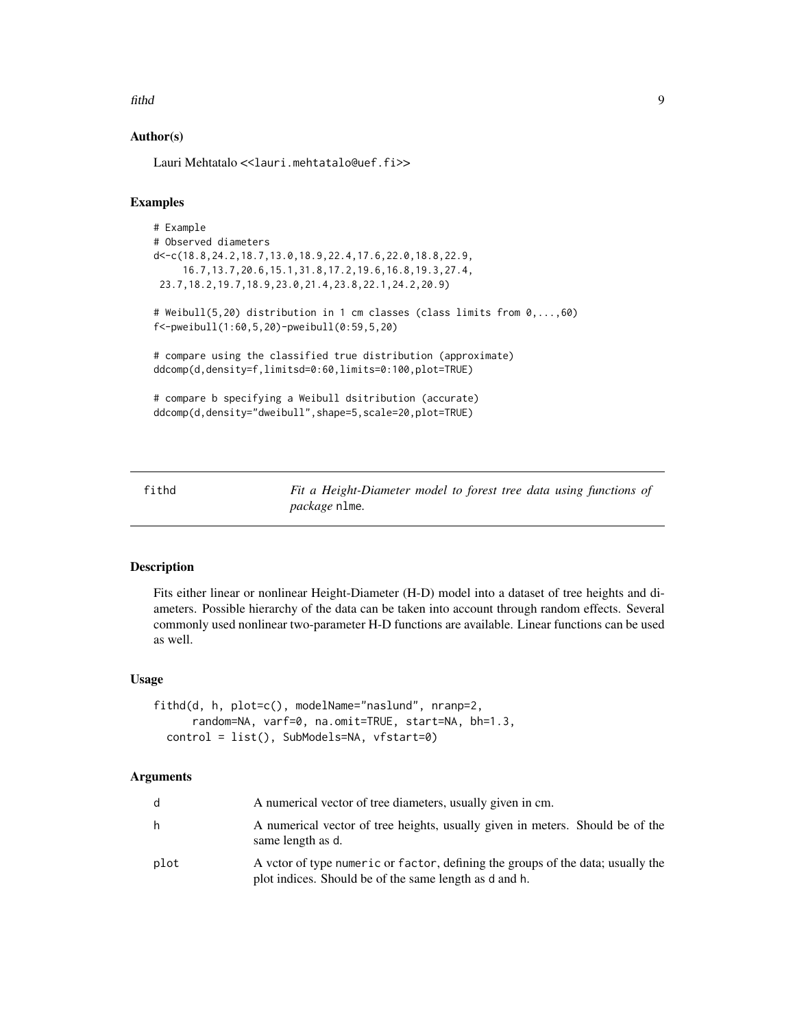### Author(s)

Lauri Mehtatalo <<lauri.mehtatalo@uef.fi>>

### Examples

```
# Example
# Observed diameters
d<-c(18.8,24.2,18.7,13.0,18.9,22.4,17.6,22.0,18.8,22.9,
     16.7,13.7,20.6,15.1,31.8,17.2,19.6,16.8,19.3,27.4,
 23.7,18.2,19.7,18.9,23.0,21.4,23.8,22.1,24.2,20.9)

# Weibull(5,20) distribution in 1 cm classes (class limits from 0,...,60)
f<-pweibull(1:60,5,20)-pweibull(0:59,5,20)

# compare using the classified true distribution (approximate)
ddcomp(d,density=f,limitsd=0:60,limits=0:100,plot=TRUE)

# compare b specifying a Weibull dsitribution (accurate)
ddcomp(d,density="dweibull",shape=5,scale=20,plot=TRUE)
```

---

## fithd — *Fit a Height-Diameter model to forest tree data using functions of package* `nlme`.

### Description

Fits either linear or nonlinear Height-Diameter (H-D) model into a dataset of tree heights and diameters. Possible hierarchy of the data can be taken into account through random effects. Several commonly used nonlinear two-parameter H-D functions are available. Linear functions can be used as well.

### Usage

```
fithd(d, h, plot=c(), modelName="naslund", nranp=2,
      random=NA, varf=0, na.omit=TRUE, start=NA, bh=1.3,
  control = list(), SubModels=NA, vfstart=0)
```

### Arguments

| | |
|---|---|
| `d` | A numerical vector of tree diameters, usually given in cm. |
| `h` | A numerical vector of tree heights, usually given in meters. Should be of the same length as d. |
| `plot` | A vctor of type `numeric` or `factor`, defining the groups of the data; usually the plot indices. Should be of the same length as `d` and `h`. |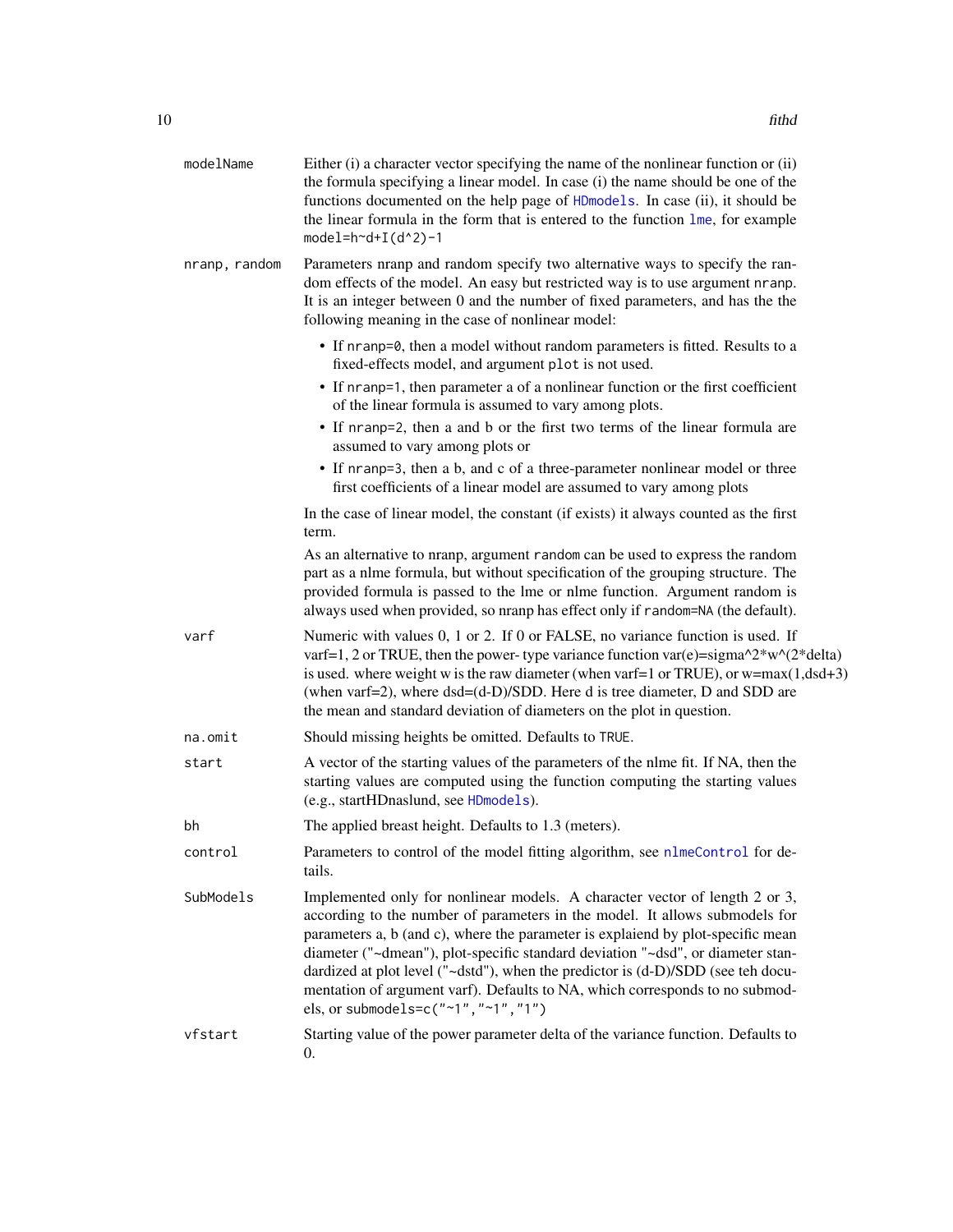**modelName**
: Either (i) a character vector specifying the name of the nonlinear function or (ii) the formula specifying a linear model. In case (i) the name should be one of the functions documented on the help page of `HDmodels`. In case (ii), it should be the linear formula in the form that is entered to the function `lme`, for example `model=h~d+I(d^2)-1`

**nranp, random**
: Parameters nranp and random specify two alternative ways to specify the random effects of the model. An easy but restricted way is to use argument `nranp`. It is an integer between 0 and the number of fixed parameters, and has the the following meaning in the case of nonlinear model:

- If `nranp=0`, then a model without random parameters is fitted. Results to a fixed-effects model, and argument `plot` is not used.
- If `nranp=1`, then parameter a of a nonlinear function or the first coefficient of the linear formula is assumed to vary among plots.
- If `nranp=2`, then a and b or the first two terms of the linear formula are assumed to vary among plots or
- If `nranp=3`, then a b, and c of a three-parameter nonlinear model or three first coefficients of a linear model are assumed to vary among plots

In the case of linear model, the constant (if exists) it always counted as the first term.

As an alternative to nranp, argument `random` can be used to express the random part as a nlme formula, but without specification of the grouping structure. The provided formula is passed to the lme or nlme function. Argument random is always used when provided, so nranp has effect only if `random=NA` (the default).

**varf**
: Numeric with values 0, 1 or 2. If 0 or FALSE, no variance function is used. If varf=1, 2 or TRUE, then the power- type variance function var(e)=sigma^2*w^(2*delta) is used. where weight w is the raw diameter (when varf=1 or TRUE), or w=max(1,dsd+3) (when varf=2), where dsd=(d-D)/SDD. Here d is tree diameter, D and SDD are the mean and standard deviation of diameters on the plot in question.

**na.omit**
: Should missing heights be omitted. Defaults to `TRUE`.

**start**
: A vector of the starting values of the parameters of the nlme fit. If NA, then the starting values are computed using the function computing the starting values (e.g., startHDnaslund, see `HDmodels`).

**bh**
: The applied breast height. Defaults to 1.3 (meters).

**control**
: Parameters to control of the model fitting algorithm, see `nlmeControl` for details.

**SubModels**
: Implemented only for nonlinear models. A character vector of length 2 or 3, according to the number of parameters in the model. It allows submodels for parameters a, b (and c), where the parameter is explaiend by plot-specific mean diameter ("~dmean"), plot-specific standard deviation "~dsd", or diameter standardized at plot level ("~dstd"), when the predictor is (d-D)/SDD (see teh documentation of argument varf). Defaults to NA, which corresponds to no submodels, or `submodels=c("~1","~1","1")`

**vfstart**
: Starting value of the power parameter delta of the variance function. Defaults to 0.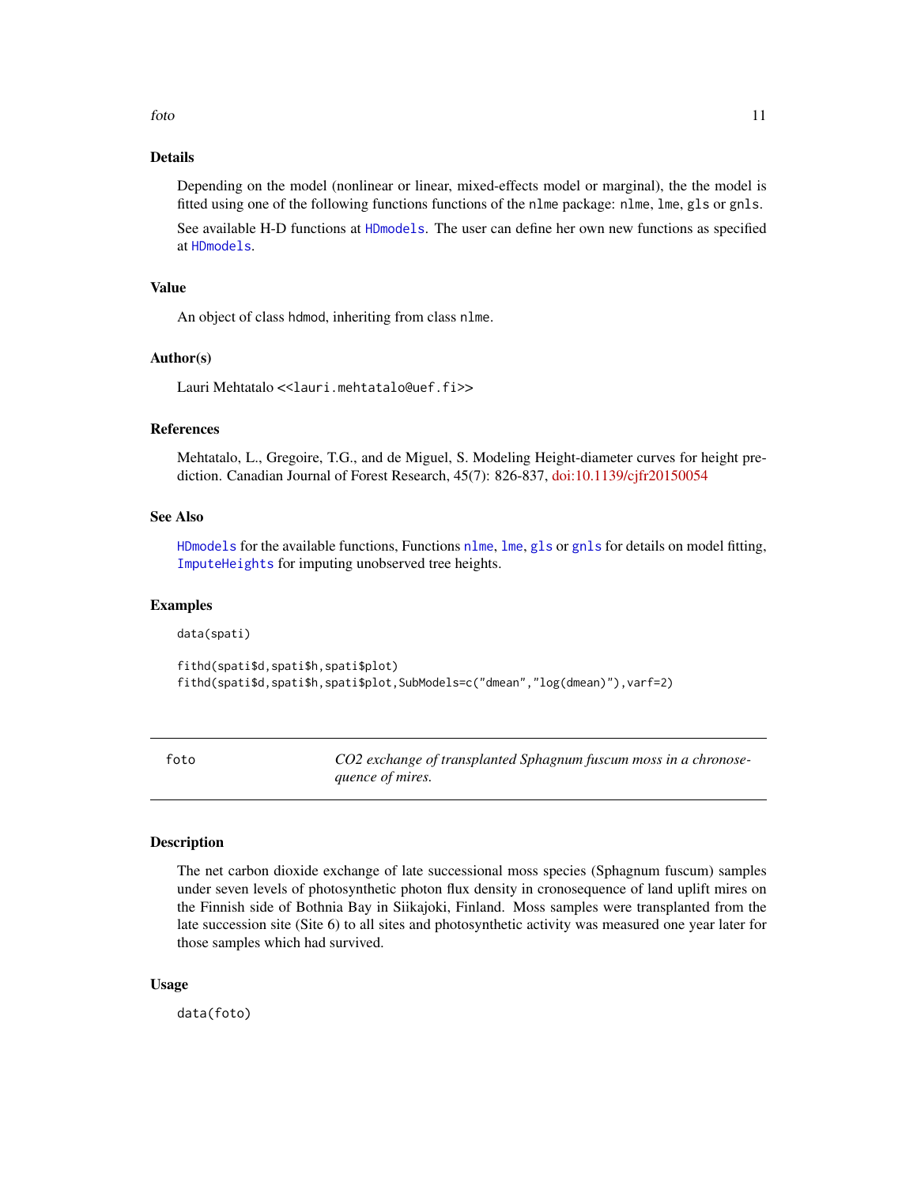### Details

Depending on the model (nonlinear or linear, mixed-effects model or marginal), the the model is fitted using one of the following functions functions of the nlme package: nlme, lme, gls or gnls.

See available H-D functions at HDmodels. The user can define her own new functions as specified at HDmodels.

### Value

An object of class hdmod, inheriting from class nlme.

### Author(s)

Lauri Mehtatalo <<lauri.mehtatalo@uef.fi>>

### References

Mehtatalo, L., Gregoire, T.G., and de Miguel, S. Modeling Height-diameter curves for height prediction. Canadian Journal of Forest Research, 45(7): 826-837, doi:10.1139/cjfr20150054

### See Also

HDmodels for the available functions, Functions nlme, lme, gls or gnls for details on model fitting, ImputeHeights for imputing unobserved tree heights.

### Examples

```
data(spati)

fithd(spati$d,spati$h,spati$plot)
fithd(spati$d,spati$h,spati$plot,SubModels=c("dmean","log(dmean)"),varf=2)
```

---

## foto — *CO2 exchange of transplanted Sphagnum fuscum moss in a chronosequence of mires.*

### Description

The net carbon dioxide exchange of late successional moss species (Sphagnum fuscum) samples under seven levels of photosynthetic photon flux density in cronosequence of land uplift mires on the Finnish side of Bothnia Bay in Siikajoki, Finland. Moss samples were transplanted from the late succession site (Site 6) to all sites and photosynthetic activity was measured one year later for those samples which had survived.

### Usage

```
data(foto)
```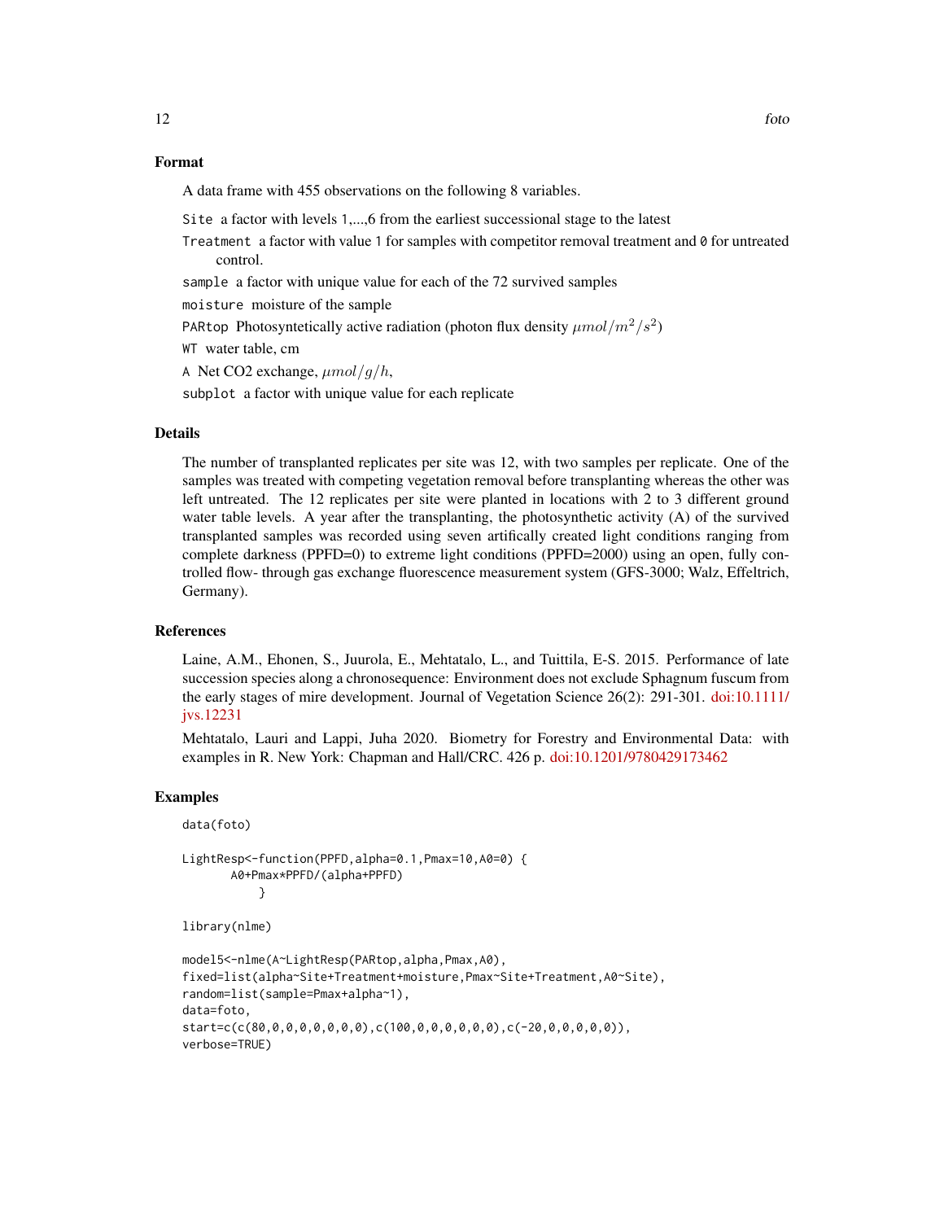### Format

A data frame with 455 observations on the following 8 variables.

- `Site` a factor with levels 1,...,6 from the earliest successional stage to the latest
- `Treatment` a factor with value 1 for samples with competitor removal treatment and 0 for untreated control.
- `sample` a factor with unique value for each of the 72 survived samples
- `moisture` moisture of the sample
- `PARtop` Photosyntetically active radiation (photon flux density $\mu mol/m^2/s^2$)
- `WT` water table, cm
- `A` Net CO2 exchange, $\mu mol/g/h$,
- `subplot` a factor with unique value for each replicate

### Details

The number of transplanted replicates per site was 12, with two samples per replicate. One of the samples was treated with competing vegetation removal before transplanting whereas the other was left untreated. The 12 replicates per site were planted in locations with 2 to 3 different ground water table levels. A year after the transplanting, the photosynthetic activity (A) of the survived transplanted samples was recorded using seven artifically created light conditions ranging from complete darkness (PPFD=0) to extreme light conditions (PPFD=2000) using an open, fully controlled flow- through gas exchange fluorescence measurement system (GFS-3000; Walz, Effeltrich, Germany).

### References

Laine, A.M., Ehonen, S., Juurola, E., Mehtatalo, L., and Tuittila, E-S. 2015. Performance of late succession species along a chronosequence: Environment does not exclude Sphagnum fuscum from the early stages of mire development. Journal of Vegetation Science 26(2): 291-301. doi:10.1111/jvs.12231

Mehtatalo, Lauri and Lappi, Juha 2020. Biometry for Forestry and Environmental Data: with examples in R. New York: Chapman and Hall/CRC. 426 p. doi:10.1201/9780429173462

### Examples

```
data(foto)

LightResp<-function(PPFD,alpha=0.1,Pmax=10,A0=0) {
       A0+Pmax*PPFD/(alpha+PPFD)
           }

library(nlme)

model5<-nlme(A~LightResp(PARtop,alpha,Pmax,A0),
fixed=list(alpha~Site+Treatment+moisture,Pmax~Site+Treatment,A0~Site),
random=list(sample=Pmax+alpha~1),
data=foto,
start=c(c(80,0,0,0,0,0,0,0),c(100,0,0,0,0,0,0),c(-20,0,0,0,0,0)),
verbose=TRUE)
```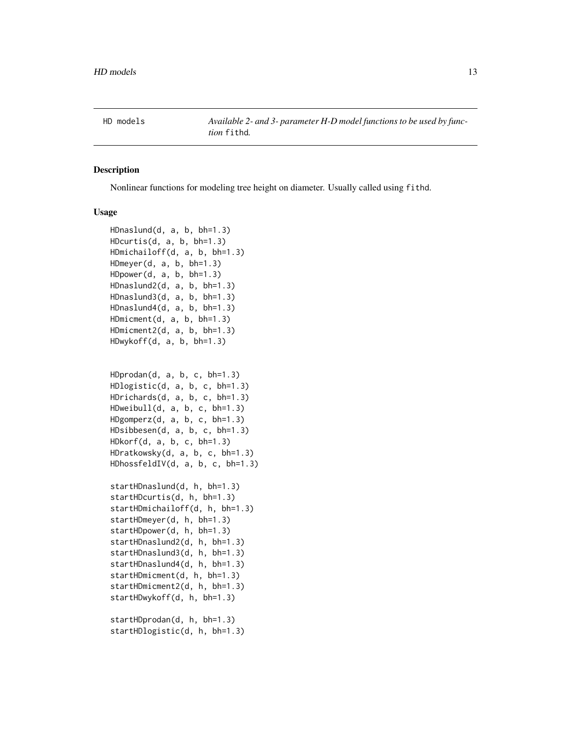HD models *Available 2- and 3- parameter H-D model functions to be used by function* `fithd`.

## Description

Nonlinear functions for modeling tree height on diameter. Usually called using `fithd`.

## Usage

```
HDnaslund(d, a, b, bh=1.3)
HDcurtis(d, a, b, bh=1.3)
HDmichailoff(d, a, b, bh=1.3)
HDmeyer(d, a, b, bh=1.3)
HDpower(d, a, b, bh=1.3)
HDnaslund2(d, a, b, bh=1.3)
HDnaslund3(d, a, b, bh=1.3)
HDnaslund4(d, a, b, bh=1.3)
HDmicment(d, a, b, bh=1.3)
HDmicment2(d, a, b, bh=1.3)
HDwykoff(d, a, b, bh=1.3)


HDprodan(d, a, b, c, bh=1.3)
HDlogistic(d, a, b, c, bh=1.3)
HDrichards(d, a, b, c, bh=1.3)
HDweibull(d, a, b, c, bh=1.3)
HDgomperz(d, a, b, c, bh=1.3)
HDsibbesen(d, a, b, c, bh=1.3)
HDkorf(d, a, b, c, bh=1.3)
HDratkowsky(d, a, b, c, bh=1.3)
HDhossfeldIV(d, a, b, c, bh=1.3)

startHDnaslund(d, h, bh=1.3)
startHDcurtis(d, h, bh=1.3)
startHDmichailoff(d, h, bh=1.3)
startHDmeyer(d, h, bh=1.3)
startHDpower(d, h, bh=1.3)
startHDnaslund2(d, h, bh=1.3)
startHDnaslund3(d, h, bh=1.3)
startHDnaslund4(d, h, bh=1.3)
startHDmicment(d, h, bh=1.3)
startHDmicment2(d, h, bh=1.3)
startHDwykoff(d, h, bh=1.3)

startHDprodan(d, h, bh=1.3)
startHDlogistic(d, h, bh=1.3)
```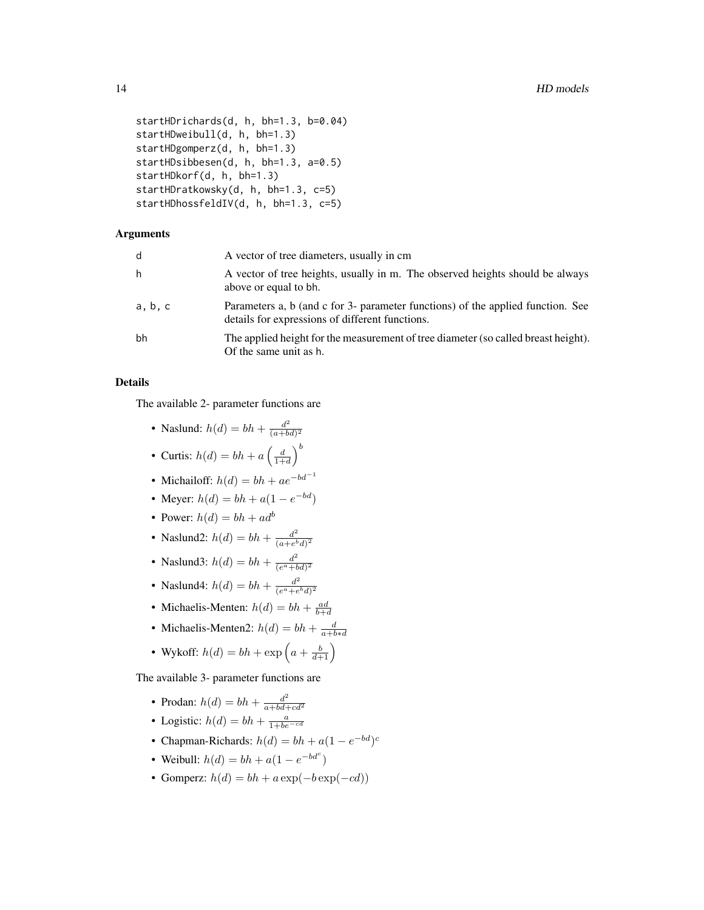```
startHDrichards(d, h, bh=1.3, b=0.04)
startHDweibull(d, h, bh=1.3)
startHDgomperz(d, h, bh=1.3)
startHDsibbesen(d, h, bh=1.3, a=0.5)
startHDkorf(d, h, bh=1.3)
startHDratkowsky(d, h, bh=1.3, c=5)
startHDhossfeldIV(d, h, bh=1.3, c=5)
```

## Arguments

| | |
|---|---|
| d | A vector of tree diameters, usually in cm |
| h | A vector of tree heights, usually in m. The observed heights should be always above or equal to bh. |
| a, b, c | Parameters a, b (and c for 3- parameter functions) of the applied function. See details for expressions of different functions. |
| bh | The applied height for the measurement of tree diameter (so called breast height). Of the same unit as h. |

## Details

The available 2- parameter functions are

- Naslund: $h(d) = bh + \frac{d^2}{(a+bd)^2}$
- Curtis: $h(d) = bh + a\left(\frac{d}{1+d}\right)^b$
- Michailoff: $h(d) = bh + ae^{-bd^{-1}}$
- Meyer: $h(d) = bh + a(1 - e^{-bd})$
- Power: $h(d) = bh + ad^b$
- Naslund2: $h(d) = bh + \frac{d^2}{(a+e^b d)^2}$
- Naslund3: $h(d) = bh + \frac{d^2}{(e^a+bd)^2}$
- Naslund4: $h(d) = bh + \frac{d^2}{(e^a+e^b d)^2}$
- Michaelis-Menten: $h(d) = bh + \frac{ad}{b+d}$
- Michaelis-Menten2: $h(d) = bh + \frac{d}{a+b*d}$
- Wykoff: $h(d) = bh + \exp\left(a + \frac{b}{d+1}\right)$

The available 3- parameter functions are

- Prodan: $h(d) = bh + \frac{d^2}{a+bd+cd^2}$
- Logistic: $h(d) = bh + \frac{a}{1+be^{-cd}}$
- Chapman-Richards: $h(d) = bh + a(1 - e^{-bd})^c$
- Weibull: $h(d) = bh + a(1 - e^{-bd^c})$
- Gomperz: $h(d) = bh + a\exp(-b\exp(-cd))$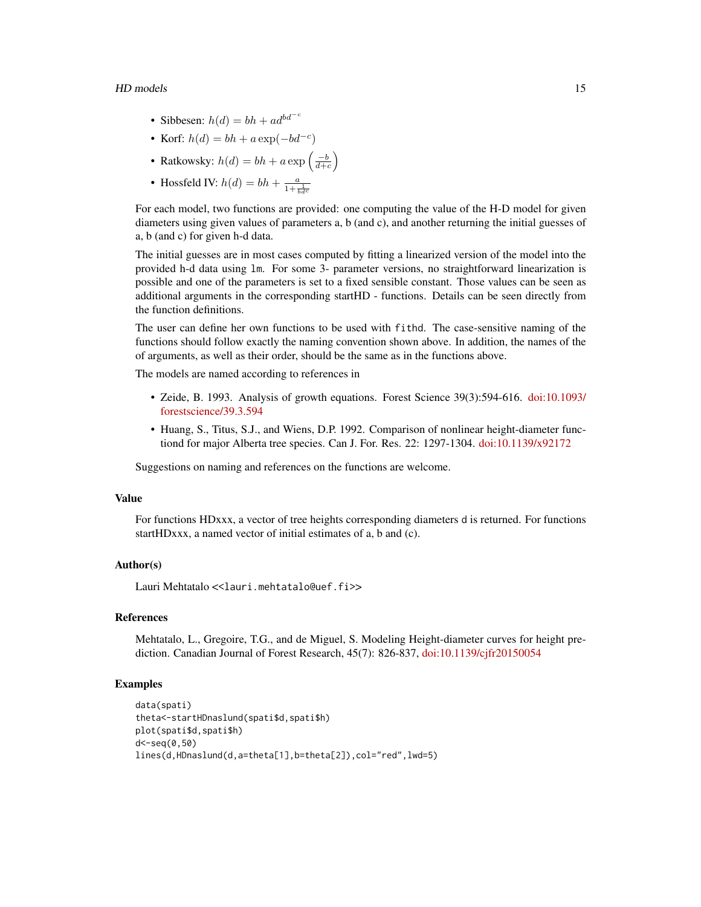- Sibbesen: $h(d) = bh + ad^{bd^{-c}}$
- Korf: $h(d) = bh + a\exp(-bd^{-c})$
- Ratkowsky: $h(d) = bh + a\exp\left(\frac{-b}{d+c}\right)$
- Hossfeld IV: $h(d) = bh + \frac{a}{1+\frac{1}{bd^c}}$

For each model, two functions are provided: one computing the value of the H-D model for given diameters using given values of parameters a, b (and c), and another returning the initial guesses of a, b (and c) for given h-d data.

The initial guesses are in most cases computed by fitting a linearized version of the model into the provided h-d data using `lm`. For some 3- parameter versions, no straightforward linearization is possible and one of the parameters is set to a fixed sensible constant. Those values can be seen as additional arguments in the corresponding startHD - functions. Details can be seen directly from the function definitions.

The user can define her own functions to be used with `fithd`. The case-sensitive naming of the functions should follow exactly the naming convention shown above. In addition, the names of the of arguments, as well as their order, should be the same as in the functions above.

The models are named according to references in

- Zeide, B. 1993. Analysis of growth equations. Forest Science 39(3):594-616. doi:10.1093/forestscience/39.3.594
- Huang, S., Titus, S.J., and Wiens, D.P. 1992. Comparison of nonlinear height-diameter functiond for major Alberta tree species. Can J. For. Res. 22: 1297-1304. doi:10.1139/x92172

Suggestions on naming and references on the functions are welcome.

### Value

For functions HDxxx, a vector of tree heights corresponding diameters `d` is returned. For functions startHDxxx, a named vector of initial estimates of a, b and (c).

### Author(s)

Lauri Mehtatalo <`<lauri.mehtatalo@uef.fi>`>

### References

Mehtatalo, L., Gregoire, T.G., and de Miguel, S. Modeling Height-diameter curves for height prediction. Canadian Journal of Forest Research, 45(7): 826-837, doi:10.1139/cjfr20150054

### Examples

```
data(spati)
theta<-startHDnaslund(spati$d,spati$h)
plot(spati$d,spati$h)
d<-seq(0,50)
lines(d,HDnaslund(d,a=theta[1],b=theta[2]),col="red",lwd=5)
```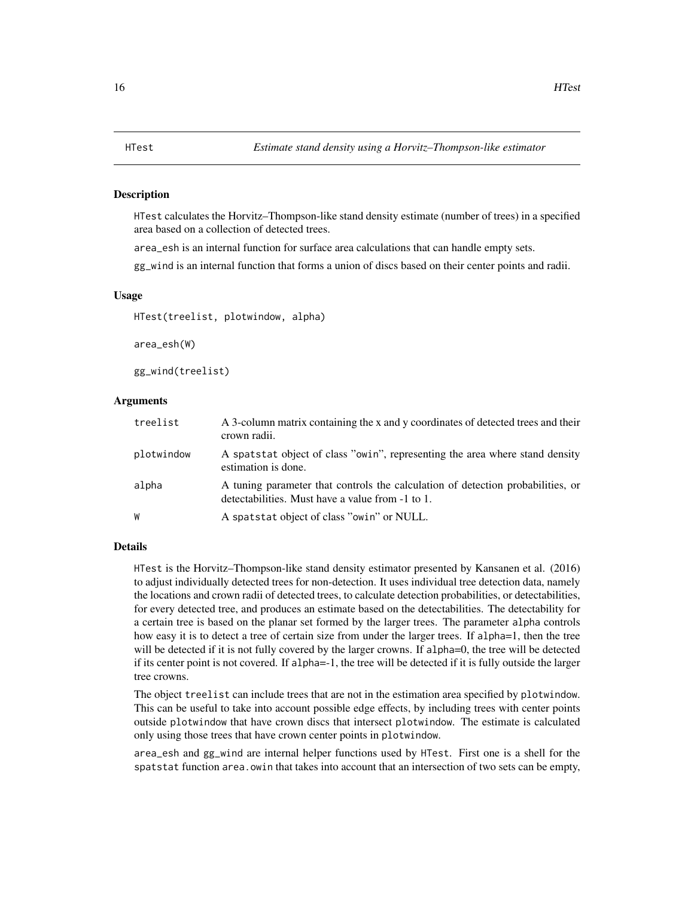HTest — *Estimate stand density using a Horvitz–Thompson-like estimator*

## Description

HTest calculates the Horvitz–Thompson-like stand density estimate (number of trees) in a specified area based on a collection of detected trees.

area_esh is an internal function for surface area calculations that can handle empty sets.

gg_wind is an internal function that forms a union of discs based on their center points and radii.

## Usage

```
HTest(treelist, plotwindow, alpha)

area_esh(W)

gg_wind(treelist)
```

## Arguments

| | |
|---|---|
| treelist | A 3-column matrix containing the x and y coordinates of detected trees and their crown radii. |
| plotwindow | A spatstat object of class "owin", representing the area where stand density estimation is done. |
| alpha | A tuning parameter that controls the calculation of detection probabilities, or detectabilities. Must have a value from -1 to 1. |
| W | A spatstat object of class "owin" or NULL. |

## Details

HTest is the Horvitz–Thompson-like stand density estimator presented by Kansanen et al. (2016) to adjust individually detected trees for non-detection. It uses individual tree detection data, namely the locations and crown radii of detected trees, to calculate detection probabilities, or detectabilities, for every detected tree, and produces an estimate based on the detectabilities. The detectability for a certain tree is based on the planar set formed by the larger trees. The parameter alpha controls how easy it is to detect a tree of certain size from under the larger trees. If alpha=1, then the tree will be detected if it is not fully covered by the larger crowns. If alpha=0, the tree will be detected if its center point is not covered. If alpha=-1, the tree will be detected if it is fully outside the larger tree crowns.

The object treelist can include trees that are not in the estimation area specified by plotwindow. This can be useful to take into account possible edge effects, by including trees with center points outside plotwindow that have crown discs that intersect plotwindow. The estimate is calculated only using those trees that have crown center points in plotwindow.

area_esh and gg_wind are internal helper functions used by HTest. First one is a shell for the spatstat function area.owin that takes into account that an intersection of two sets can be empty,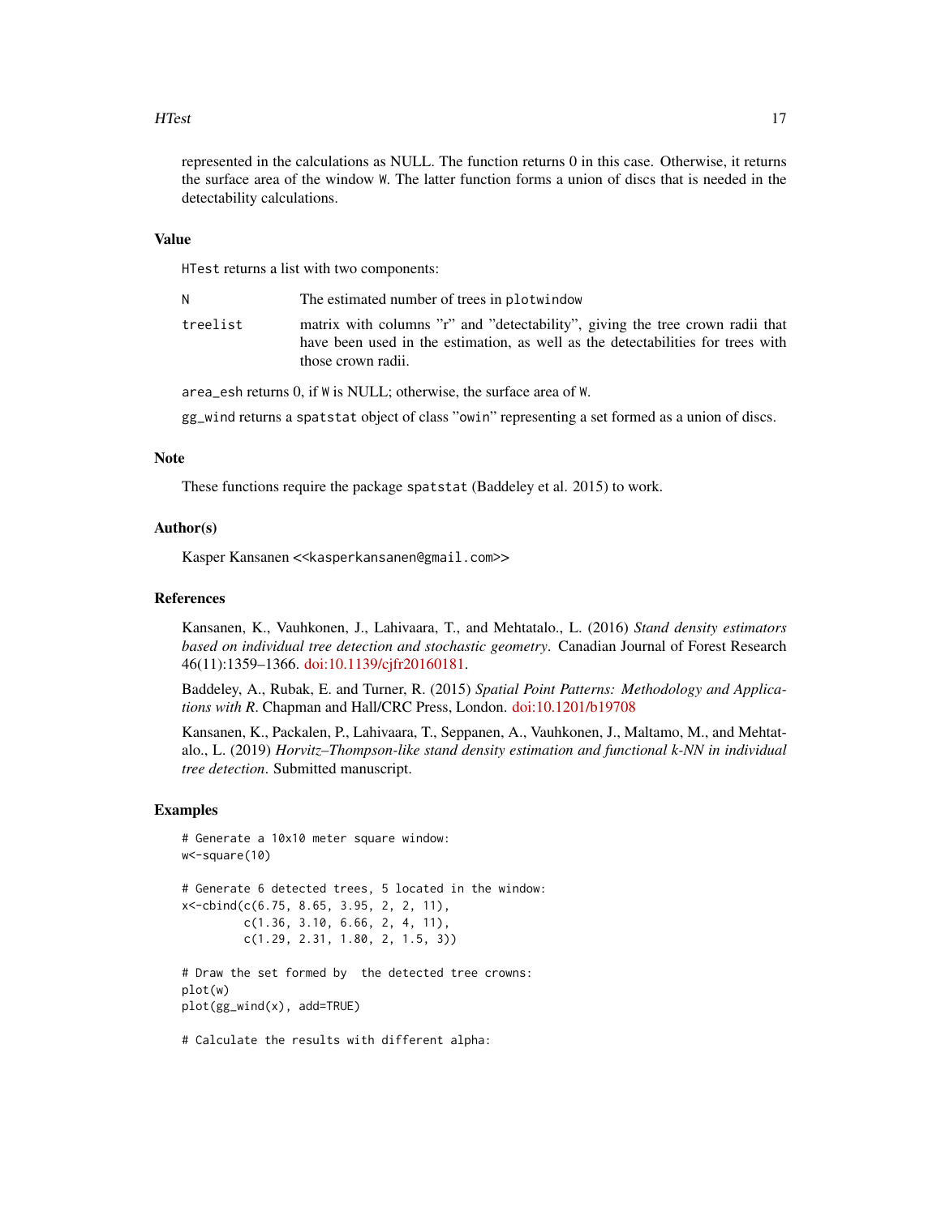represented in the calculations as NULL. The function returns 0 in this case. Otherwise, it returns the surface area of the window W. The latter function forms a union of discs that is needed in the detectability calculations.

## Value

HTest returns a list with two components:

- **N** The estimated number of trees in plotwindow
- **treelist** matrix with columns "r" and "detectability", giving the tree crown radii that have been used in the estimation, as well as the detectabilities for trees with those crown radii.

area_esh returns 0, if W is NULL; otherwise, the surface area of W.

gg_wind returns a spatstat object of class "owin" representing a set formed as a union of discs.

## Note

These functions require the package spatstat (Baddeley et al. 2015) to work.

## Author(s)

Kasper Kansanen <<kasperkansanen@gmail.com>>

## References

Kansanen, K., Vauhkonen, J., Lahivaara, T., and Mehtatalo., L. (2016) *Stand density estimators based on individual tree detection and stochastic geometry*. Canadian Journal of Forest Research 46(11):1359–1366. doi:10.1139/cjfr20160181.

Baddeley, A., Rubak, E. and Turner, R. (2015) *Spatial Point Patterns: Methodology and Applications with R*. Chapman and Hall/CRC Press, London. doi:10.1201/b19708

Kansanen, K., Packalen, P., Lahivaara, T., Seppanen, A., Vauhkonen, J., Maltamo, M., and Mehtatalo., L. (2019) *Horvitz–Thompson-like stand density estimation and functional k-NN in individual tree detection*. Submitted manuscript.

## Examples

```
# Generate a 10x10 meter square window:
w<-square(10)

# Generate 6 detected trees, 5 located in the window:
x<-cbind(c(6.75, 8.65, 3.95, 2, 2, 11),
         c(1.36, 3.10, 6.66, 2, 4, 11),
         c(1.29, 2.31, 1.80, 2, 1.5, 3))

# Draw the set formed by  the detected tree crowns:
plot(w)
plot(gg_wind(x), add=TRUE)

# Calculate the results with different alpha:
```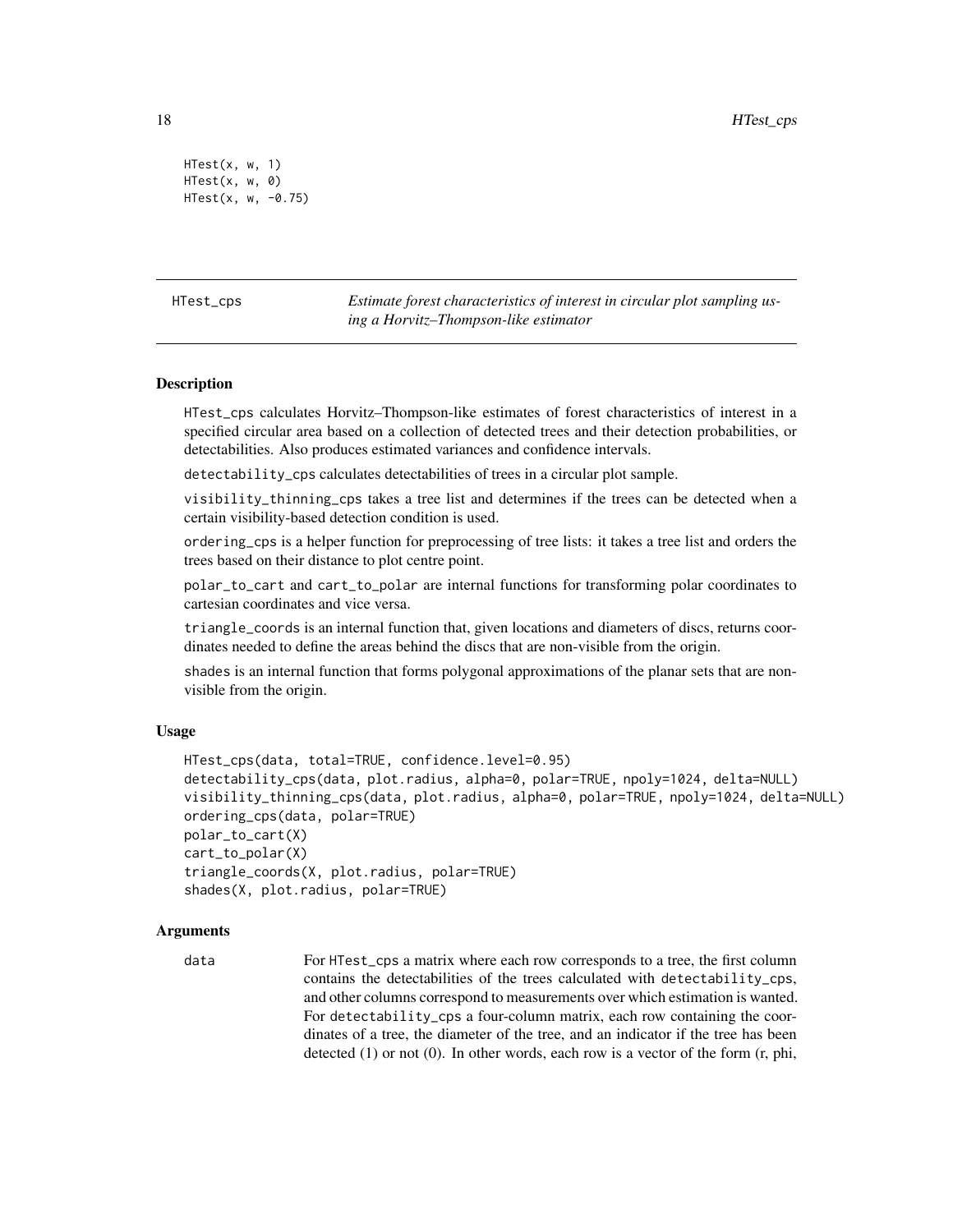```
HTest(x, w, 1)
HTest(x, w, 0)
HTest(x, w, -0.75)
```

---

## HTest_cps

*Estimate forest characteristics of interest in circular plot sampling using a Horvitz–Thompson-like estimator*

---

### Description

HTest_cps calculates Horvitz–Thompson-like estimates of forest characteristics of interest in a specified circular area based on a collection of detected trees and their detection probabilities, or detectabilities. Also produces estimated variances and confidence intervals.

detectability_cps calculates detectabilities of trees in a circular plot sample.

visibility_thinning_cps takes a tree list and determines if the trees can be detected when a certain visibility-based detection condition is used.

ordering_cps is a helper function for preprocessing of tree lists: it takes a tree list and orders the trees based on their distance to plot centre point.

polar_to_cart and cart_to_polar are internal functions for transforming polar coordinates to cartesian coordinates and vice versa.

triangle_coords is an internal function that, given locations and diameters of discs, returns coordinates needed to define the areas behind the discs that are non-visible from the origin.

shades is an internal function that forms polygonal approximations of the planar sets that are non-visible from the origin.

### Usage

```
HTest_cps(data, total=TRUE, confidence.level=0.95)
detectability_cps(data, plot.radius, alpha=0, polar=TRUE, npoly=1024, delta=NULL)
visibility_thinning_cps(data, plot.radius, alpha=0, polar=TRUE, npoly=1024, delta=NULL)
ordering_cps(data, polar=TRUE)
polar_to_cart(X)
cart_to_polar(X)
triangle_coords(X, plot.radius, polar=TRUE)
shades(X, plot.radius, polar=TRUE)
```

### Arguments

data
: For HTest_cps a matrix where each row corresponds to a tree, the first column contains the detectabilities of the trees calculated with detectability_cps, and other columns correspond to measurements over which estimation is wanted. For detectability_cps a four-column matrix, each row containing the coordinates of a tree, the diameter of the tree, and an indicator if the tree has been detected (1) or not (0). In other words, each row is a vector of the form (r, phi,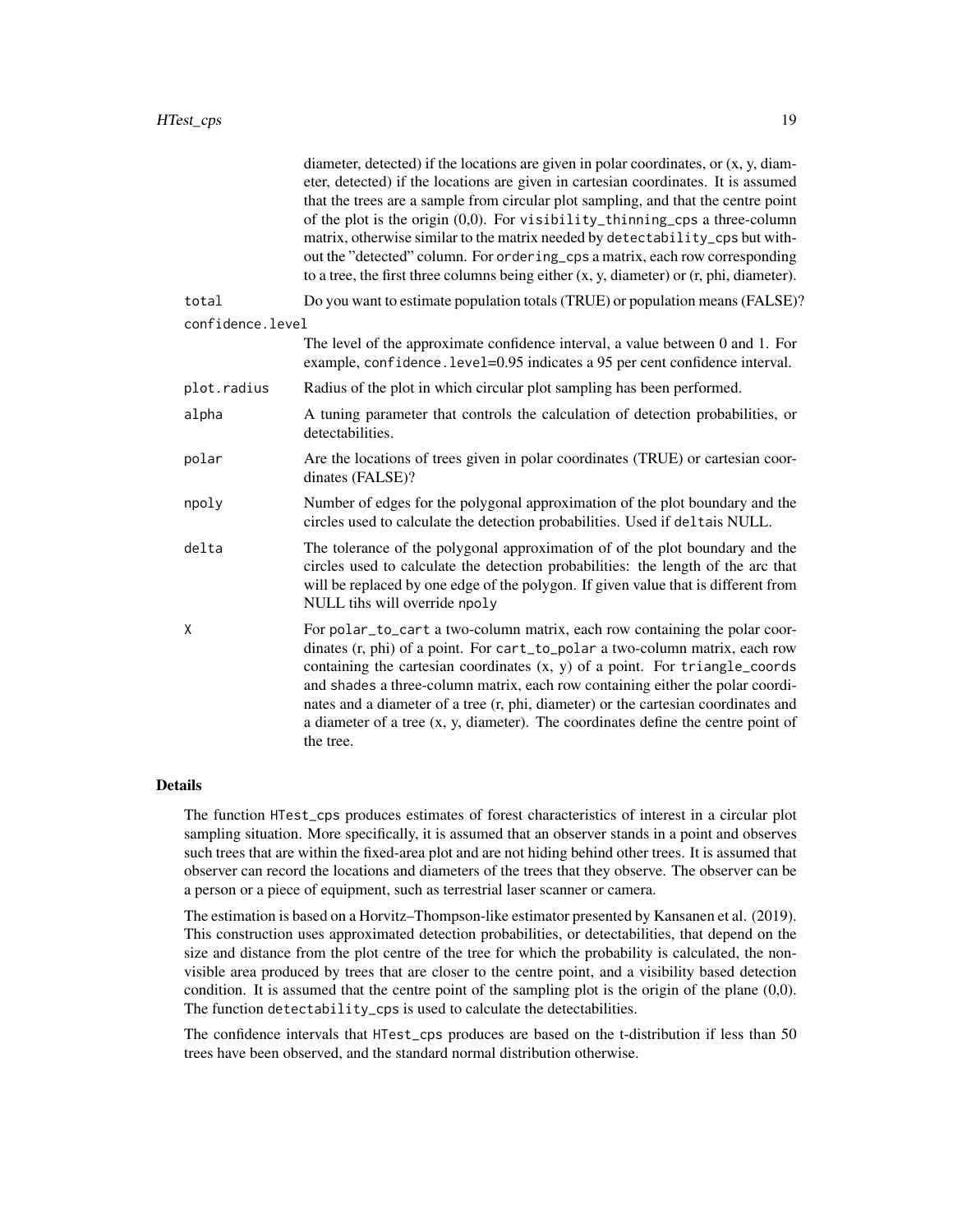diameter, detected) if the locations are given in polar coordinates, or (x, y, diameter, detected) if the locations are given in cartesian coordinates. It is assumed that the trees are a sample from circular plot sampling, and that the centre point of the plot is the origin (0,0). For `visibility_thinning_cps` a three-column matrix, otherwise similar to the matrix needed by `detectability_cps` but without the "detected" column. For `ordering_cps` a matrix, each row corresponding to a tree, the first three columns being either (x, y, diameter) or (r, phi, diameter).

`total` Do you want to estimate population totals (TRUE) or population means (FALSE)?

`confidence.level`
: The level of the approximate confidence interval, a value between 0 and 1. For example, `confidence.level=0.95` indicates a 95 per cent confidence interval.

`plot.radius` Radius of the plot in which circular plot sampling has been performed.

`alpha` A tuning parameter that controls the calculation of detection probabilities, or detectabilities.

`polar` Are the locations of trees given in polar coordinates (TRUE) or cartesian coordinates (FALSE)?

`npoly` Number of edges for the polygonal approximation of the plot boundary and the circles used to calculate the detection probabilities. Used if `deltais` NULL.

`delta` The tolerance of the polygonal approximation of of the plot boundary and the circles used to calculate the detection probabilities: the length of the arc that will be replaced by one edge of the polygon. If given value that is different from NULL tihs will override `npoly`

`X` For `polar_to_cart` a two-column matrix, each row containing the polar coordinates (r, phi) of a point. For `cart_to_polar` a two-column matrix, each row containing the cartesian coordinates (x, y) of a point. For `triangle_coords` and `shades` a three-column matrix, each row containing either the polar coordinates and a diameter of a tree (r, phi, diameter) or the cartesian coordinates and a diameter of a tree (x, y, diameter). The coordinates define the centre point of the tree.

## Details

The function `HTest_cps` produces estimates of forest characteristics of interest in a circular plot sampling situation. More specifically, it is assumed that an observer stands in a point and observes such trees that are within the fixed-area plot and are not hiding behind other trees. It is assumed that observer can record the locations and diameters of the trees that they observe. The observer can be a person or a piece of equipment, such as terrestrial laser scanner or camera.

The estimation is based on a Horvitz–Thompson-like estimator presented by Kansanen et al. (2019). This construction uses approximated detection probabilities, or detectabilities, that depend on the size and distance from the plot centre of the tree for which the probability is calculated, the non-visible area produced by trees that are closer to the centre point, and a visibility based detection condition. It is assumed that the centre point of the sampling plot is the origin of the plane (0,0). The function `detectability_cps` is used to calculate the detectabilities.

The confidence intervals that `HTest_cps` produces are based on the t-distribution if less than 50 trees have been observed, and the standard normal distribution otherwise.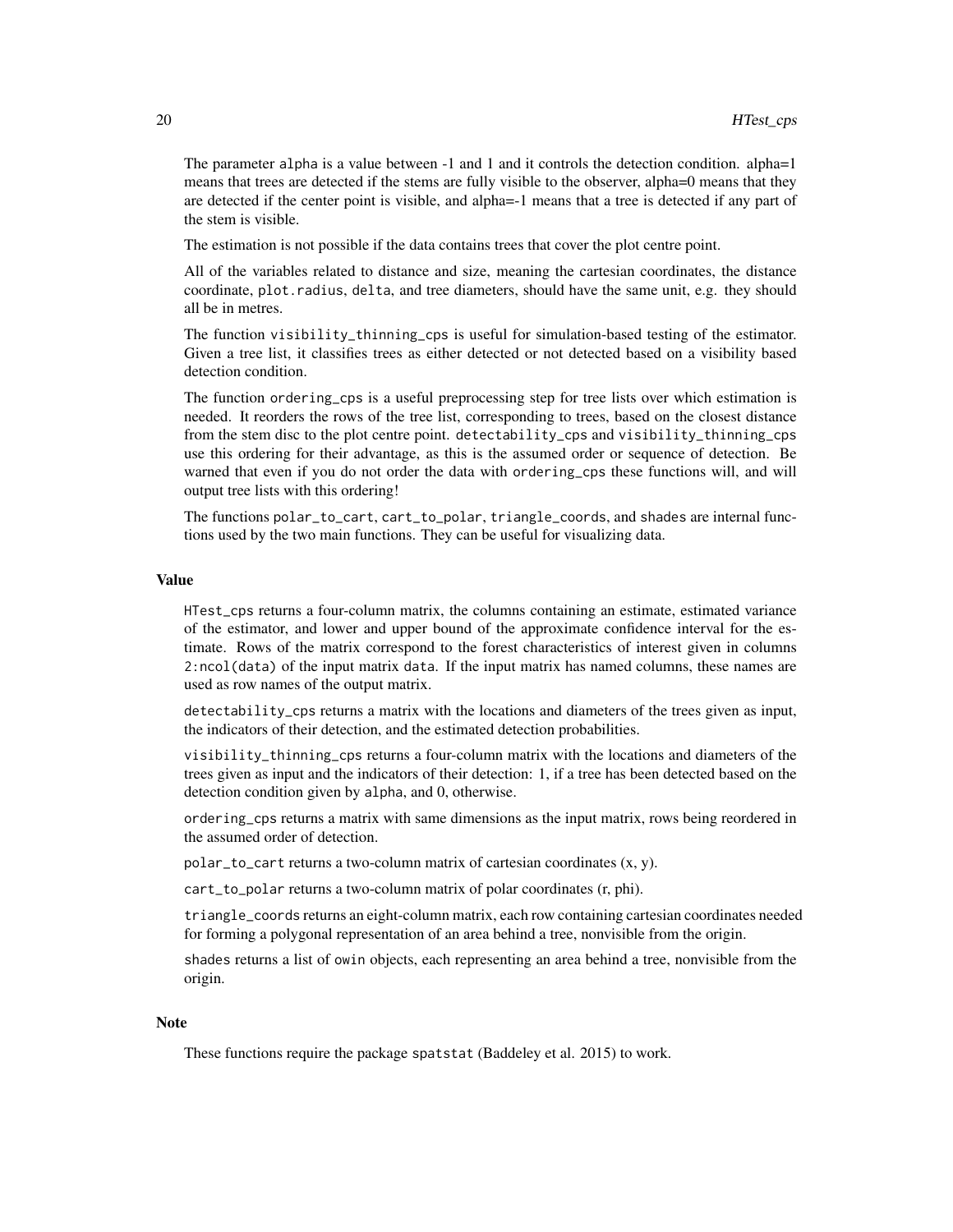The parameter alpha is a value between -1 and 1 and it controls the detection condition. alpha=1 means that trees are detected if the stems are fully visible to the observer, alpha=0 means that they are detected if the center point is visible, and alpha=-1 means that a tree is detected if any part of the stem is visible.

The estimation is not possible if the data contains trees that cover the plot centre point.

All of the variables related to distance and size, meaning the cartesian coordinates, the distance coordinate, plot.radius, delta, and tree diameters, should have the same unit, e.g. they should all be in metres.

The function visibility_thinning_cps is useful for simulation-based testing of the estimator. Given a tree list, it classifies trees as either detected or not detected based on a visibility based detection condition.

The function ordering_cps is a useful preprocessing step for tree lists over which estimation is needed. It reorders the rows of the tree list, corresponding to trees, based on the closest distance from the stem disc to the plot centre point. detectability_cps and visibility_thinning_cps use this ordering for their advantage, as this is the assumed order or sequence of detection. Be warned that even if you do not order the data with ordering_cps these functions will, and will output tree lists with this ordering!

The functions polar_to_cart, cart_to_polar, triangle_coords, and shades are internal functions used by the two main functions. They can be useful for visualizing data.

### Value

HTest_cps returns a four-column matrix, the columns containing an estimate, estimated variance of the estimator, and lower and upper bound of the approximate confidence interval for the estimate. Rows of the matrix correspond to the forest characteristics of interest given in columns 2:ncol(data) of the input matrix data. If the input matrix has named columns, these names are used as row names of the output matrix.

detectability_cps returns a matrix with the locations and diameters of the trees given as input, the indicators of their detection, and the estimated detection probabilities.

visibility_thinning_cps returns a four-column matrix with the locations and diameters of the trees given as input and the indicators of their detection: 1, if a tree has been detected based on the detection condition given by alpha, and 0, otherwise.

ordering_cps returns a matrix with same dimensions as the input matrix, rows being reordered in the assumed order of detection.

polar_to_cart returns a two-column matrix of cartesian coordinates (x, y).

cart_to_polar returns a two-column matrix of polar coordinates (r, phi).

triangle_coords returns an eight-column matrix, each row containing cartesian coordinates needed for forming a polygonal representation of an area behind a tree, nonvisible from the origin.

shades returns a list of owin objects, each representing an area behind a tree, nonvisible from the origin.

### Note

These functions require the package spatstat (Baddeley et al. 2015) to work.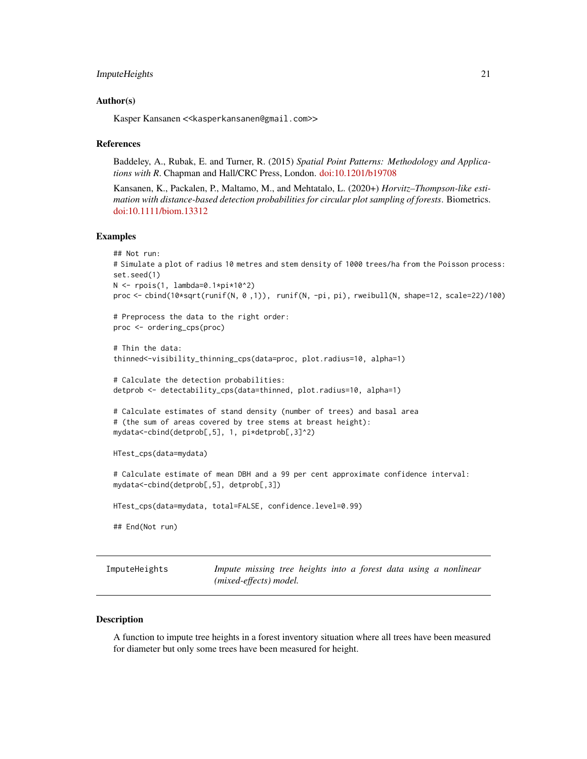### Author(s)

Kasper Kansanen <<kasperkansanen@gmail.com>>

### References

Baddeley, A., Rubak, E. and Turner, R. (2015) *Spatial Point Patterns: Methodology and Applications with R*. Chapman and Hall/CRC Press, London. doi:10.1201/b19708

Kansanen, K., Packalen, P., Maltamo, M., and Mehtatalo, L. (2020+) *Horvitz–Thompson-like estimation with distance-based detection probabilities for circular plot sampling of forests*. Biometrics. doi:10.1111/biom.13312

### Examples

```
## Not run:
# Simulate a plot of radius 10 metres and stem density of 1000 trees/ha from the Poisson process:
set.seed(1)
N <- rpois(1, lambda=0.1*pi*10^2)
proc <- cbind(10*sqrt(runif(N, 0 ,1)),  runif(N, -pi, pi), rweibull(N, shape=12, scale=22)/100)

# Preprocess the data to the right order:
proc <- ordering_cps(proc)

# Thin the data:
thinned<-visibility_thinning_cps(data=proc, plot.radius=10, alpha=1)

# Calculate the detection probabilities:
detprob <- detectability_cps(data=thinned, plot.radius=10, alpha=1)

# Calculate estimates of stand density (number of trees) and basal area
# (the sum of areas covered by tree stems at breast height):
mydata<-cbind(detprob[,5], 1, pi*detprob[,3]^2)

HTest_cps(data=mydata)

# Calculate estimate of mean DBH and a 99 per cent approximate confidence interval:
mydata<-cbind(detprob[,5], detprob[,3])

HTest_cps(data=mydata, total=FALSE, confidence.level=0.99)

## End(Not run)
```

---

## ImputeHeights — *Impute missing tree heights into a forest data using a nonlinear (mixed-effects) model.*

### Description

A function to impute tree heights in a forest inventory situation where all trees have been measured for diameter but only some trees have been measured for height.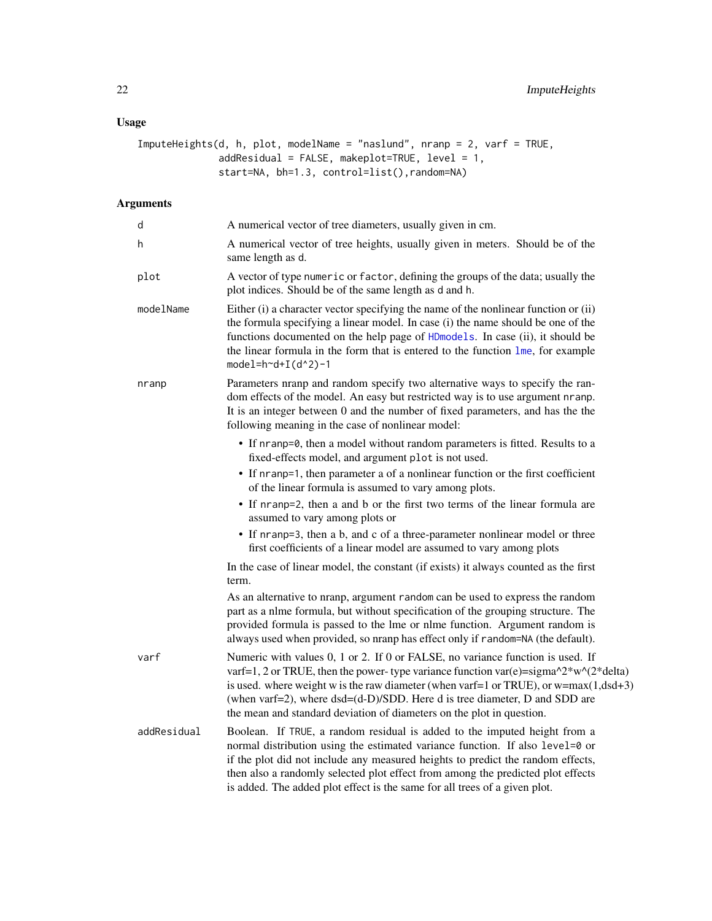## Usage

```
ImputeHeights(d, h, plot, modelName = "naslund", nranp = 2, varf = TRUE,
              addResidual = FALSE, makeplot=TRUE, level = 1,
              start=NA, bh=1.3, control=list(),random=NA)
```

## Arguments

| Argument | Description |
|---|---|
| `d` | A numerical vector of tree diameters, usually given in cm. |
| `h` | A numerical vector of tree heights, usually given in meters. Should be of the same length as `d`. |
| `plot` | A vector of type `numeric` or `factor`, defining the groups of the data; usually the plot indices. Should be of the same length as `d` and `h`. |
| `modelName` | Either (i) a character vector specifying the name of the nonlinear function or (ii) the formula specifying a linear model. In case (i) the name should be one of the functions documented on the help page of `HDmodels`. In case (ii), it should be the linear formula in the form that is entered to the function `lme`, for example `model=h~d+I(d^2)-1` |
| `nranp` | Parameters nranp and random specify two alternative ways to specify the random effects of the model. An easy but restricted way is to use argument `nranp`. It is an integer between 0 and the number of fixed parameters, and has the the following meaning in the case of nonlinear model:<br>• If `nranp=0`, then a model without random parameters is fitted. Results to a fixed-effects model, and argument `plot` is not used.<br>• If `nranp=1`, then parameter a of a nonlinear function or the first coefficient of the linear formula is assumed to vary among plots.<br>• If `nranp=2`, then a and b or the first two terms of the linear formula are assumed to vary among plots or<br>• If `nranp=3`, then a b, and c of a three-parameter nonlinear model or three first coefficients of a linear model are assumed to vary among plots<br><br>In the case of linear model, the constant (if exists) it always counted as the first term.<br><br>As an alternative to nranp, argument `random` can be used to express the random part as a nlme formula, but without specification of the grouping structure. The provided formula is passed to the lme or nlme function. Argument random is always used when provided, so nranp has effect only if `random=NA` (the default). |
| `varf` | Numeric with values 0, 1 or 2. If 0 or FALSE, no variance function is used. If varf=1, 2 or TRUE, then the power- type variance function var(e)=sigma^2*w^(2*delta) is used. where weight w is the raw diameter (when varf=1 or TRUE), or w=max(1,dsd+3) (when varf=2), where dsd=(d-D)/SDD. Here d is tree diameter, D and SDD are the mean and standard deviation of diameters on the plot in question. |
| `addResidual` | Boolean. If `TRUE`, a random residual is added to the imputed height from a normal distribution using the estimated variance function. If also `level=0` or if the plot did not include any measured heights to predict the random effects, then also a randomly selected plot effect from among the predicted plot effects is added. The added plot effect is the same for all trees of a given plot. |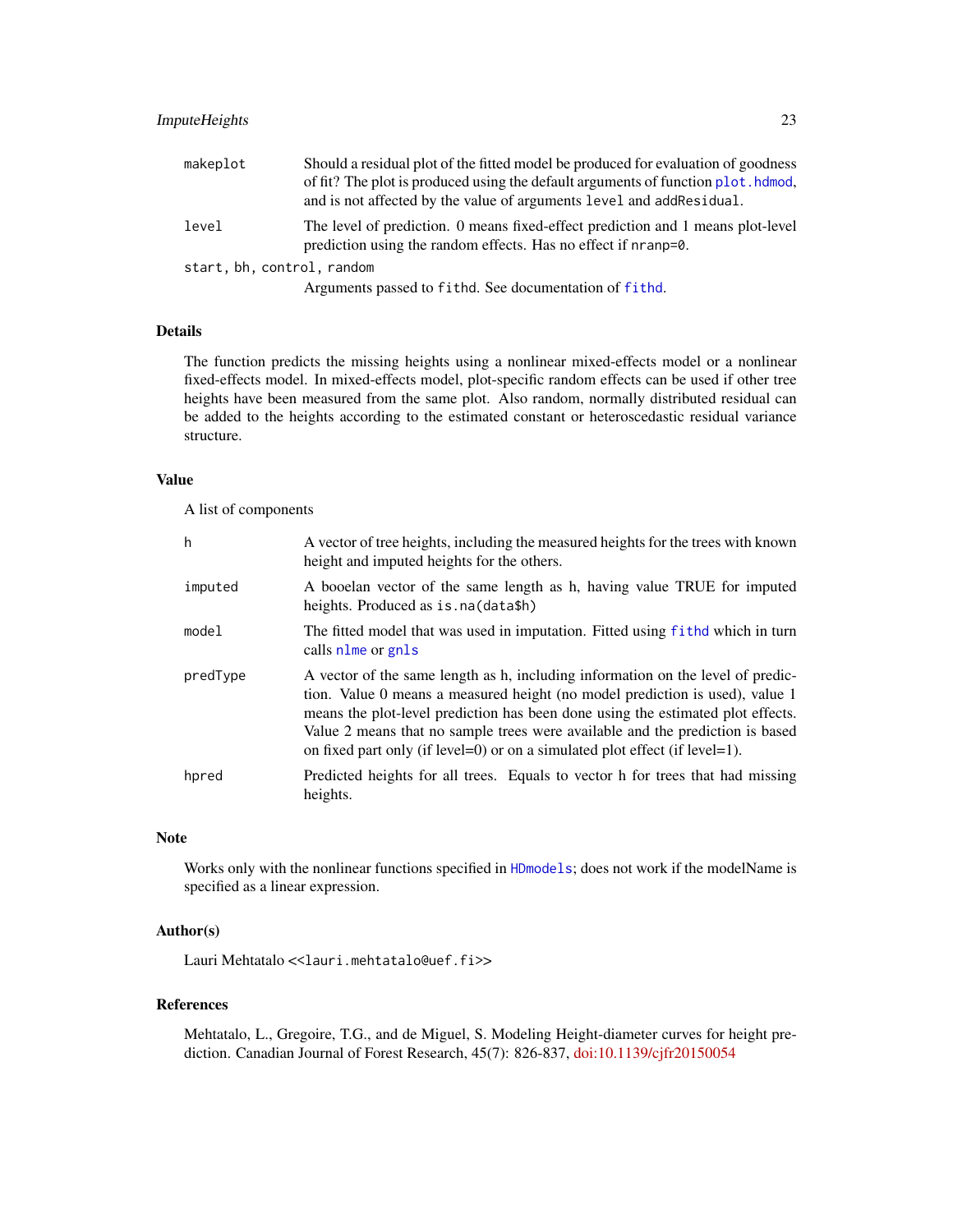| | |
|---|---|
| `makeplot` | Should a residual plot of the fitted model be produced for evaluation of goodness of fit? The plot is produced using the default arguments of function `plot.hdmod`, and is not affected by the value of arguments `level` and `addResidual`. |
| `level` | The level of prediction. 0 means fixed-effect prediction and 1 means plot-level prediction using the random effects. Has no effect if `nranp=0`. |
| `start, bh, control, random` | Arguments passed to `fithd`. See documentation of `fithd`. |

### Details

The function predicts the missing heights using a nonlinear mixed-effects model or a nonlinear fixed-effects model. In mixed-effects model, plot-specific random effects can be used if other tree heights have been measured from the same plot. Also random, normally distributed residual can be added to the heights according to the estimated constant or heteroscedastic residual variance structure.

### Value

A list of components

| | |
|---|---|
| `h` | A vector of tree heights, including the measured heights for the trees with known height and imputed heights for the others. |
| `imputed` | A booelan vector of the same length as h, having value TRUE for imputed heights. Produced as `is.na(data$h)` |
| `model` | The fitted model that was used in imputation. Fitted using `fithd` which in turn calls `nlme` or `gnls` |
| `predType` | A vector of the same length as h, including information on the level of prediction. Value 0 means a measured height (no model prediction is used), value 1 means the plot-level prediction has been done using the estimated plot effects. Value 2 means that no sample trees were available and the prediction is based on fixed part only (if level=0) or on a simulated plot effect (if level=1). |
| `hpred` | Predicted heights for all trees. Equals to vector h for trees that had missing heights. |

### Note

Works only with the nonlinear functions specified in `HDmodels`; does not work if the modelName is specified as a linear expression.

### Author(s)

Lauri Mehtatalo <<lauri.mehtatalo@uef.fi>>

### References

Mehtatalo, L., Gregoire, T.G., and de Miguel, S. Modeling Height-diameter curves for height prediction. Canadian Journal of Forest Research, 45(7): 826-837, doi:10.1139/cjfr20150054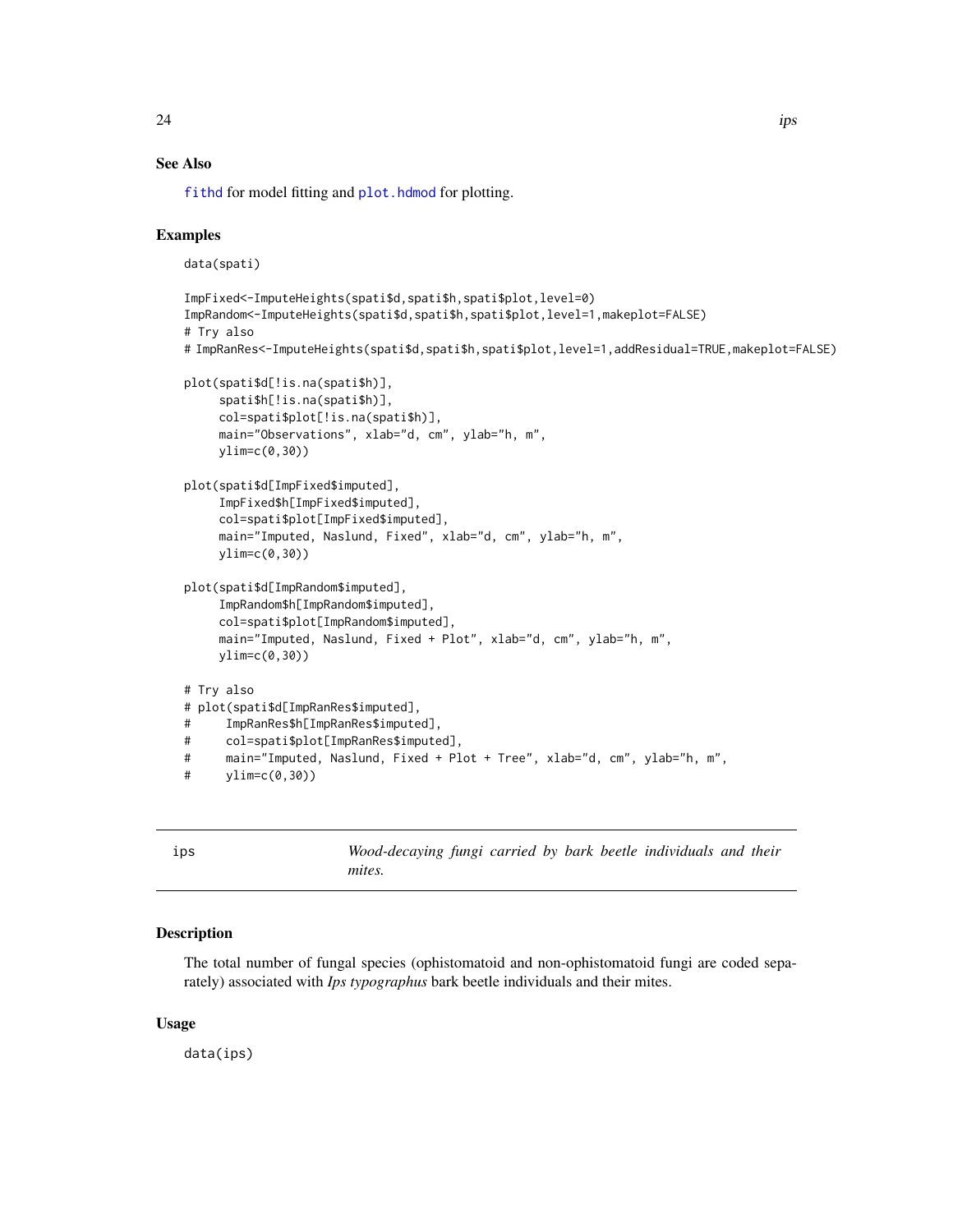## See Also

fithd for model fitting and plot.hdmod for plotting.

## Examples

```
data(spati)

ImpFixed<-ImputeHeights(spati$d,spati$h,spati$plot,level=0)
ImpRandom<-ImputeHeights(spati$d,spati$h,spati$plot,level=1,makeplot=FALSE)
# Try also
# ImpRanRes<-ImputeHeights(spati$d,spati$h,spati$plot,level=1,addResidual=TRUE,makeplot=FALSE)

plot(spati$d[!is.na(spati$h)],
     spati$h[!is.na(spati$h)],
     col=spati$plot[!is.na(spati$h)],
     main="Observations", xlab="d, cm", ylab="h, m",
     ylim=c(0,30))

plot(spati$d[ImpFixed$imputed],
     ImpFixed$h[ImpFixed$imputed],
     col=spati$plot[ImpFixed$imputed],
     main="Imputed, Naslund, Fixed", xlab="d, cm", ylab="h, m",
     ylim=c(0,30))

plot(spati$d[ImpRandom$imputed],
     ImpRandom$h[ImpRandom$imputed],
     col=spati$plot[ImpRandom$imputed],
     main="Imputed, Naslund, Fixed + Plot", xlab="d, cm", ylab="h, m",
     ylim=c(0,30))

# Try also
# plot(spati$d[ImpRanRes$imputed],
#      ImpRanRes$h[ImpRanRes$imputed],
#      col=spati$plot[ImpRanRes$imputed],
#      main="Imputed, Naslund, Fixed + Plot + Tree", xlab="d, cm", ylab="h, m",
#      ylim=c(0,30))
```

---

# ips — *Wood-decaying fungi carried by bark beetle individuals and their mites.*

---

## Description

The total number of fungal species (ophistomatoid and non-ophistomatoid fungi are coded separately) associated with *Ips typographus* bark beetle individuals and their mites.

## Usage

```
data(ips)
```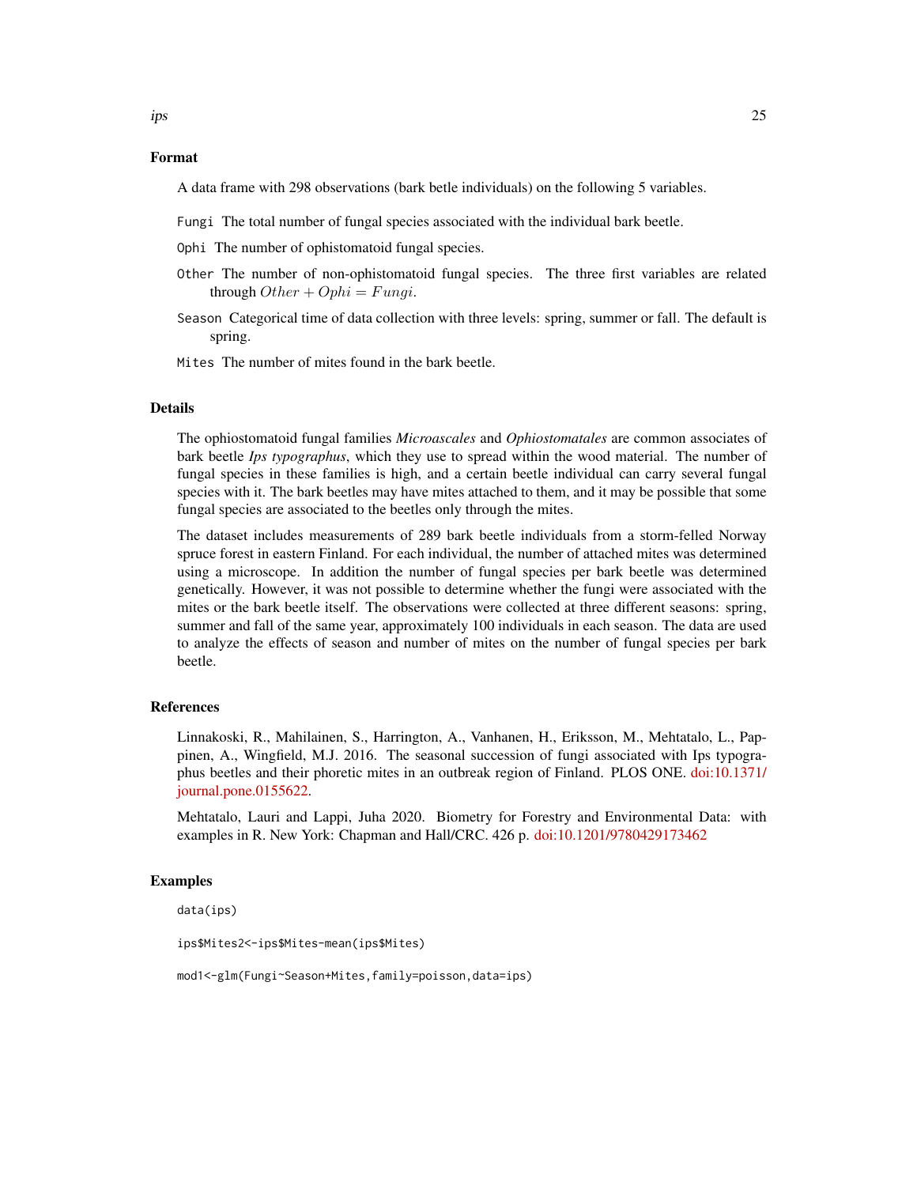## Format

A data frame with 298 observations (bark betle individuals) on the following 5 variables.

`Fungi` The total number of fungal species associated with the individual bark beetle.

`Ophi` The number of ophistomatoid fungal species.

`Other` The number of non-ophistomatoid fungal species. The three first variables are related through $Other + Ophi = Fungi$.

`Season` Categorical time of data collection with three levels: spring, summer or fall. The default is spring.

`Mites` The number of mites found in the bark beetle.

## Details

The ophiostomatoid fungal families *Microascales* and *Ophiostomatales* are common associates of bark beetle *Ips typographus*, which they use to spread within the wood material. The number of fungal species in these families is high, and a certain beetle individual can carry several fungal species with it. The bark beetles may have mites attached to them, and it may be possible that some fungal species are associated to the beetles only through the mites.

The dataset includes measurements of 289 bark beetle individuals from a storm-felled Norway spruce forest in eastern Finland. For each individual, the number of attached mites was determined using a microscope. In addition the number of fungal species per bark beetle was determined genetically. However, it was not possible to determine whether the fungi were associated with the mites or the bark beetle itself. The observations were collected at three different seasons: spring, summer and fall of the same year, approximately 100 individuals in each season. The data are used to analyze the effects of season and number of mites on the number of fungal species per bark beetle.

## References

Linnakoski, R., Mahilainen, S., Harrington, A., Vanhanen, H., Eriksson, M., Mehtatalo, L., Pappinen, A., Wingfield, M.J. 2016. The seasonal succession of fungi associated with Ips typographus beetles and their phoretic mites in an outbreak region of Finland. PLOS ONE. doi:10.1371/journal.pone.0155622.

Mehtatalo, Lauri and Lappi, Juha 2020. Biometry for Forestry and Environmental Data: with examples in R. New York: Chapman and Hall/CRC. 426 p. doi:10.1201/9780429173462

## Examples

```
data(ips)

ips$Mites2<-ips$Mites-mean(ips$Mites)

mod1<-glm(Fungi~Season+Mites,family=poisson,data=ips)
```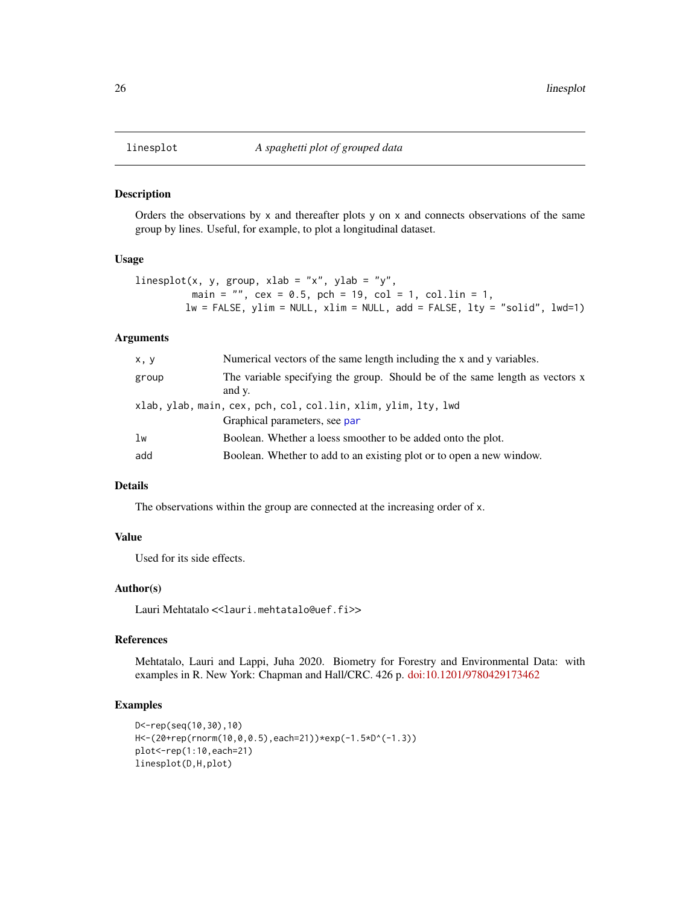# linesplot — *A spaghetti plot of grouped data*

## Description

Orders the observations by x and thereafter plots y on x and connects observations of the same group by lines. Useful, for example, to plot a longitudinal dataset.

## Usage

```
linesplot(x, y, group, xlab = "x", ylab = "y",
          main = "", cex = 0.5, pch = 19, col = 1, col.lin = 1,
         lw = FALSE, ylim = NULL, xlim = NULL, add = FALSE, lty = "solid", lwd=1)
```

## Arguments

| | |
|---|---|
| `x, y` | Numerical vectors of the same length including the x and y variables. |
| `group` | The variable specifying the group. Should be of the same length as vectors x and y. |
| `xlab, ylab, main, cex, pch, col, col.lin, xlim, ylim, lty, lwd` | Graphical parameters, see `par` |
| `lw` | Boolean. Whether a loess smoother to be added onto the plot. |
| `add` | Boolean. Whether to add to an existing plot or to open a new window. |

## Details

The observations within the group are connected at the increasing order of x.

## Value

Used for its side effects.

## Author(s)

Lauri Mehtatalo <<lauri.mehtatalo@uef.fi>>

## References

Mehtatalo, Lauri and Lappi, Juha 2020. Biometry for Forestry and Environmental Data: with examples in R. New York: Chapman and Hall/CRC. 426 p. doi:10.1201/9780429173462

## Examples

```
D<-rep(seq(10,30),10)
H<-(20+rep(rnorm(10,0,0.5),each=21))*exp(-1.5*D^(-1.3))
plot<-rep(1:10,each=21)
linesplot(D,H,plot)
```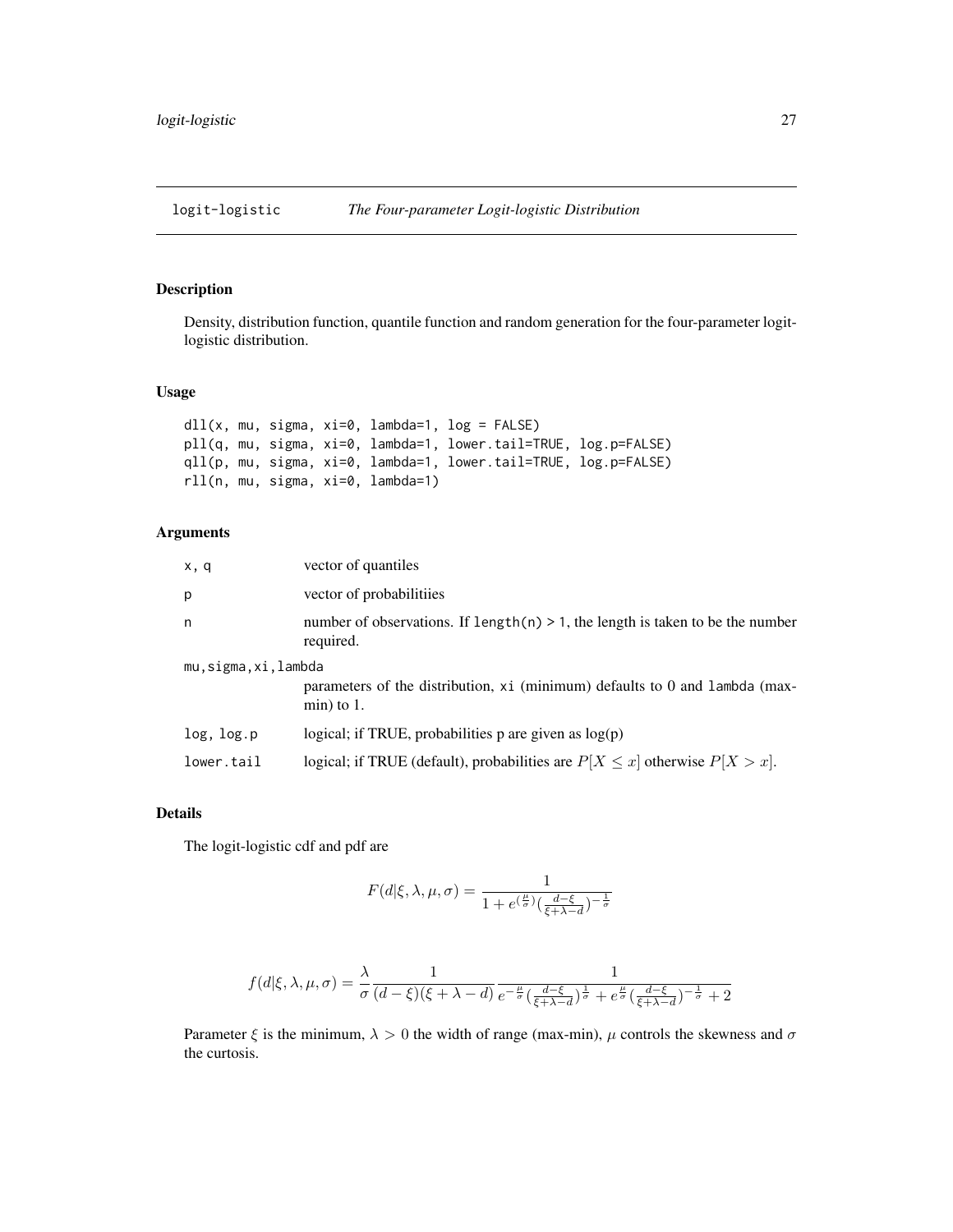## logit-logistic *The Four-parameter Logit-logistic Distribution*

### Description

Density, distribution function, quantile function and random generation for the four-parameter logit-logistic distribution.

### Usage

```
dll(x, mu, sigma, xi=0, lambda=1, log = FALSE)
pll(q, mu, sigma, xi=0, lambda=1, lower.tail=TRUE, log.p=FALSE)
qll(p, mu, sigma, xi=0, lambda=1, lower.tail=TRUE, log.p=FALSE)
rll(n, mu, sigma, xi=0, lambda=1)
```

### Arguments

| | |
|---|---|
| `x, q` | vector of quantiles |
| `p` | vector of probabilitiies |
| `n` | number of observations. If `length(n) > 1`, the length is taken to be the number required. |
| `mu,sigma,xi,lambda` | parameters of the distribution, `xi` (minimum) defaults to 0 and `lambda` (max-min) to 1. |
| `log, log.p` | logical; if TRUE, probabilities p are given as log(p) |
| `lower.tail` | logical; if TRUE (default), probabilities are $P[X \leq x]$ otherwise $P[X > x]$. |

### Details

The logit-logistic cdf and pdf are

$$F(d|\xi, \lambda, \mu, \sigma) = \frac{1}{1 + e^{(\frac{\mu}{\sigma})}(\frac{d-\xi}{\xi+\lambda-d})^{-\frac{1}{\sigma}}}$$

$$f(d|\xi, \lambda, \mu, \sigma) = \frac{\lambda}{\sigma} \frac{1}{(d-\xi)(\xi+\lambda-d)} \frac{1}{e^{-\frac{\mu}{\sigma}}(\frac{d-\xi}{\xi+\lambda-d})^{\frac{1}{\sigma}} + e^{\frac{\mu}{\sigma}}(\frac{d-\xi}{\xi+\lambda-d})^{-\frac{1}{\sigma}} + 2}$$

Parameter $\xi$ is the minimum, $\lambda > 0$ the width of range (max-min), $\mu$ controls the skewness and $\sigma$ the curtosis.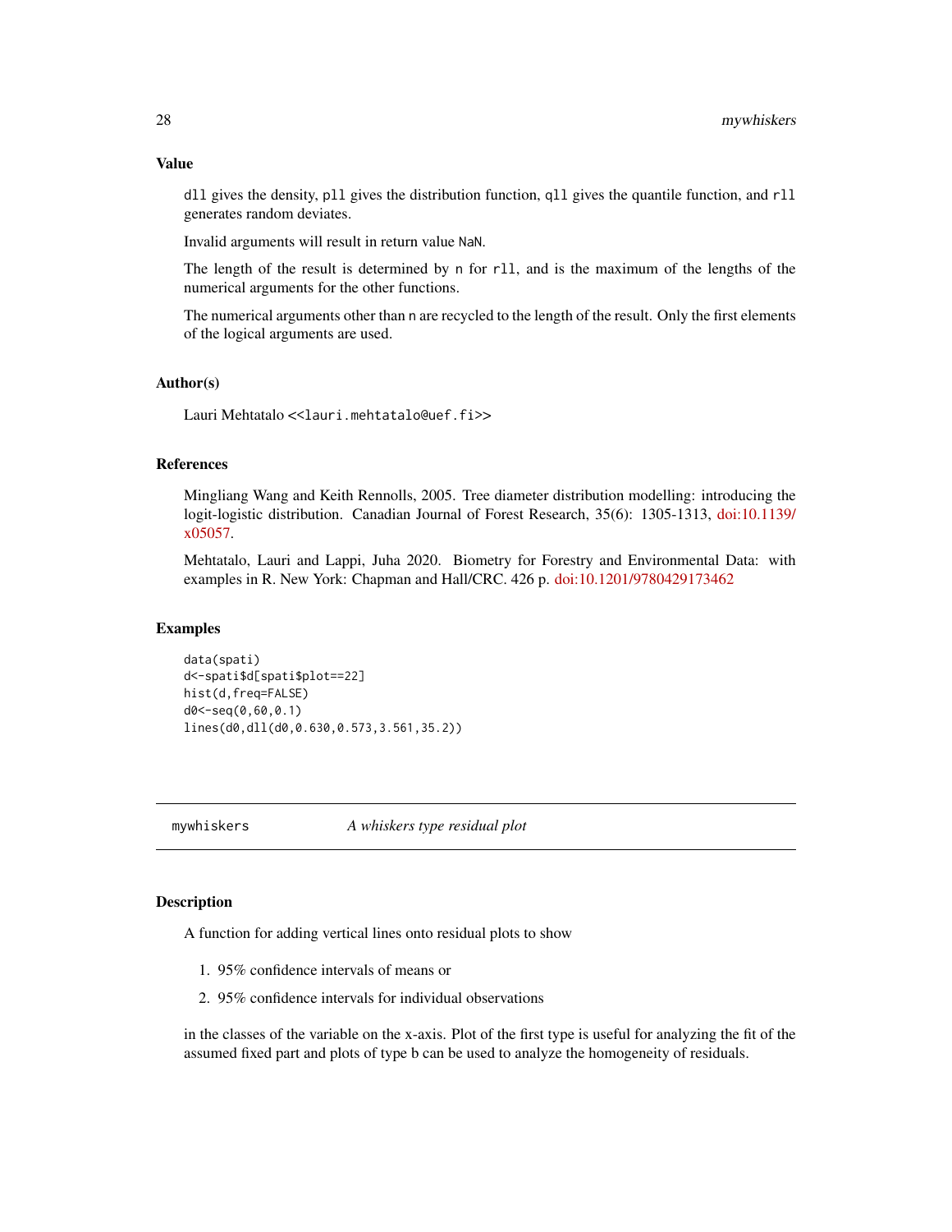### Value

`dll` gives the density, `pll` gives the distribution function, `qll` gives the quantile function, and `rll` generates random deviates.

Invalid arguments will result in return value `NaN`.

The length of the result is determined by `n` for `rll`, and is the maximum of the lengths of the numerical arguments for the other functions.

The numerical arguments other than `n` are recycled to the length of the result. Only the first elements of the logical arguments are used.

### Author(s)

Lauri Mehtatalo <<lauri.mehtatalo@uef.fi>>

### References

Mingliang Wang and Keith Rennolls, 2005. Tree diameter distribution modelling: introducing the logit-logistic distribution. Canadian Journal of Forest Research, 35(6): 1305-1313, doi:10.1139/x05057.

Mehtatalo, Lauri and Lappi, Juha 2020. Biometry for Forestry and Environmental Data: with examples in R. New York: Chapman and Hall/CRC. 426 p. doi:10.1201/9780429173462

### Examples

```
data(spati)
d<-spati$d[spati$plot==22]
hist(d,freq=FALSE)
d0<-seq(0,60,0.1)
lines(d0,dll(d0,0.630,0.573,3.561,35.2))
```

---

## mywhiskers — *A whiskers type residual plot*

---

### Description

A function for adding vertical lines onto residual plots to show

1. 95% confidence intervals of means or
2. 95% confidence intervals for individual observations

in the classes of the variable on the x-axis. Plot of the first type is useful for analyzing the fit of the assumed fixed part and plots of type b can be used to analyze the homogeneity of residuals.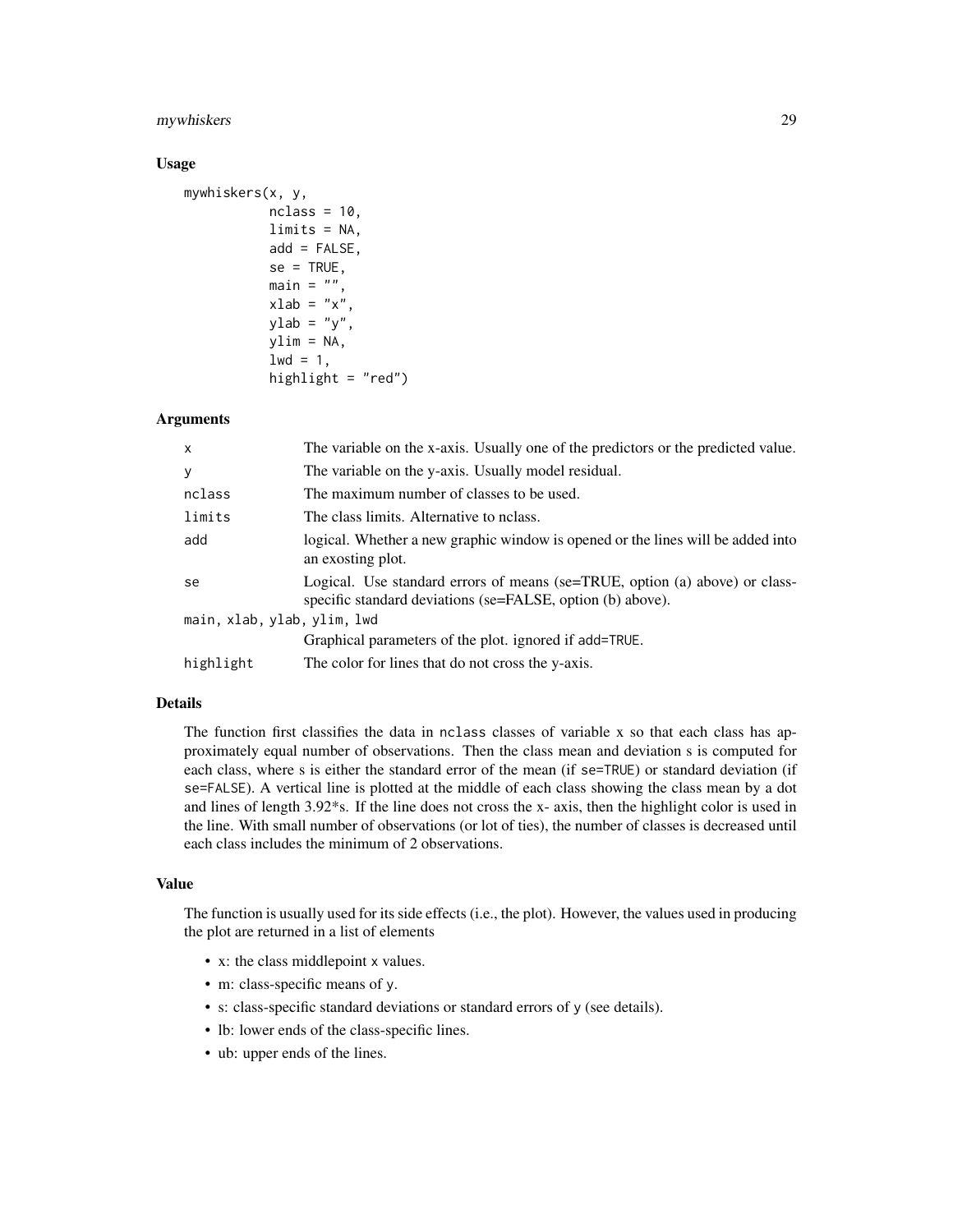### Usage

```
mywhiskers(x, y,
           nclass = 10,
           limits = NA,
           add = FALSE,
           se = TRUE,
           main = "",
           xlab = "x",
           ylab = "y",
           ylim = NA,
           lwd = 1,
           highlight = "red")
```

### Arguments

| | |
|---|---|
| x | The variable on the x-axis. Usually one of the predictors or the predicted value. |
| y | The variable on the y-axis. Usually model residual. |
| nclass | The maximum number of classes to be used. |
| limits | The class limits. Alternative to nclass. |
| add | logical. Whether a new graphic window is opened or the lines will be added into an exosting plot. |
| se | Logical. Use standard errors of means (se=TRUE, option (a) above) or class-specific standard deviations (se=FALSE, option (b) above). |
| main, xlab, ylab, ylim, lwd | Graphical parameters of the plot. ignored if add=TRUE. |
| highlight | The color for lines that do not cross the y-axis. |

### Details

The function first classifies the data in nclass classes of variable x so that each class has approximately equal number of observations. Then the class mean and deviation s is computed for each class, where s is either the standard error of the mean (if se=TRUE) or standard deviation (if se=FALSE). A vertical line is plotted at the middle of each class showing the class mean by a dot and lines of length 3.92*s. If the line does not cross the x- axis, then the highlight color is used in the line. With small number of observations (or lot of ties), the number of classes is decreased until each class includes the minimum of 2 observations.

### Value

The function is usually used for its side effects (i.e., the plot). However, the values used in producing the plot are returned in a list of elements

- x: the class middlepoint x values.
- m: class-specific means of y.
- s: class-specific standard deviations or standard errors of y (see details).
- lb: lower ends of the class-specific lines.
- ub: upper ends of the lines.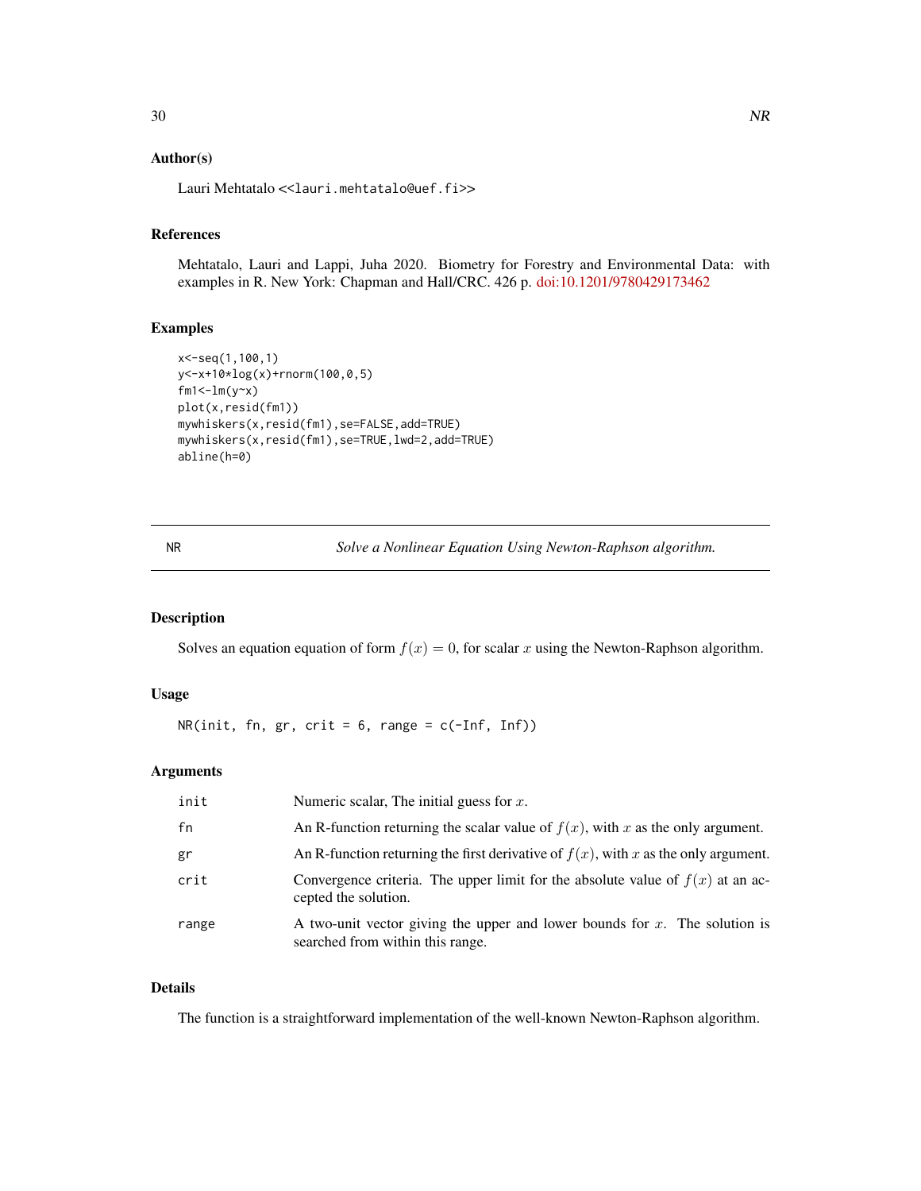### Author(s)

Lauri Mehtatalo <<lauri.mehtatalo@uef.fi>>

### References

Mehtatalo, Lauri and Lappi, Juha 2020. Biometry for Forestry and Environmental Data: with examples in R. New York: Chapman and Hall/CRC. 426 p. doi:10.1201/9780429173462

### Examples

```
x<-seq(1,100,1)
y<-x+10*log(x)+rnorm(100,0,5)
fm1<-lm(y~x)
plot(x,resid(fm1))
mywhiskers(x,resid(fm1),se=FALSE,add=TRUE)
mywhiskers(x,resid(fm1),se=TRUE,lwd=2,add=TRUE)
abline(h=0)
```

---

## NR — *Solve a Nonlinear Equation Using Newton-Raphson algorithm.*

### Description

Solves an equation equation of form $f(x) = 0$, for scalar $x$ using the Newton-Raphson algorithm.

### Usage

```
NR(init, fn, gr, crit = 6, range = c(-Inf, Inf))
```

### Arguments

| | |
|---|---|
| `init` | Numeric scalar, The initial guess for $x$. |
| `fn` | An R-function returning the scalar value of $f(x)$, with $x$ as the only argument. |
| `gr` | An R-function returning the first derivative of $f(x)$, with $x$ as the only argument. |
| `crit` | Convergence criteria. The upper limit for the absolute value of $f(x)$ at an accepted the solution. |
| `range` | A two-unit vector giving the upper and lower bounds for $x$. The solution is searched from within this range. |

### Details

The function is a straightforward implementation of the well-known Newton-Raphson algorithm.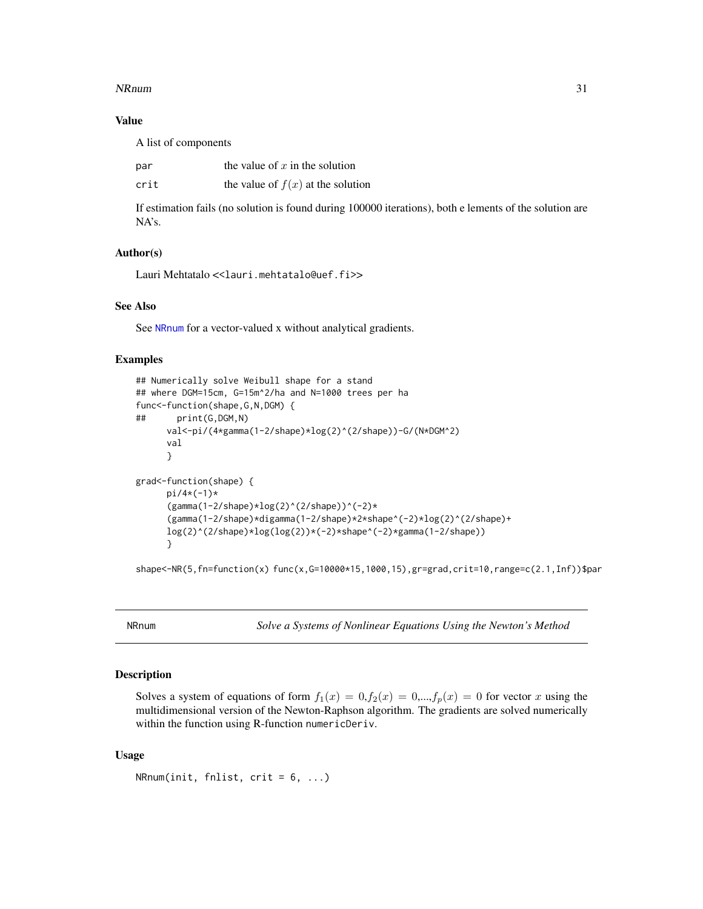### Value

A list of components

| | |
|---|---|
| par | the value of $x$ in the solution |
| crit | the value of $f(x)$ at the solution |

If estimation fails (no solution is found during 100000 iterations), both e lements of the solution are NA's.

### Author(s)

Lauri Mehtatalo <<lauri.mehtatalo@uef.fi>>

### See Also

See NRnum for a vector-valued x without analytical gradients.

### Examples

```
## Numerically solve Weibull shape for a stand
## where DGM=15cm, G=15m^2/ha and N=1000 trees per ha
func<-function(shape,G,N,DGM) {
##      print(G,DGM,N)
      val<-pi/(4*gamma(1-2/shape)*log(2)^(2/shape))-G/(N*DGM^2)
      val
      }

grad<-function(shape) {
      pi/4*(-1)*
      (gamma(1-2/shape)*log(2)^(2/shape))^(-2)*
      (gamma(1-2/shape)*digamma(1-2/shape)*2*shape^(-2)*log(2)^(2/shape)+
      log(2)^(2/shape)*log(log(2))*(-2)*shape^(-2)*gamma(1-2/shape))
      }

shape<-NR(5,fn=function(x) func(x,G=10000*15,1000,15),gr=grad,crit=10,range=c(2.1,Inf))$par
```

---

## NRnum — *Solve a Systems of Nonlinear Equations Using the Newton's Method*

### Description

Solves a system of equations of form $f_1(x) = 0, f_2(x) = 0, \ldots, f_p(x) = 0$ for vector $x$ using the multidimensional version of the Newton-Raphson algorithm. The gradients are solved numerically within the function using R-function numericDeriv.

### Usage

```
NRnum(init, fnlist, crit = 6, ...)
```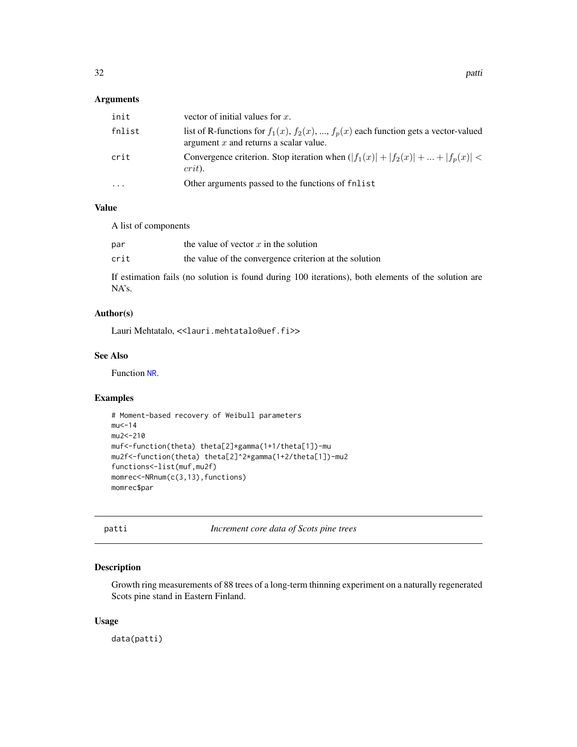### Arguments

| | |
|---|---|
| init | vector of initial values for $x$. |
| fnlist | list of R-functions for $f_1(x)$, $f_2(x)$, ..., $f_p(x)$ each function gets a vector-valued argument $x$ and returns a scalar value. |
| crit | Convergence criterion. Stop iteration when ($|f_1(x)| + |f_2(x)| + ... + |f_p(x)| < crit$). |
| ... | Other arguments passed to the functions of fnlist |

### Value

A list of components

| | |
|---|---|
| par | the value of vector $x$ in the solution |
| crit | the value of the convergence criterion at the solution |

If estimation fails (no solution is found during 100 iterations), both elements of the solution are NA's.

### Author(s)

Lauri Mehtatalo, <<lauri.mehtatalo@uef.fi>>

### See Also

Function NR.

### Examples

```
# Moment-based recovery of Weibull parameters
mu<-14
mu2<-210
muf<-function(theta) theta[2]*gamma(1+1/theta[1])-mu
mu2f<-function(theta) theta[2]^2*gamma(1+2/theta[1])-mu2
functions<-list(muf,mu2f)
momrec<-NRnum(c(3,13),functions)
momrec$par
```

---

## patti — *Increment core data of Scots pine trees*

### Description

Growth ring measurements of 88 trees of a long-term thinning experiment on a naturally regenerated Scots pine stand in Eastern Finland.

### Usage

```
data(patti)
```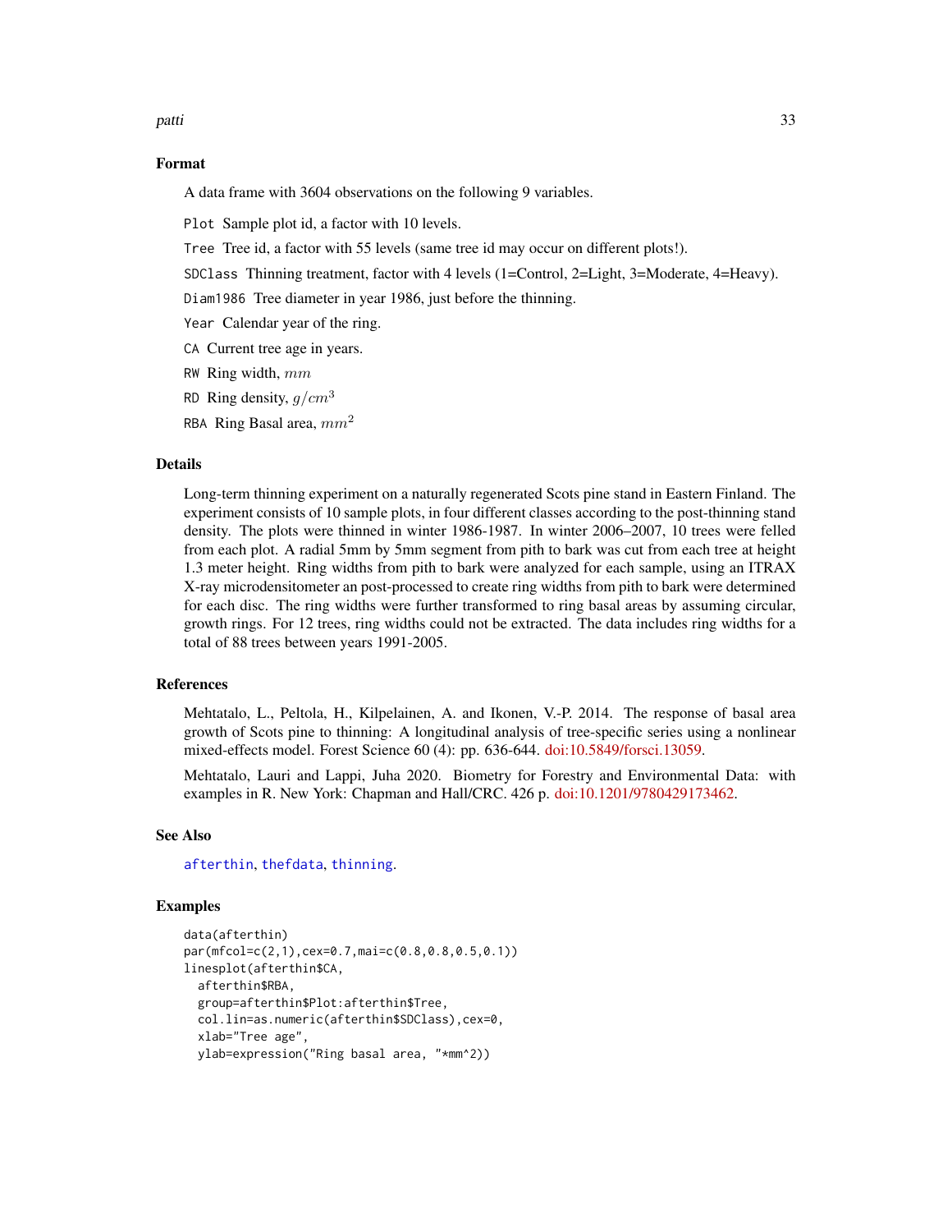### Format

A data frame with 3604 observations on the following 9 variables.

Plot Sample plot id, a factor with 10 levels.

Tree Tree id, a factor with 55 levels (same tree id may occur on different plots!).

SDClass Thinning treatment, factor with 4 levels (1=Control, 2=Light, 3=Moderate, 4=Heavy).

Diam1986 Tree diameter in year 1986, just before the thinning.

Year Calendar year of the ring.

CA Current tree age in years.

RW Ring width, $mm$

RD Ring density, $g/cm^3$

RBA Ring Basal area, $mm^2$

### Details

Long-term thinning experiment on a naturally regenerated Scots pine stand in Eastern Finland. The experiment consists of 10 sample plots, in four different classes according to the post-thinning stand density. The plots were thinned in winter 1986-1987. In winter 2006–2007, 10 trees were felled from each plot. A radial 5mm by 5mm segment from pith to bark was cut from each tree at height 1.3 meter height. Ring widths from pith to bark were analyzed for each sample, using an ITRAX X-ray microdensitometer an post-processed to create ring widths from pith to bark were determined for each disc. The ring widths were further transformed to ring basal areas by assuming circular, growth rings. For 12 trees, ring widths could not be extracted. The data includes ring widths for a total of 88 trees between years 1991-2005.

### References

Mehtatalo, L., Peltola, H., Kilpelainen, A. and Ikonen, V.-P. 2014. The response of basal area growth of Scots pine to thinning: A longitudinal analysis of tree-specific series using a nonlinear mixed-effects model. Forest Science 60 (4): pp. 636-644. doi:10.5849/forsci.13059.

Mehtatalo, Lauri and Lappi, Juha 2020. Biometry for Forestry and Environmental Data: with examples in R. New York: Chapman and Hall/CRC. 426 p. doi:10.1201/9780429173462.

### See Also

afterthin, thefdata, thinning.

### Examples

```
data(afterthin)
par(mfcol=c(2,1),cex=0.7,mai=c(0.8,0.8,0.5,0.1))
linesplot(afterthin$CA,
  afterthin$RBA,
  group=afterthin$Plot:afterthin$Tree,
  col.lin=as.numeric(afterthin$SDClass),cex=0,
  xlab="Tree age",
  ylab=expression("Ring basal area, "*mm^2))
```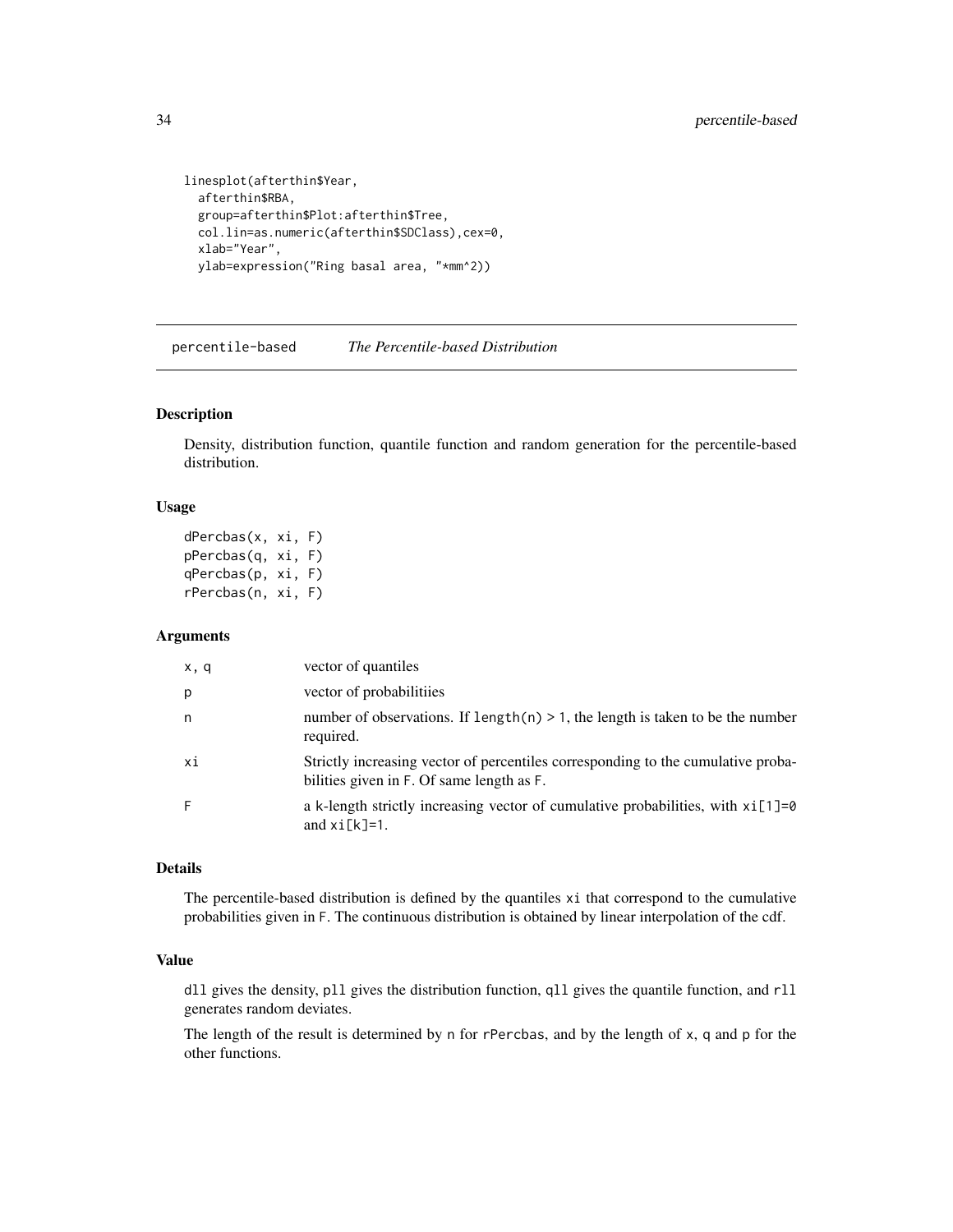```
linesplot(afterthin$Year,
  afterthin$RBA,
  group=afterthin$Plot:afterthin$Tree,
  col.lin=as.numeric(afterthin$SDClass),cex=0,
  xlab="Year",
  ylab=expression("Ring basal area, "*mm^2))
```

---

## percentile-based *The Percentile-based Distribution*

---

### Description

Density, distribution function, quantile function and random generation for the percentile-based distribution.

### Usage

```
dPercbas(x, xi, F)
pPercbas(q, xi, F)
qPercbas(p, xi, F)
rPercbas(n, xi, F)
```

### Arguments

| | |
|---|---|
| x, q | vector of quantiles |
| p | vector of probabilitiies |
| n | number of observations. If `length(n) > 1`, the length is taken to be the number required. |
| xi | Strictly increasing vector of percentiles corresponding to the cumulative probabilities given in `F`. Of same length as `F`. |
| F | a k-length strictly increasing vector of cumulative probabilities, with `xi[1]=0` and `xi[k]=1`. |

### Details

The percentile-based distribution is defined by the quantiles `xi` that correspond to the cumulative probabilities given in `F`. The continuous distribution is obtained by linear interpolation of the cdf.

### Value

`dll` gives the density, `pll` gives the distribution function, `qll` gives the quantile function, and `rll` generates random deviates.

The length of the result is determined by `n` for `rPercbas`, and by the length of `x`, `q` and `p` for the other functions.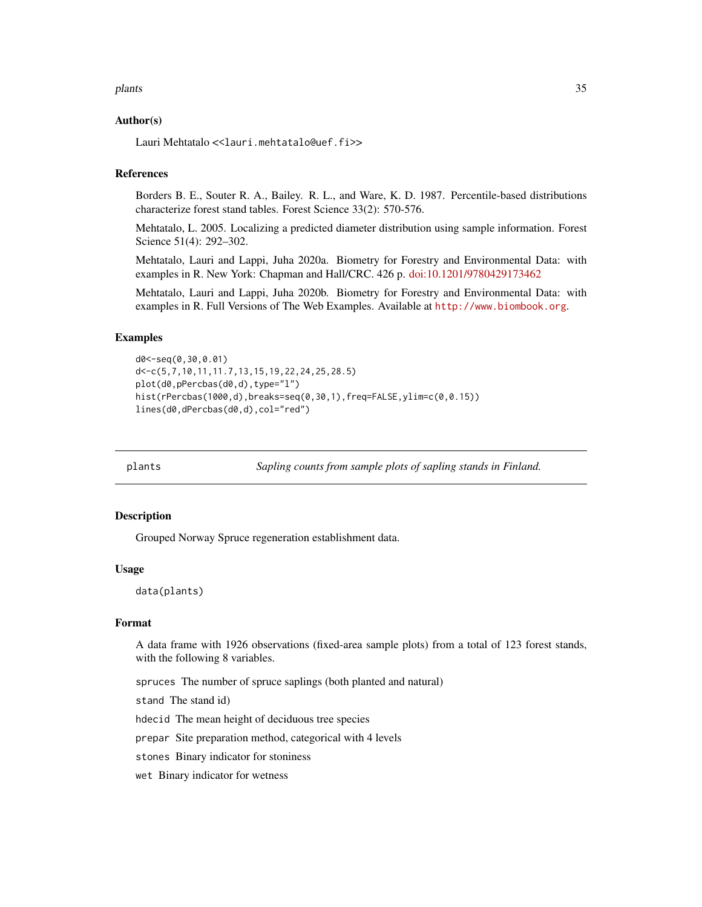### Author(s)

Lauri Mehtatalo <<lauri.mehtatalo@uef.fi>>

### References

Borders B. E., Souter R. A., Bailey. R. L., and Ware, K. D. 1987. Percentile-based distributions characterize forest stand tables. Forest Science 33(2): 570-576.

Mehtatalo, L. 2005. Localizing a predicted diameter distribution using sample information. Forest Science 51(4): 292–302.

Mehtatalo, Lauri and Lappi, Juha 2020a. Biometry for Forestry and Environmental Data: with examples in R. New York: Chapman and Hall/CRC. 426 p. doi:10.1201/9780429173462

Mehtatalo, Lauri and Lappi, Juha 2020b. Biometry for Forestry and Environmental Data: with examples in R. Full Versions of The Web Examples. Available at http://www.biombook.org.

### Examples

```
d0<-seq(0,30,0.01)
d<-c(5,7,10,11,11.7,13,15,19,22,24,25,28.5)
plot(d0,pPercbas(d0,d),type="l")
hist(rPercbas(1000,d),breaks=seq(0,30,1),freq=FALSE,ylim=c(0,0.15))
lines(d0,dPercbas(d0,d),col="red")
```

---

## plants — *Sapling counts from sample plots of sapling stands in Finland.*

### Description

Grouped Norway Spruce regeneration establishment data.

### Usage

```
data(plants)
```

### Format

A data frame with 1926 observations (fixed-area sample plots) from a total of 123 forest stands, with the following 8 variables.

- `spruces` The number of spruce saplings (both planted and natural)
- `stand` The stand id)
- `hdecid` The mean height of deciduous tree species
- `prepar` Site preparation method, categorical with 4 levels
- `stones` Binary indicator for stoniness
- `wet` Binary indicator for wetness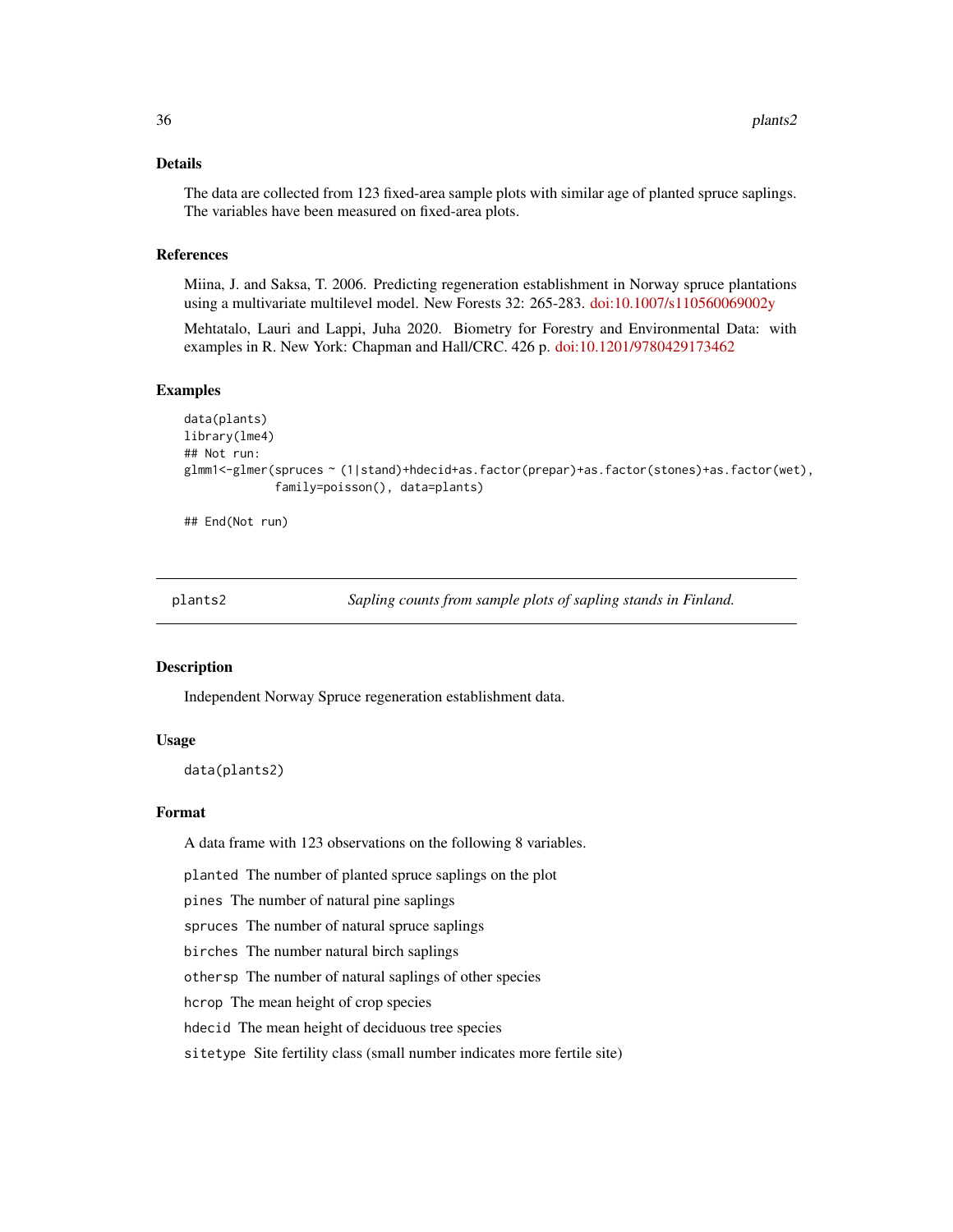## Details

The data are collected from 123 fixed-area sample plots with similar age of planted spruce saplings. The variables have been measured on fixed-area plots.

## References

Miina, J. and Saksa, T. 2006. Predicting regeneration establishment in Norway spruce plantations using a multivariate multilevel model. New Forests 32: 265-283. doi:10.1007/s110560069002y

Mehtatalo, Lauri and Lappi, Juha 2020. Biometry for Forestry and Environmental Data: with examples in R. New York: Chapman and Hall/CRC. 426 p. doi:10.1201/9780429173462

## Examples

```
data(plants)
library(lme4)
## Not run:
glmm1<-glmer(spruces ~ (1|stand)+hdecid+as.factor(prepar)+as.factor(stones)+as.factor(wet),
             family=poisson(), data=plants)

## End(Not run)
```

---

# plants2 — *Sapling counts from sample plots of sapling stands in Finland.*

## Description

Independent Norway Spruce regeneration establishment data.

## Usage

```
data(plants2)
```

## Format

A data frame with 123 observations on the following 8 variables.

- `planted` The number of planted spruce saplings on the plot
- `pines` The number of natural pine saplings
- `spruces` The number of natural spruce saplings
- `birches` The number natural birch saplings
- `othersp` The number of natural saplings of other species
- `hcrop` The mean height of crop species
- `hdecid` The mean height of deciduous tree species
- `sitetype` Site fertility class (small number indicates more fertile site)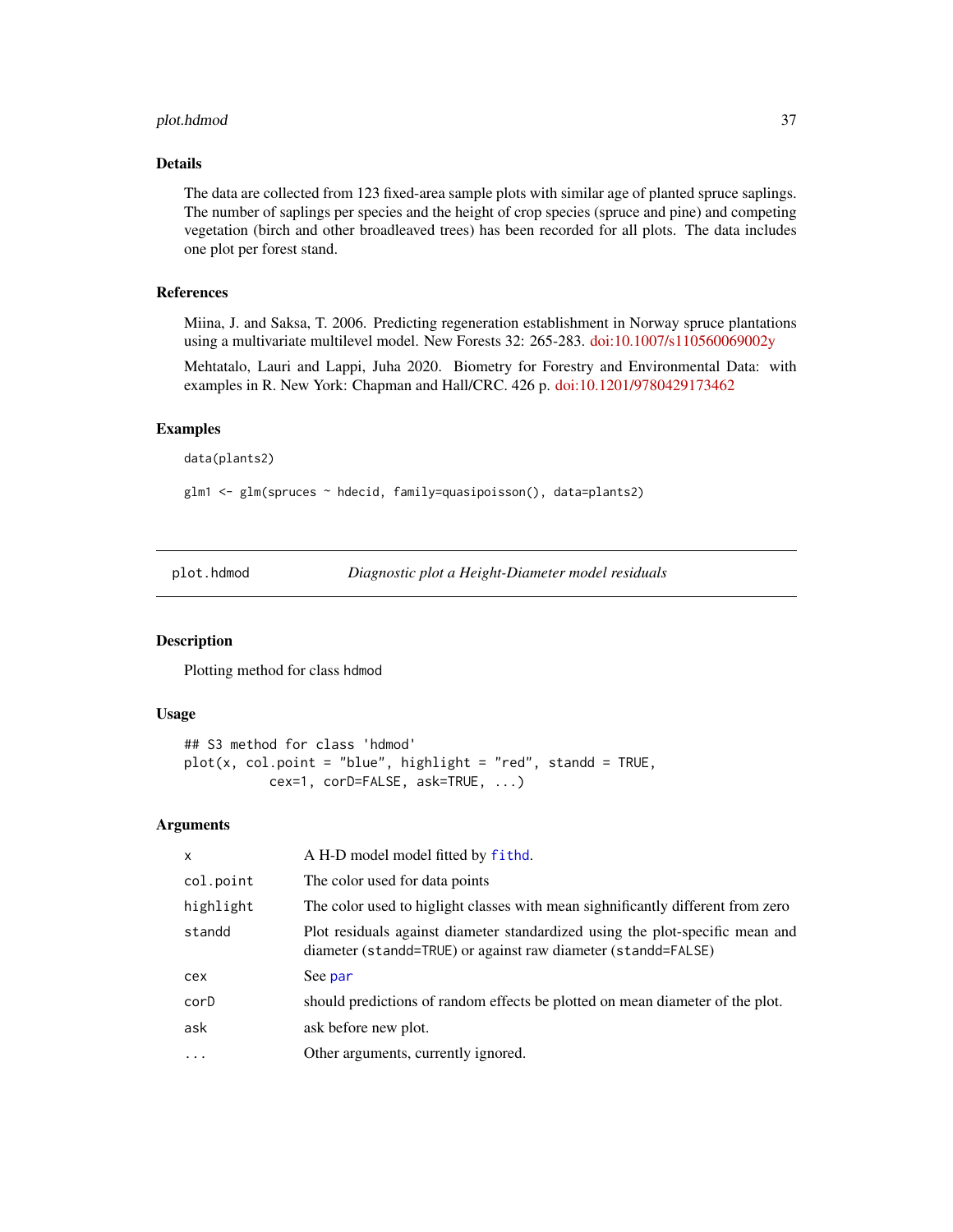## Details

The data are collected from 123 fixed-area sample plots with similar age of planted spruce saplings. The number of saplings per species and the height of crop species (spruce and pine) and competing vegetation (birch and other broadleaved trees) has been recorded for all plots. The data includes one plot per forest stand.

## References

Miina, J. and Saksa, T. 2006. Predicting regeneration establishment in Norway spruce plantations using a multivariate multilevel model. New Forests 32: 265-283. doi:10.1007/s110560069002y

Mehtatalo, Lauri and Lappi, Juha 2020. Biometry for Forestry and Environmental Data: with examples in R. New York: Chapman and Hall/CRC. 426 p. doi:10.1201/9780429173462

## Examples

```
data(plants2)

glm1 <- glm(spruces ~ hdecid, family=quasipoisson(), data=plants2)
```

---

# plot.hdmod — *Diagnostic plot a Height-Diameter model residuals*

## Description

Plotting method for class hdmod

## Usage

```
## S3 method for class 'hdmod'
plot(x, col.point = "blue", highlight = "red", standd = TRUE,
          cex=1, corD=FALSE, ask=TRUE, ...)
```

## Arguments

| | |
|---|---|
| x | A H-D model model fitted by fithd. |
| col.point | The color used for data points |
| highlight | The color used to higlight classes with mean sighnificantly different from zero |
| standd | Plot residuals against diameter standardized using the plot-specific mean and diameter (standd=TRUE) or against raw diameter (standd=FALSE) |
| cex | See par |
| corD | should predictions of random effects be plotted on mean diameter of the plot. |
| ask | ask before new plot. |
| ... | Other arguments, currently ignored. |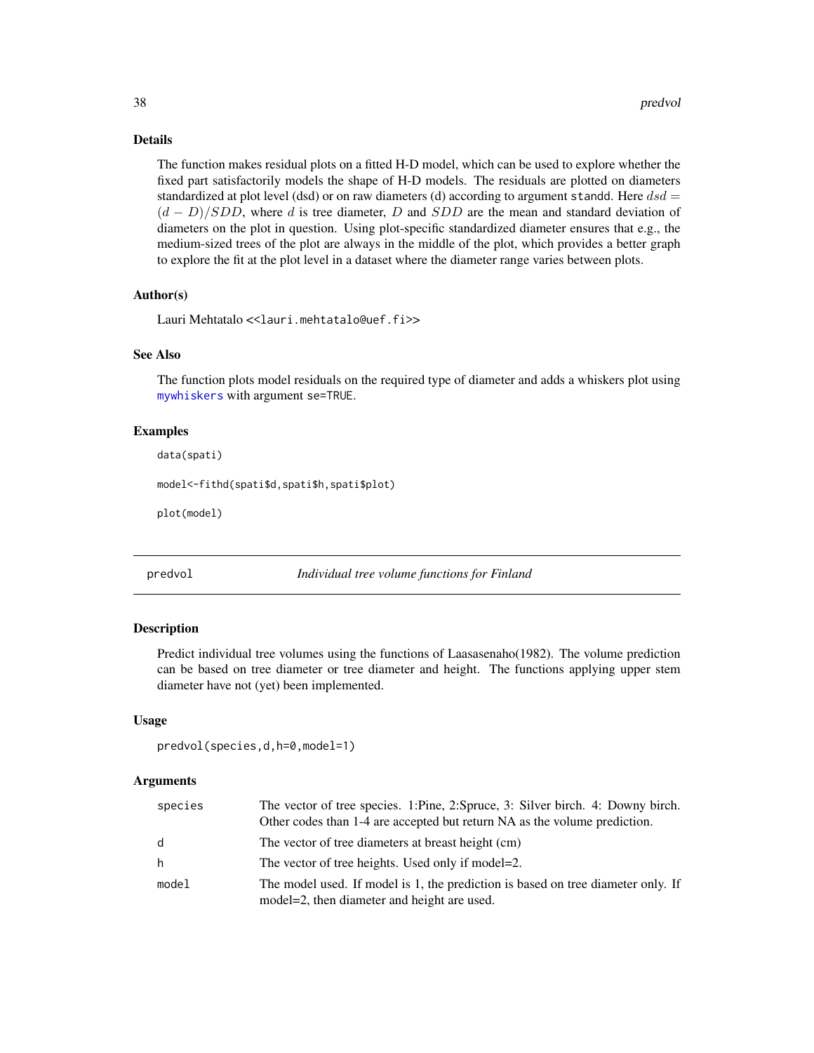### Details

The function makes residual plots on a fitted H-D model, which can be used to explore whether the fixed part satisfactorily models the shape of H-D models. The residuals are plotted on diameters standardized at plot level (dsd) or on raw diameters (d) according to argument `standd`. Here $dsd = (d - D)/SDD$, where $d$ is tree diameter, $D$ and $SDD$ are the mean and standard deviation of diameters on the plot in question. Using plot-specific standardized diameter ensures that e.g., the medium-sized trees of the plot are always in the middle of the plot, which provides a better graph to explore the fit at the plot level in a dataset where the diameter range varies between plots.

### Author(s)

Lauri Mehtatalo <<lauri.mehtatalo@uef.fi>>

### See Also

The function plots model residuals on the required type of diameter and adds a whiskers plot using `mywhiskers` with argument `se=TRUE`.

### Examples

```
data(spati)

model<-fithd(spati$d,spati$h,spati$plot)

plot(model)
```

---

## predvol — *Individual tree volume functions for Finland*

### Description

Predict individual tree volumes using the functions of Laasasenaho(1982). The volume prediction can be based on tree diameter or tree diameter and height. The functions applying upper stem diameter have not (yet) been implemented.

### Usage

```
predvol(species,d,h=0,model=1)
```

### Arguments

| | |
|---|---|
| species | The vector of tree species. 1:Pine, 2:Spruce, 3: Silver birch. 4: Downy birch. Other codes than 1-4 are accepted but return NA as the volume prediction. |
| d | The vector of tree diameters at breast height (cm) |
| h | The vector of tree heights. Used only if model=2. |
| model | The model used. If model is 1, the prediction is based on tree diameter only. If model=2, then diameter and height are used. |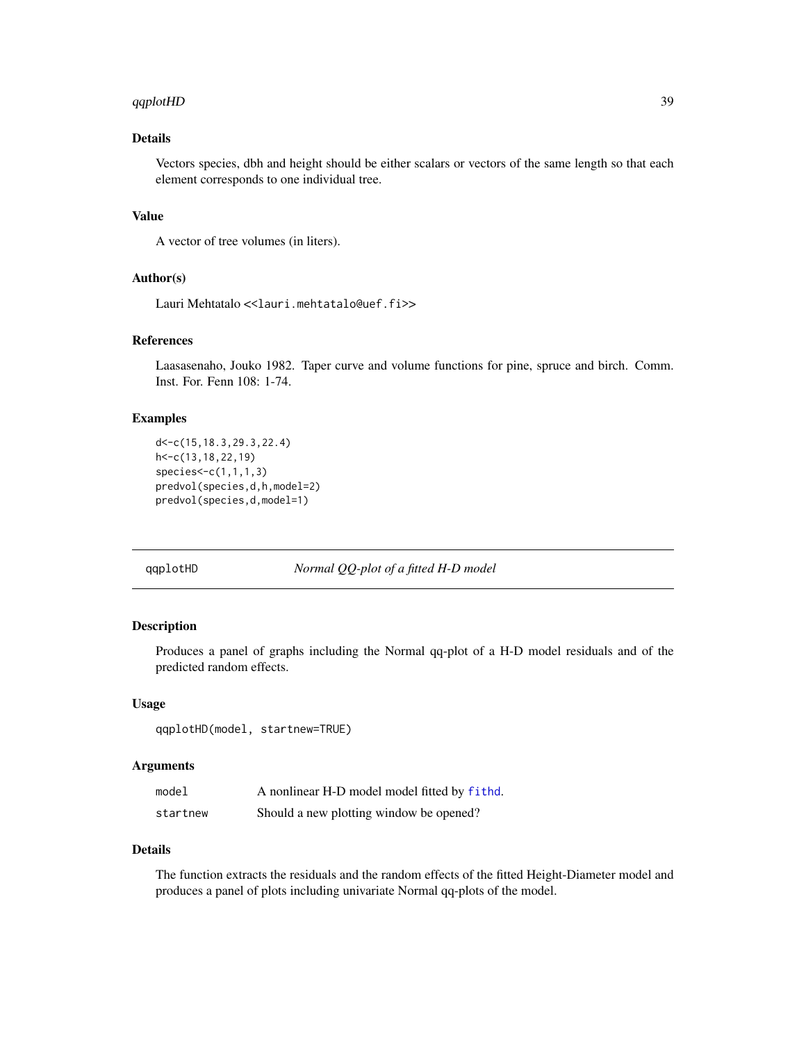### Details

Vectors species, dbh and height should be either scalars or vectors of the same length so that each element corresponds to one individual tree.

### Value

A vector of tree volumes (in liters).

### Author(s)

Lauri Mehtatalo <<lauri.mehtatalo@uef.fi>>

### References

Laasasenaho, Jouko 1982. Taper curve and volume functions for pine, spruce and birch. Comm. Inst. For. Fenn 108: 1-74.

### Examples

```
d<-c(15,18.3,29.3,22.4)
h<-c(13,18,22,19)
species<-c(1,1,1,3)
predvol(species,d,h,model=2)
predvol(species,d,model=1)
```

---

## qqplotHD — *Normal QQ-plot of a fitted H-D model*

---

### Description

Produces a panel of graphs including the Normal qq-plot of a H-D model residuals and of the predicted random effects.

### Usage

```
qqplotHD(model, startnew=TRUE)
```

### Arguments

| | |
|---|---|
| `model` | A nonlinear H-D model model fitted by `fithd`. |
| `startnew` | Should a new plotting window be opened? |

### Details

The function extracts the residuals and the random effects of the fitted Height-Diameter model and produces a panel of plots including univariate Normal qq-plots of the model.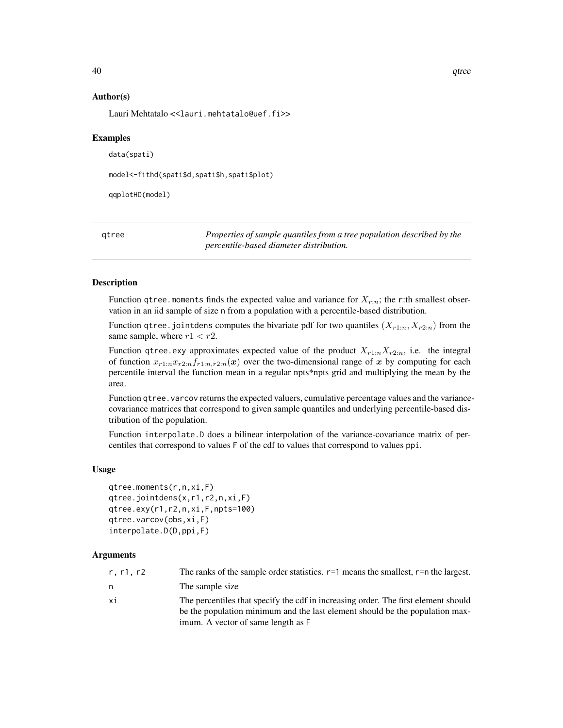### Author(s)

Lauri Mehtatalo <<lauri.mehtatalo@uef.fi>>

### Examples

```
data(spati)

model<-fithd(spati$d,spati$h,spati$plot)

qqplotHD(model)
```

---

## qtree — *Properties of sample quantiles from a tree population described by the percentile-based diameter distribution.*

---

### Description

Function `qtree.moments` finds the expected value and variance for $X_{r:n}$; the `r`:th smallest observation in an iid sample of size `n` from a population with a percentile-based distribution.

Function `qtree.jointdens` computes the bivariate pdf for two quantiles $(X_{r1:n}, X_{r2:n})$ from the same sample, where $r1 < r2$.

Function `qtree.exy` approximates expected value of the product $X_{r1:n}X_{r2:n}$, i.e. the integral of function $x_{r1:n}x_{r2:n}f_{r1:n,r2:n}(\boldsymbol{x})$ over the two-dimensional range of $\boldsymbol{x}$ by computing for each percentile interval the function mean in a regular npts*npts grid and multiplying the mean by the area.

Function `qtree.varcov` returns the expected valuers, cumulative percentage values and the variance-covariance matrices that correspond to given sample quantiles and underlying percentile-based distribution of the population.

Function `interpolate.D` does a bilinear interpolation of the variance-covariance matrix of percentiles that correspond to values `F` of the cdf to values that correspond to values `ppi`.

### Usage

```
qtree.moments(r,n,xi,F)
qtree.jointdens(x,r1,r2,n,xi,F)
qtree.exy(r1,r2,n,xi,F,npts=100)
qtree.varcov(obs,xi,F)
interpolate.D(D,ppi,F)
```

### Arguments

| | |
|---|---|
| `r, r1, r2` | The ranks of the sample order statistics. `r=1` means the smallest, `r=n` the largest. |
| `n` | The sample size |
| `xi` | The percentiles that specify the cdf in increasing order. The first element should be the population minimum and the last element should be the population maximum. A vector of same length as `F` |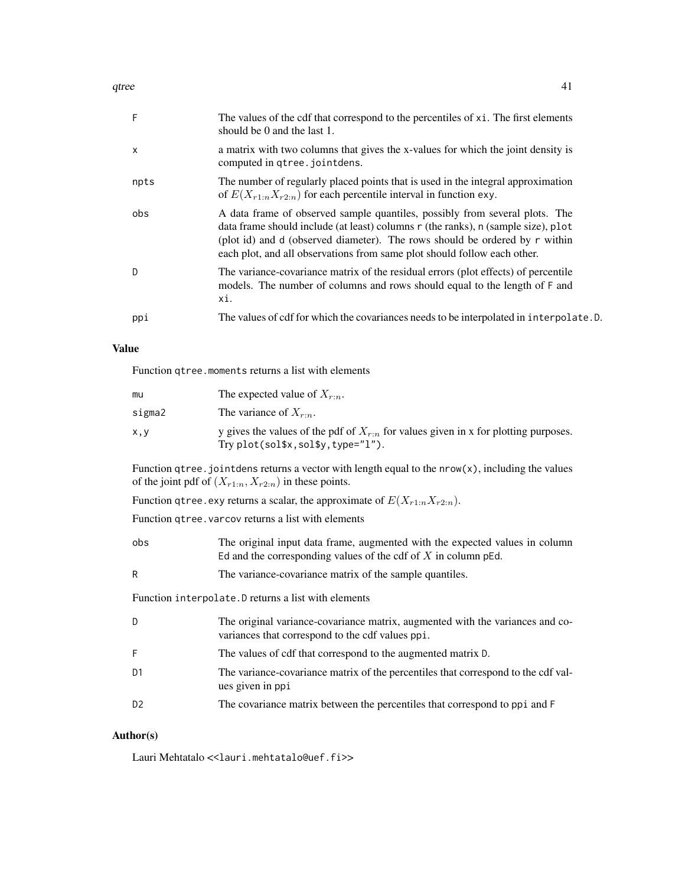| | |
|---|---|
| F | The values of the cdf that correspond to the percentiles of xi. The first elements should be 0 and the last 1. |
| x | a matrix with two columns that gives the x-values for which the joint density is computed in qtree.jointdens. |
| npts | The number of regularly placed points that is used in the integral approximation of $E(X_{r1:n}X_{r2:n})$ for each percentile interval in function exy. |
| obs | A data frame of observed sample quantiles, possibly from several plots. The data frame should include (at least) columns r (the ranks), n (sample size), plot (plot id) and d (observed diameter). The rows should be ordered by r within each plot, and all observations from same plot should follow each other. |
| D | The variance-covariance matrix of the residual errors (plot effects) of percentile models. The number of columns and rows should equal to the length of F and xi. |
| ppi | The values of cdf for which the covariances needs to be interpolated in interpolate.D. |

## Value

Function qtree.moments returns a list with elements

| | |
|---|---|
| mu | The expected value of $X_{r:n}$. |
| sigma2 | The variance of $X_{r:n}$. |
| x,y | y gives the values of the pdf of $X_{r:n}$ for values given in x for plotting purposes. Try plot(sol$x,sol$y,type="l"). |

Function qtree.jointdens returns a vector with length equal to the nrow(x), including the values of the joint pdf of $(X_{r1:n}, X_{r2:n})$ in these points.

Function qtree.exy returns a scalar, the approximate of $E(X_{r1:n}X_{r2:n})$.

Function qtree.varcov returns a list with elements

| | |
|---|---|
| obs | The original input data frame, augmented with the expected values in column Ed and the corresponding values of the cdf of $X$ in column pEd. |
| R | The variance-covariance matrix of the sample quantiles. |

Function interpolate.D returns a list with elements

| | |
|---|---|
| D | The original variance-covariance matrix, augmented with the variances and covariances that correspond to the cdf values ppi. |
| F | The values of cdf that correspond to the augmented matrix D. |
| D1 | The variance-covariance matrix of the percentiles that correspond to the cdf values given in ppi |
| D2 | The covariance matrix between the percentiles that correspond to ppi and F |

## Author(s)

Lauri Mehtatalo <<lauri.mehtatalo@uef.fi>>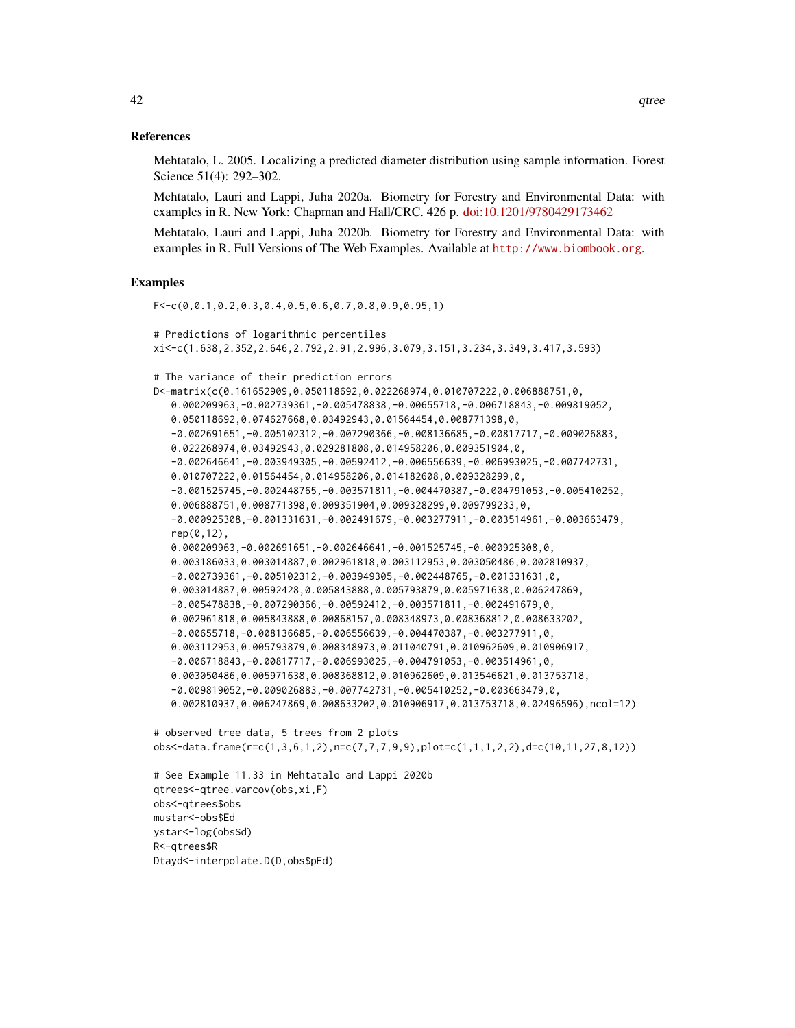## References

Mehtatalo, L. 2005. Localizing a predicted diameter distribution using sample information. Forest Science 51(4): 292–302.

Mehtatalo, Lauri and Lappi, Juha 2020a. Biometry for Forestry and Environmental Data: with examples in R. New York: Chapman and Hall/CRC. 426 p. doi:10.1201/9780429173462

Mehtatalo, Lauri and Lappi, Juha 2020b. Biometry for Forestry and Environmental Data: with examples in R. Full Versions of The Web Examples. Available at http://www.biombook.org.

## Examples

```
F<-c(0,0.1,0.2,0.3,0.4,0.5,0.6,0.7,0.8,0.9,0.95,1)

# Predictions of logarithmic percentiles
xi<-c(1.638,2.352,2.646,2.792,2.91,2.996,3.079,3.151,3.234,3.349,3.417,3.593)

# The variance of their prediction errors
D<-matrix(c(0.161652909,0.050118692,0.022268974,0.010707222,0.006888751,0,
   0.000209963,-0.002739361,-0.005478838,-0.00655718,-0.006718843,-0.009819052,
   0.050118692,0.074627668,0.03492943,0.01564454,0.008771398,0,
   -0.002691651,-0.005102312,-0.007290366,-0.008136685,-0.00817717,-0.009026883,
   0.022268974,0.03492943,0.029281808,0.014958206,0.009351904,0,
   -0.002646641,-0.003949305,-0.00592412,-0.006556639,-0.006993025,-0.007742731,
   0.010707222,0.01564454,0.014958206,0.014182608,0.009328299,0,
   -0.001525745,-0.002448765,-0.003571811,-0.004470387,-0.004791053,-0.005410252,
   0.006888751,0.008771398,0.009351904,0.009328299,0.009799233,0,
   -0.000925308,-0.001331631,-0.002491679,-0.003277911,-0.003514961,-0.003663479,
   rep(0,12),
   0.000209963,-0.002691651,-0.002646641,-0.001525745,-0.000925308,0,
   0.003186033,0.003014887,0.002961818,0.003112953,0.003050486,0.002810937,
   -0.002739361,-0.005102312,-0.003949305,-0.002448765,-0.001331631,0,
   0.003014887,0.00592428,0.005843888,0.005793879,0.005971638,0.006247869,
   -0.005478838,-0.007290366,-0.00592412,-0.003571811,-0.002491679,0,
   0.002961818,0.005843888,0.00868157,0.008348973,0.008368812,0.008633202,
   -0.00655718,-0.008136685,-0.006556639,-0.004470387,-0.003277911,0,
   0.003112953,0.005793879,0.008348973,0.011040791,0.010962609,0.010906917,
   -0.006718843,-0.00817717,-0.006993025,-0.004791053,-0.003514961,0,
   0.003050486,0.005971638,0.008368812,0.010962609,0.013546621,0.013753718,
   -0.009819052,-0.009026883,-0.007742731,-0.005410252,-0.003663479,0,
   0.002810937,0.006247869,0.008633202,0.010906917,0.013753718,0.02496596),ncol=12)

# observed tree data, 5 trees from 2 plots
obs<-data.frame(r=c(1,3,6,1,2),n=c(7,7,7,9,9),plot=c(1,1,1,2,2),d=c(10,11,27,8,12))

# See Example 11.33 in Mehtatalo and Lappi 2020b
qtrees<-qtree.varcov(obs,xi,F)
obs<-qtrees$obs
mustar<-obs$Ed
ystar<-log(obs$d)
R<-qtrees$R
Dtayd<-interpolate.D(D,obs$pEd)
```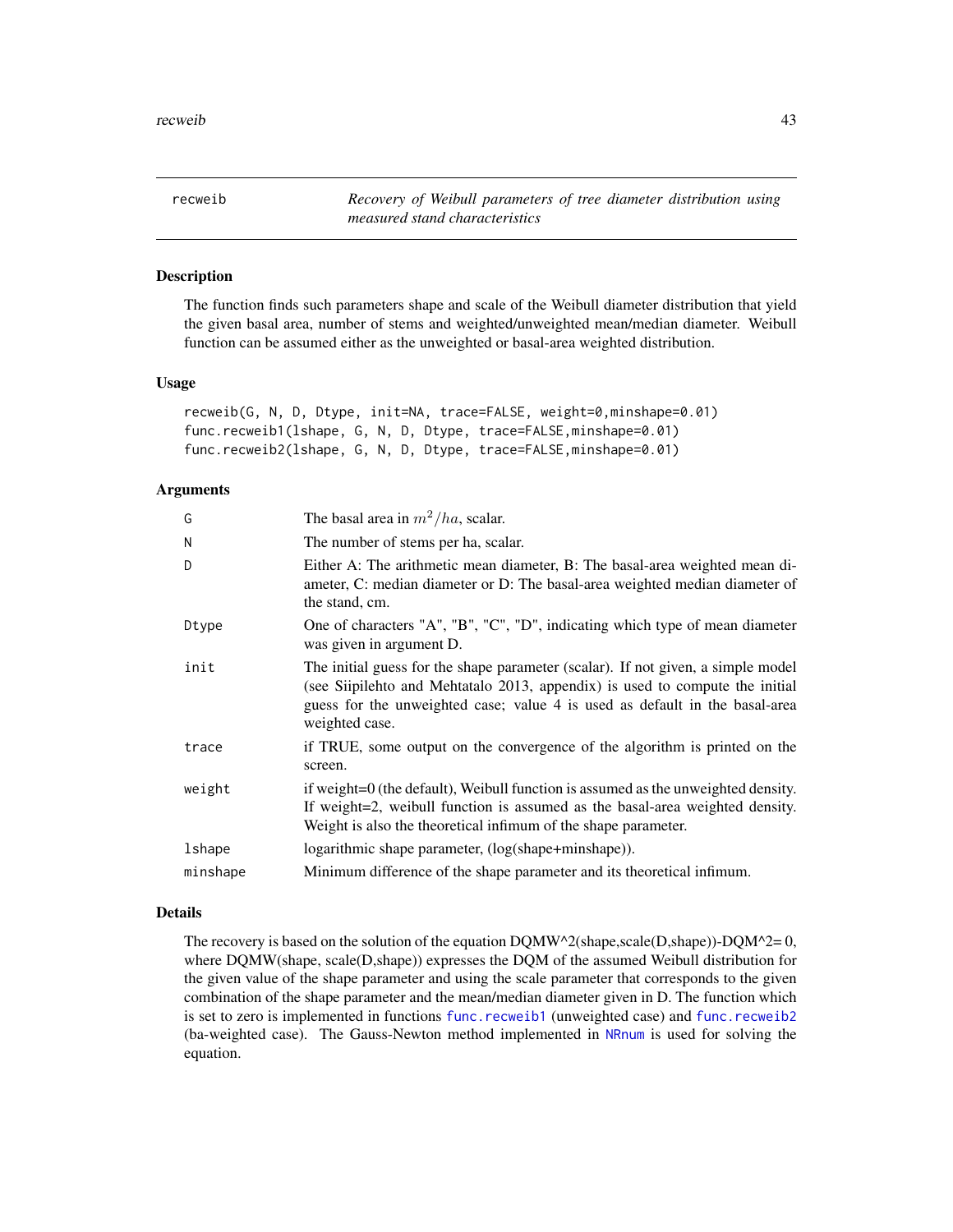## recweib — *Recovery of Weibull parameters of tree diameter distribution using measured stand characteristics*

### Description

The function finds such parameters shape and scale of the Weibull diameter distribution that yield the given basal area, number of stems and weighted/unweighted mean/median diameter. Weibull function can be assumed either as the unweighted or basal-area weighted distribution.

### Usage

```
recweib(G, N, D, Dtype, init=NA, trace=FALSE, weight=0,minshape=0.01)
func.recweib1(lshape, G, N, D, Dtype, trace=FALSE,minshape=0.01)
func.recweib2(lshape, G, N, D, Dtype, trace=FALSE,minshape=0.01)
```

### Arguments

| | |
|---|---|
| G | The basal area in $m^2/ha$, scalar. |
| N | The number of stems per ha, scalar. |
| D | Either A: The arithmetic mean diameter, B: The basal-area weighted mean diameter, C: median diameter or D: The basal-area weighted median diameter of the stand, cm. |
| Dtype | One of characters "A", "B", "C", "D", indicating which type of mean diameter was given in argument D. |
| init | The initial guess for the shape parameter (scalar). If not given, a simple model (see Siipilehto and Mehtatalo 2013, appendix) is used to compute the initial guess for the unweighted case; value 4 is used as default in the basal-area weighted case. |
| trace | if TRUE, some output on the convergence of the algorithm is printed on the screen. |
| weight | if weight=0 (the default), Weibull function is assumed as the unweighted density. If weight=2, weibull function is assumed as the basal-area weighted density. Weight is also the theoretical infimum of the shape parameter. |
| lshape | logarithmic shape parameter, (log(shape+minshape)). |
| minshape | Minimum difference of the shape parameter and its theoretical infimum. |

### Details

The recovery is based on the solution of the equation DQMW^2(shape,scale(D,shape))-DQM^2= 0, where DQMW(shape, scale(D,shape)) expresses the DQM of the assumed Weibull distribution for the given value of the shape parameter and using the scale parameter that corresponds to the given combination of the shape parameter and the mean/median diameter given in D. The function which is set to zero is implemented in functions func.recweib1 (unweighted case) and func.recweib2 (ba-weighted case). The Gauss-Newton method implemented in NRnum is used for solving the equation.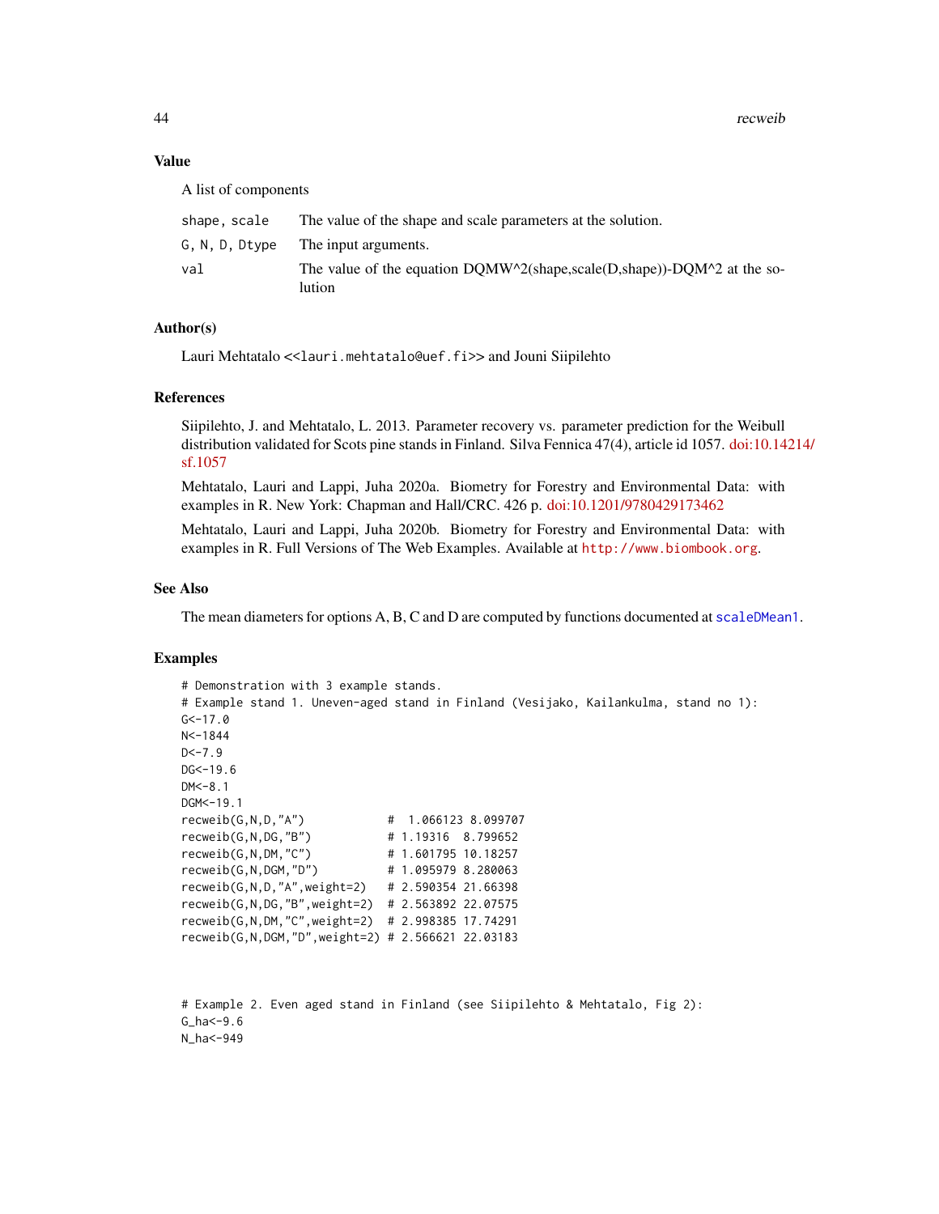### Value

A list of components

| | |
|---|---|
| `shape, scale` | The value of the shape and scale parameters at the solution. |
| `G, N, D, Dtype` | The input arguments. |
| `val` | The value of the equation DQMW^2(shape,scale(D,shape))-DQM^2 at the solution |

### Author(s)

Lauri Mehtatalo <<lauri.mehtatalo@uef.fi>> and Jouni Siipilehto

### References

Siipilehto, J. and Mehtatalo, L. 2013. Parameter recovery vs. parameter prediction for the Weibull distribution validated for Scots pine stands in Finland. Silva Fennica 47(4), article id 1057. doi:10.14214/sf.1057

Mehtatalo, Lauri and Lappi, Juha 2020a. Biometry for Forestry and Environmental Data: with examples in R. New York: Chapman and Hall/CRC. 426 p. doi:10.1201/9780429173462

Mehtatalo, Lauri and Lappi, Juha 2020b. Biometry for Forestry and Environmental Data: with examples in R. Full Versions of The Web Examples. Available at `http://www.biombook.org`.

### See Also

The mean diameters for options A, B, C and D are computed by functions documented at `scaleDMean1`.

### Examples

```
# Demonstration with 3 example stands.
# Example stand 1. Uneven-aged stand in Finland (Vesijako, Kailankulma, stand no 1):
G<-17.0
N<-1844
D<-7.9
DG<-19.6
DM<-8.1
DGM<-19.1
recweib(G,N,D,"A")            #  1.066123 8.099707
recweib(G,N,DG,"B")           # 1.19316  8.799652
recweib(G,N,DM,"C")           # 1.601795 10.18257
recweib(G,N,DGM,"D")          # 1.095979 8.280063
recweib(G,N,D,"A",weight=2)   # 2.590354 21.66398
recweib(G,N,DG,"B",weight=2)  # 2.563892 22.07575
recweib(G,N,DM,"C",weight=2)  # 2.998385 17.74291
recweib(G,N,DGM,"D",weight=2) # 2.566621 22.03183



# Example 2. Even aged stand in Finland (see Siipilehto & Mehtatalo, Fig 2):
G_ha<-9.6
N_ha<-949
```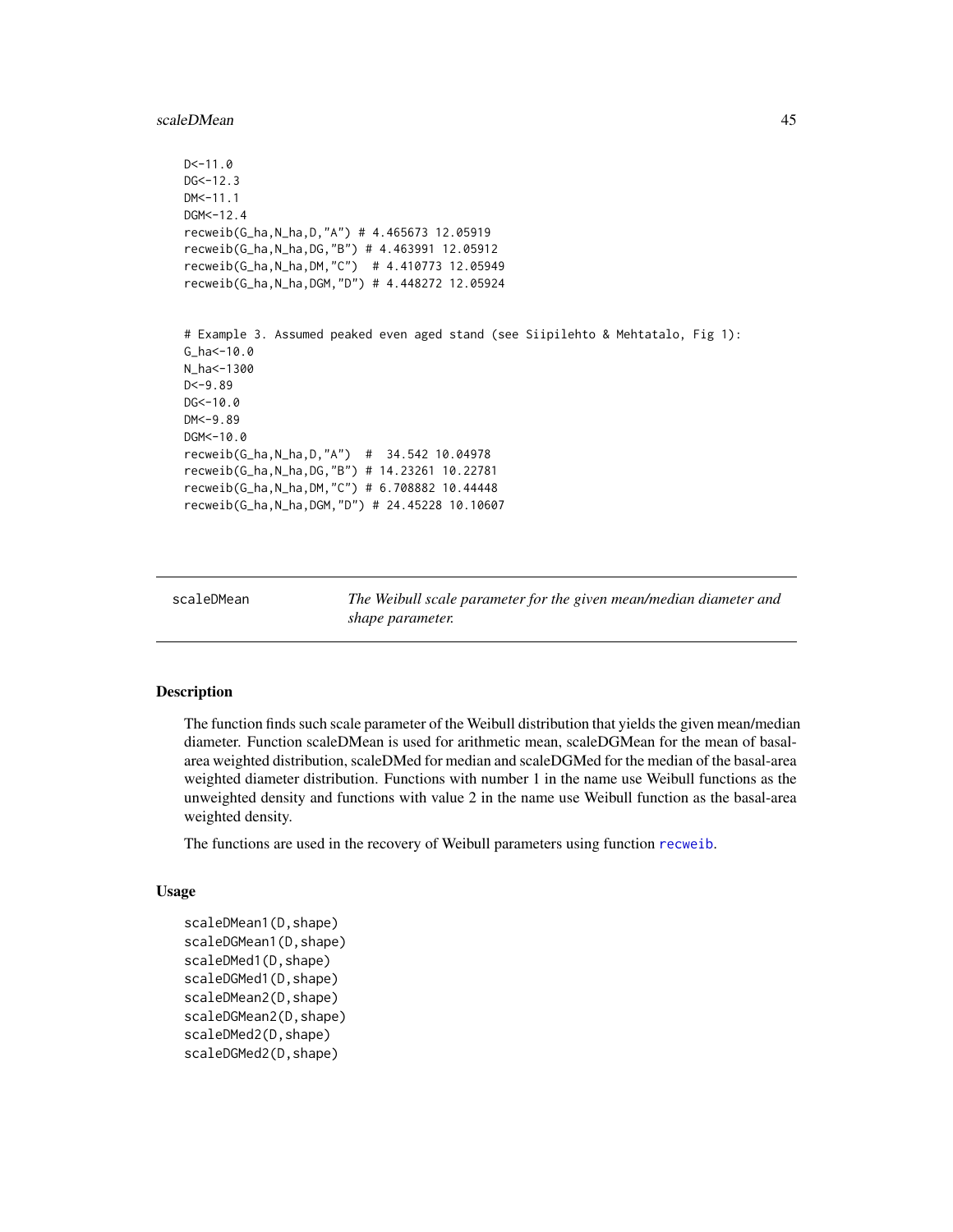```
D<-11.0
DG<-12.3
DM<-11.1
DGM<-12.4
recweib(G_ha,N_ha,D,"A") # 4.465673 12.05919
recweib(G_ha,N_ha,DG,"B") # 4.463991 12.05912
recweib(G_ha,N_ha,DM,"C")  # 4.410773 12.05949
recweib(G_ha,N_ha,DGM,"D") # 4.448272 12.05924


# Example 3. Assumed peaked even aged stand (see Siipilehto & Mehtatalo, Fig 1):
G_ha<-10.0
N_ha<-1300
D<-9.89
DG<-10.0
DM<-9.89
DGM<-10.0
recweib(G_ha,N_ha,D,"A")  #  34.542 10.04978
recweib(G_ha,N_ha,DG,"B") # 14.23261 10.22781
recweib(G_ha,N_ha,DM,"C") # 6.708882 10.44448
recweib(G_ha,N_ha,DGM,"D") # 24.45228 10.10607
```

---

# scaleDMean — *The Weibull scale parameter for the given mean/median diameter and shape parameter.*

---

## Description

The function finds such scale parameter of the Weibull distribution that yields the given mean/median diameter. Function scaleDMean is used for arithmetic mean, scaleDGMean for the mean of basal-area weighted distribution, scaleDMed for median and scaleDGMed for the median of the basal-area weighted diameter distribution. Functions with number 1 in the name use Weibull functions as the unweighted density and functions with value 2 in the name use Weibull function as the basal-area weighted density.

The functions are used in the recovery of Weibull parameters using function recweib.

## Usage

```
scaleDMean1(D,shape)
scaleDGMean1(D,shape)
scaleDMed1(D,shape)
scaleDGMed1(D,shape)
scaleDMean2(D,shape)
scaleDGMean2(D,shape)
scaleDMed2(D,shape)
scaleDGMed2(D,shape)
```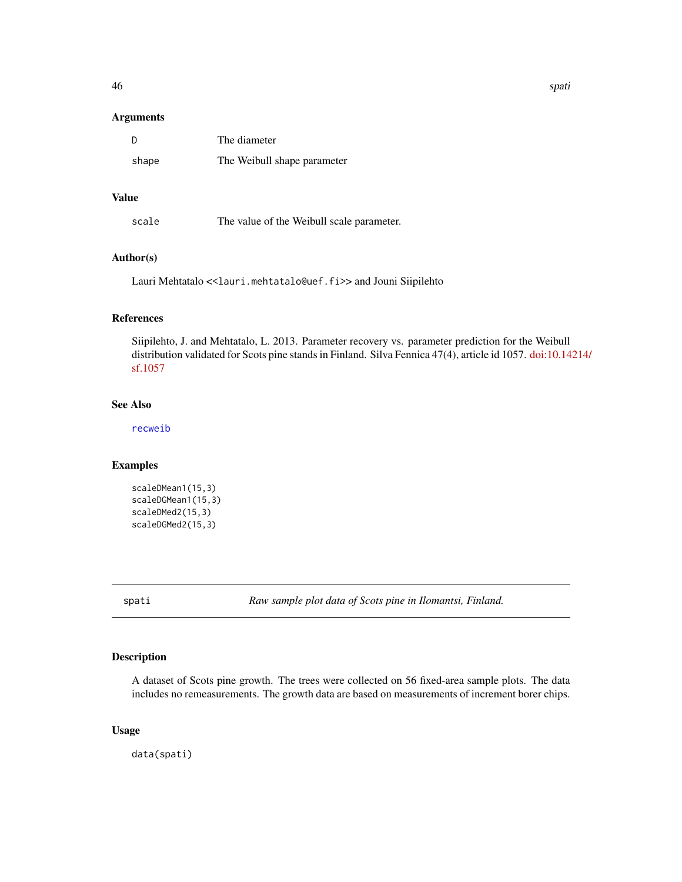### Arguments

| | |
|---|---|
| D | The diameter |
| shape | The Weibull shape parameter |

### Value

| | |
|---|---|
| scale | The value of the Weibull scale parameter. |

### Author(s)

Lauri Mehtatalo <<lauri.mehtatalo@uef.fi>> and Jouni Siipilehto

### References

Siipilehto, J. and Mehtatalo, L. 2013. Parameter recovery vs. parameter prediction for the Weibull distribution validated for Scots pine stands in Finland. Silva Fennica 47(4), article id 1057. doi:10.14214/sf.1057

### See Also

recweib

### Examples

```
scaleDMean1(15,3)
scaleDGMean1(15,3)
scaleDMed2(15,3)
scaleDGMed2(15,3)
```

---

## spati — *Raw sample plot data of Scots pine in Ilomantsi, Finland.*

### Description

A dataset of Scots pine growth. The trees were collected on 56 fixed-area sample plots. The data includes no remeasurements. The growth data are based on measurements of increment borer chips.

### Usage

```
data(spati)
```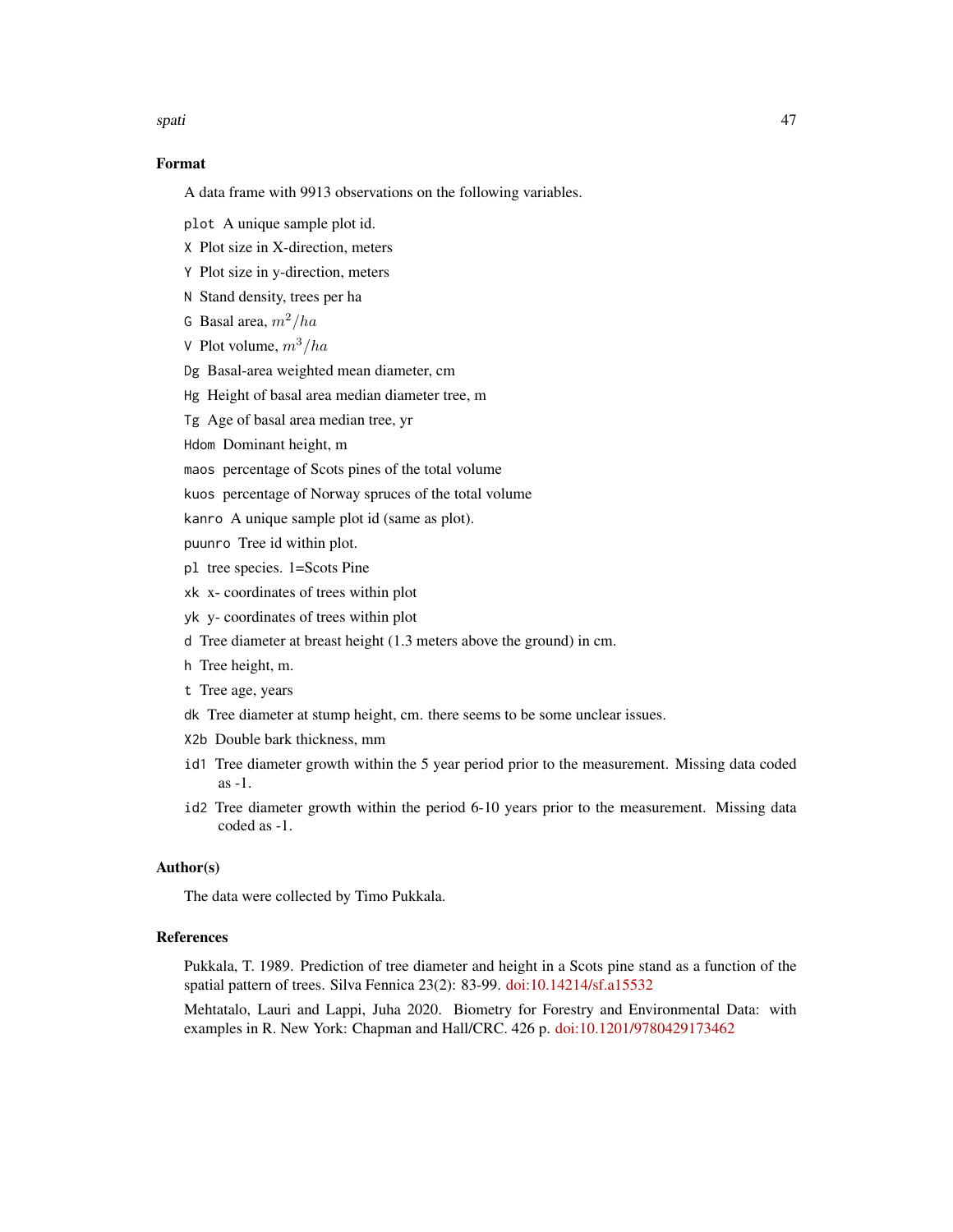### Format

A data frame with 9913 observations on the following variables.

- `plot` A unique sample plot id.
- `X` Plot size in X-direction, meters
- `Y` Plot size in y-direction, meters
- `N` Stand density, trees per ha
- `G` Basal area, $m^2/ha$
- `V` Plot volume, $m^3/ha$
- `Dg` Basal-area weighted mean diameter, cm
- `Hg` Height of basal area median diameter tree, m
- `Tg` Age of basal area median tree, yr
- `Hdom` Dominant height, m
- `maos` percentage of Scots pines of the total volume
- `kuos` percentage of Norway spruces of the total volume
- `kanro` A unique sample plot id (same as plot).
- `puunro` Tree id within plot.
- `pl` tree species. 1=Scots Pine
- `xk` x- coordinates of trees within plot
- `yk` y- coordinates of trees within plot
- `d` Tree diameter at breast height (1.3 meters above the ground) in cm.
- `h` Tree height, m.
- `t` Tree age, years
- `dk` Tree diameter at stump height, cm. there seems to be some unclear issues.
- `X2b` Double bark thickness, mm
- `id1` Tree diameter growth within the 5 year period prior to the measurement. Missing data coded as -1.
- `id2` Tree diameter growth within the period 6-10 years prior to the measurement. Missing data coded as -1.

### Author(s)

The data were collected by Timo Pukkala.

### References

Pukkala, T. 1989. Prediction of tree diameter and height in a Scots pine stand as a function of the spatial pattern of trees. Silva Fennica 23(2): 83-99. doi:10.14214/sf.a15532

Mehtatalo, Lauri and Lappi, Juha 2020. Biometry for Forestry and Environmental Data: with examples in R. New York: Chapman and Hall/CRC. 426 p. doi:10.1201/9780429173462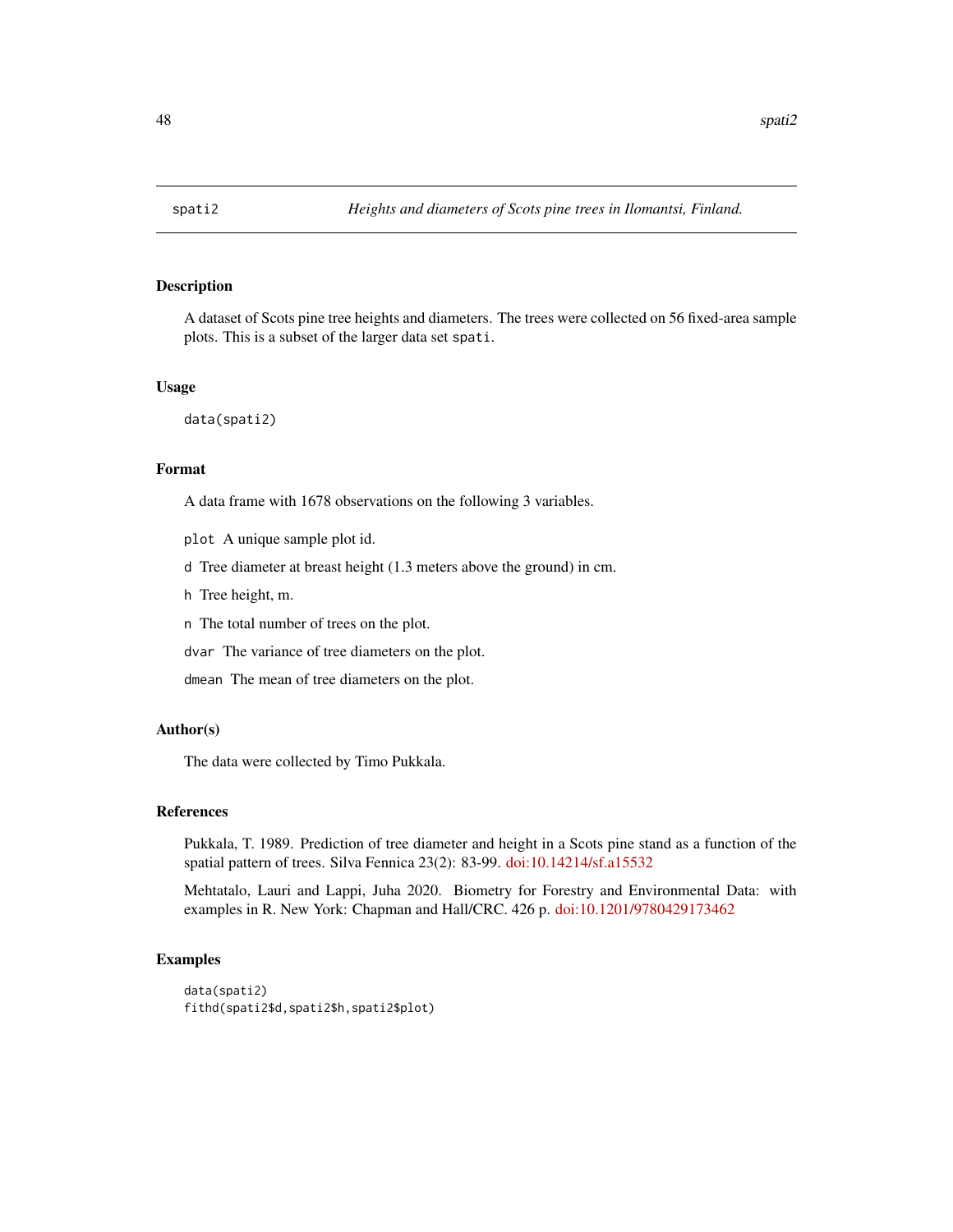spati2 *Heights and diameters of Scots pine trees in Ilomantsi, Finland.*

## Description

A dataset of Scots pine tree heights and diameters. The trees were collected on 56 fixed-area sample plots. This is a subset of the larger data set `spati`.

## Usage

```
data(spati2)
```

## Format

A data frame with 1678 observations on the following 3 variables.

`plot` A unique sample plot id.

`d` Tree diameter at breast height (1.3 meters above the ground) in cm.

`h` Tree height, m.

`n` The total number of trees on the plot.

`dvar` The variance of tree diameters on the plot.

`dmean` The mean of tree diameters on the plot.

## Author(s)

The data were collected by Timo Pukkala.

## References

Pukkala, T. 1989. Prediction of tree diameter and height in a Scots pine stand as a function of the spatial pattern of trees. Silva Fennica 23(2): 83-99. doi:10.14214/sf.a15532

Mehtatalo, Lauri and Lappi, Juha 2020. Biometry for Forestry and Environmental Data: with examples in R. New York: Chapman and Hall/CRC. 426 p. doi:10.1201/9780429173462

## Examples

```
data(spati2)
fithd(spati2$d,spati2$h,spati2$plot)
```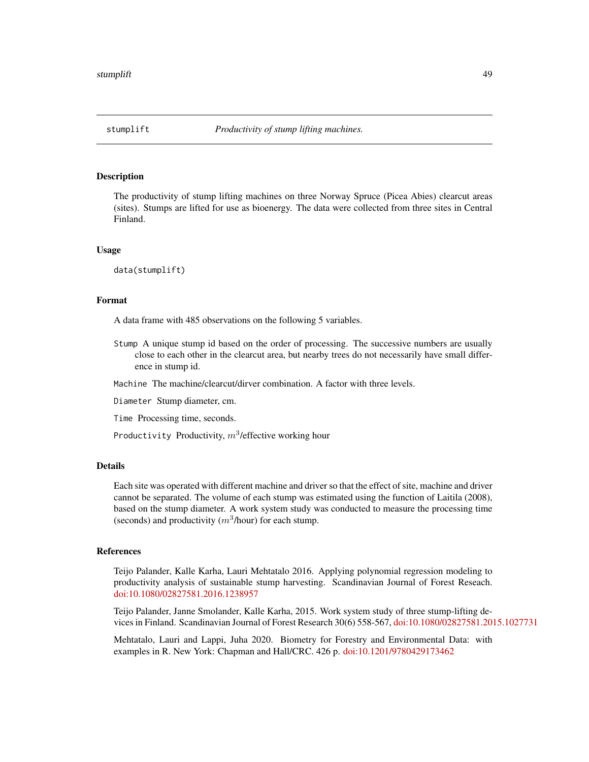`stumplift` *Productivity of stump lifting machines.*

## Description

The productivity of stump lifting machines on three Norway Spruce (Picea Abies) clearcut areas (sites). Stumps are lifted for use as bioenergy. The data were collected from three sites in Central Finland.

## Usage

```
data(stumplift)
```

## Format

A data frame with 485 observations on the following 5 variables.

- `Stump` A unique stump id based on the order of processing. The successive numbers are usually close to each other in the clearcut area, but nearby trees do not necessarily have small difference in stump id.
- `Machine` The machine/clearcut/dirver combination. A factor with three levels.
- `Diameter` Stump diameter, cm.
- `Time` Processing time, seconds.
- `Productivity` Productivity, $m^3$/effective working hour

## Details

Each site was operated with different machine and driver so that the effect of site, machine and driver cannot be separated. The volume of each stump was estimated using the function of Laitila (2008), based on the stump diameter. A work system study was conducted to measure the processing time (seconds) and productivity ($m^3$/hour) for each stump.

## References

Teijo Palander, Kalle Karha, Lauri Mehtatalo 2016. Applying polynomial regression modeling to productivity analysis of sustainable stump harvesting. Scandinavian Journal of Forest Reseach. doi:10.1080/02827581.2016.1238957

Teijo Palander, Janne Smolander, Kalle Karha, 2015. Work system study of three stump-lifting devices in Finland. Scandinavian Journal of Forest Research 30(6) 558-567, doi:10.1080/02827581.2015.1027731

Mehtatalo, Lauri and Lappi, Juha 2020. Biometry for Forestry and Environmental Data: with examples in R. New York: Chapman and Hall/CRC. 426 p. doi:10.1201/9780429173462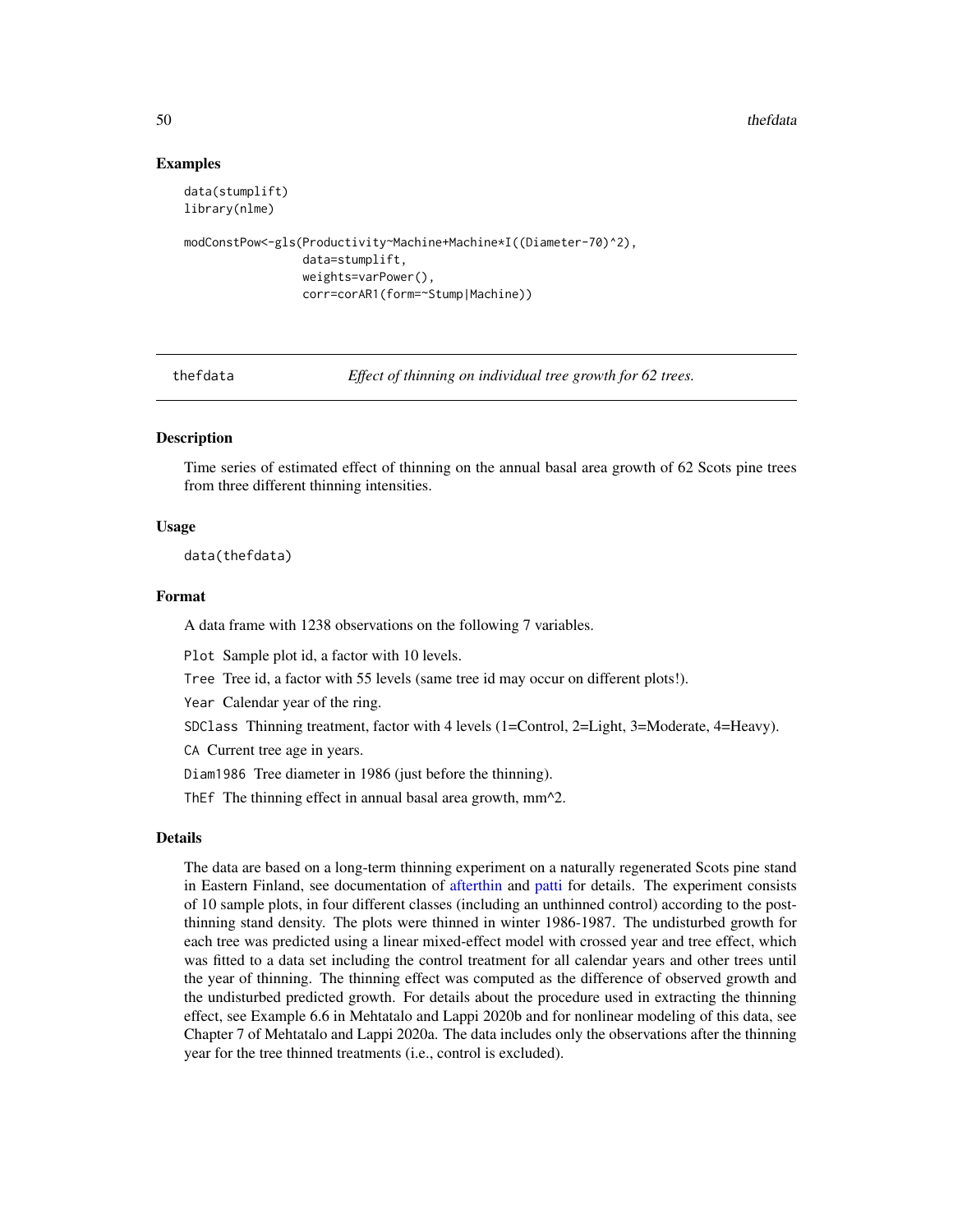## Examples

```
data(stumplift)
library(nlme)

modConstPow<-gls(Productivity~Machine+Machine*I((Diameter-70)^2),
                 data=stumplift,
                 weights=varPower(),
                 corr=corAR1(form=~Stump|Machine))
```

---

thefdata        *Effect of thinning on individual tree growth for 62 trees.*

---

### Description

Time series of estimated effect of thinning on the annual basal area growth of 62 Scots pine trees from three different thinning intensities.

### Usage

```
data(thefdata)
```

### Format

A data frame with 1238 observations on the following 7 variables.

`Plot` Sample plot id, a factor with 10 levels.

`Tree` Tree id, a factor with 55 levels (same tree id may occur on different plots!).

`Year` Calendar year of the ring.

`SDClass` Thinning treatment, factor with 4 levels (1=Control, 2=Light, 3=Moderate, 4=Heavy).

`CA` Current tree age in years.

`Diam1986` Tree diameter in 1986 (just before the thinning).

`ThEf` The thinning effect in annual basal area growth, mm^2.

### Details

The data are based on a long-term thinning experiment on a naturally regenerated Scots pine stand in Eastern Finland, see documentation of afterthin and patti for details. The experiment consists of 10 sample plots, in four different classes (including an unthinned control) according to the post-thinning stand density. The plots were thinned in winter 1986-1987. The undisturbed growth for each tree was predicted using a linear mixed-effect model with crossed year and tree effect, which was fitted to a data set including the control treatment for all calendar years and other trees until the year of thinning. The thinning effect was computed as the difference of observed growth and the undisturbed predicted growth. For details about the procedure used in extracting the thinning effect, see Example 6.6 in Mehtatalo and Lappi 2020b and for nonlinear modeling of this data, see Chapter 7 of Mehtatalo and Lappi 2020a. The data includes only the observations after the thinning year for the tree thinned treatments (i.e., control is excluded).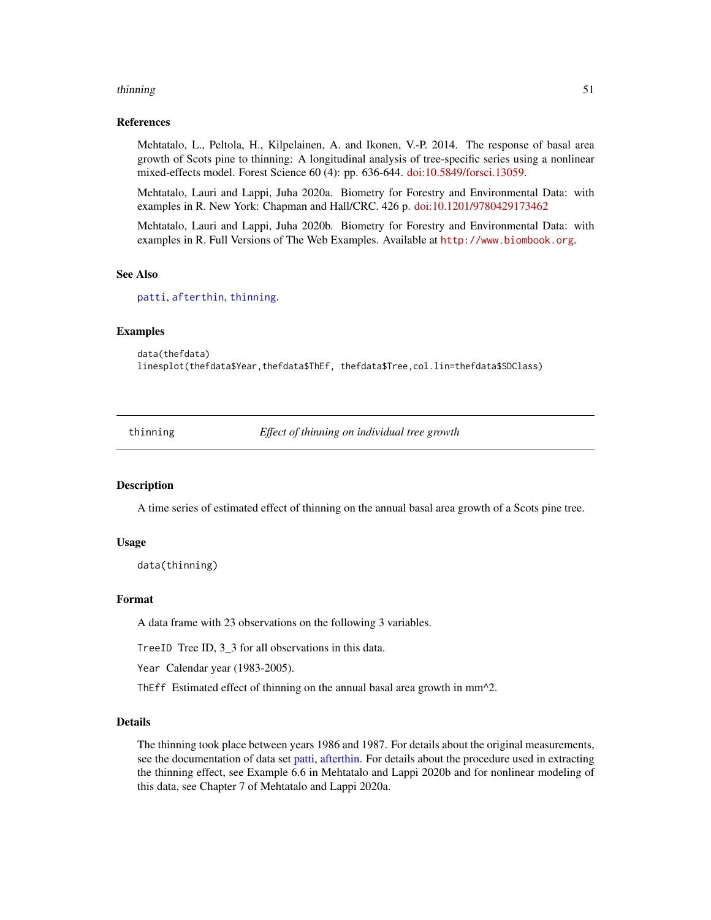### References

Mehtatalo, L., Peltola, H., Kilpelainen, A. and Ikonen, V.-P. 2014. The response of basal area growth of Scots pine to thinning: A longitudinal analysis of tree-specific series using a nonlinear mixed-effects model. Forest Science 60 (4): pp. 636-644. doi:10.5849/forsci.13059.

Mehtatalo, Lauri and Lappi, Juha 2020a. Biometry for Forestry and Environmental Data: with examples in R. New York: Chapman and Hall/CRC. 426 p. doi:10.1201/9780429173462

Mehtatalo, Lauri and Lappi, Juha 2020b. Biometry for Forestry and Environmental Data: with examples in R. Full Versions of The Web Examples. Available at http://www.biombook.org.

### See Also

patti, afterthin, thinning.

### Examples

```
data(thefdata)
linesplot(thefdata$Year,thefdata$ThEf, thefdata$Tree,col.lin=thefdata$SDClass)
```

---

## thinning — *Effect of thinning on individual tree growth*

### Description

A time series of estimated effect of thinning on the annual basal area growth of a Scots pine tree.

### Usage

```
data(thinning)
```

### Format

A data frame with 23 observations on the following 3 variables.

`TreeID` Tree ID, 3_3 for all observations in this data.

`Year` Calendar year (1983-2005).

`ThEff` Estimated effect of thinning on the annual basal area growth in mm^2.

### Details

The thinning took place between years 1986 and 1987. For details about the original measurements, see the documentation of data set patti, afterthin. For details about the procedure used in extracting the thinning effect, see Example 6.6 in Mehtatalo and Lappi 2020b and for nonlinear modeling of this data, see Chapter 7 of Mehtatalo and Lappi 2020a.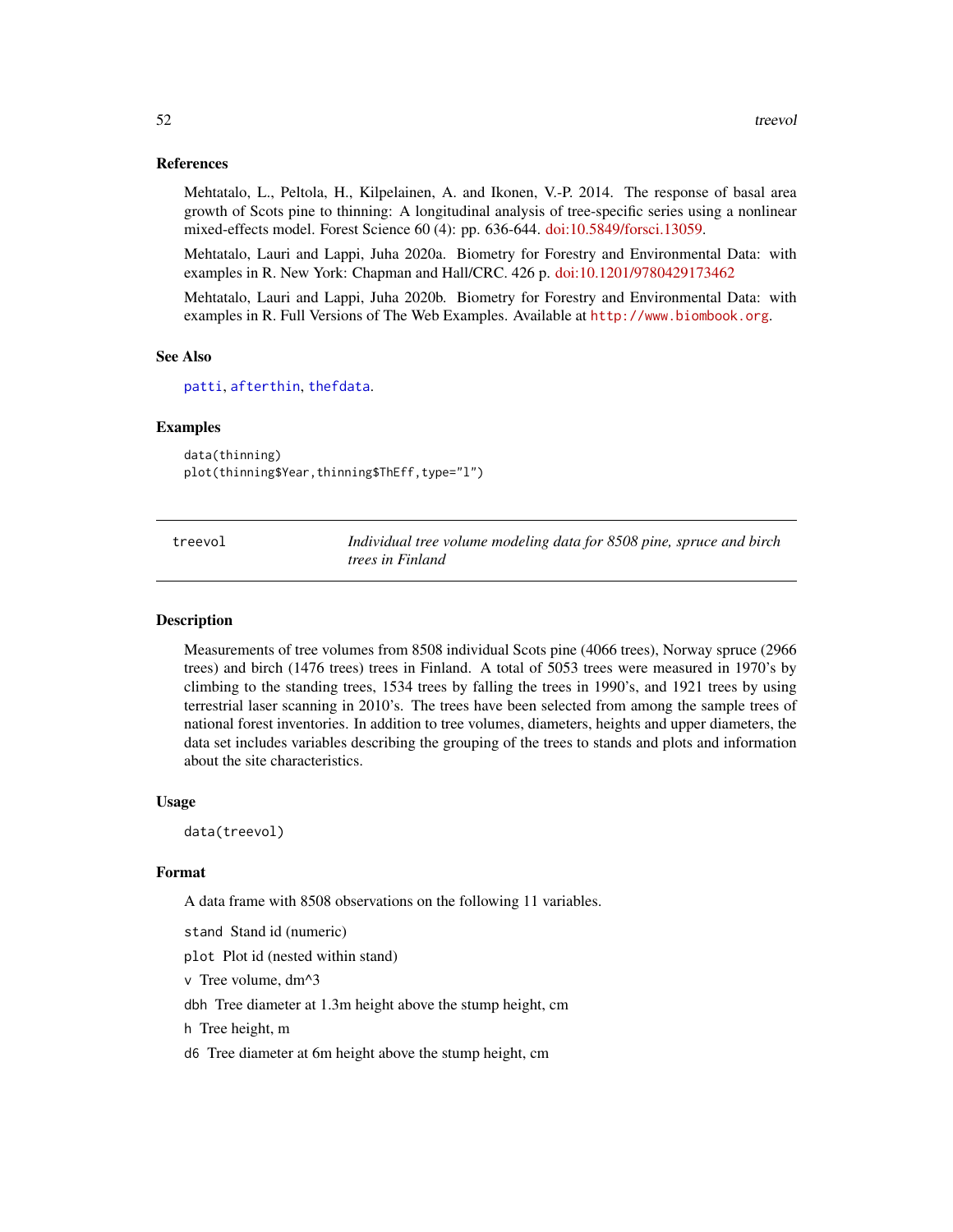### References

Mehtatalo, L., Peltola, H., Kilpelainen, A. and Ikonen, V.-P. 2014. The response of basal area growth of Scots pine to thinning: A longitudinal analysis of tree-specific series using a nonlinear mixed-effects model. Forest Science 60 (4): pp. 636-644. doi:10.5849/forsci.13059.

Mehtatalo, Lauri and Lappi, Juha 2020a. Biometry for Forestry and Environmental Data: with examples in R. New York: Chapman and Hall/CRC. 426 p. doi:10.1201/9780429173462

Mehtatalo, Lauri and Lappi, Juha 2020b. Biometry for Forestry and Environmental Data: with examples in R. Full Versions of The Web Examples. Available at http://www.biombook.org.

### See Also

patti, afterthin, thefdata.

### Examples

```
data(thinning)
plot(thinning$Year,thinning$ThEff,type="l")
```

---

## treevol — *Individual tree volume modeling data for 8508 pine, spruce and birch trees in Finland*

### Description

Measurements of tree volumes from 8508 individual Scots pine (4066 trees), Norway spruce (2966 trees) and birch (1476 trees) trees in Finland. A total of 5053 trees were measured in 1970's by climbing to the standing trees, 1534 trees by falling the trees in 1990's, and 1921 trees by using terrestrial laser scanning in 2010's. The trees have been selected from among the sample trees of national forest inventories. In addition to tree volumes, diameters, heights and upper diameters, the data set includes variables describing the grouping of the trees to stands and plots and information about the site characteristics.

### Usage

```
data(treevol)
```

### Format

A data frame with 8508 observations on the following 11 variables.

`stand` Stand id (numeric)

`plot` Plot id (nested within stand)

`v` Tree volume, dm^3

`dbh` Tree diameter at 1.3m height above the stump height, cm

`h` Tree height, m

`d6` Tree diameter at 6m height above the stump height, cm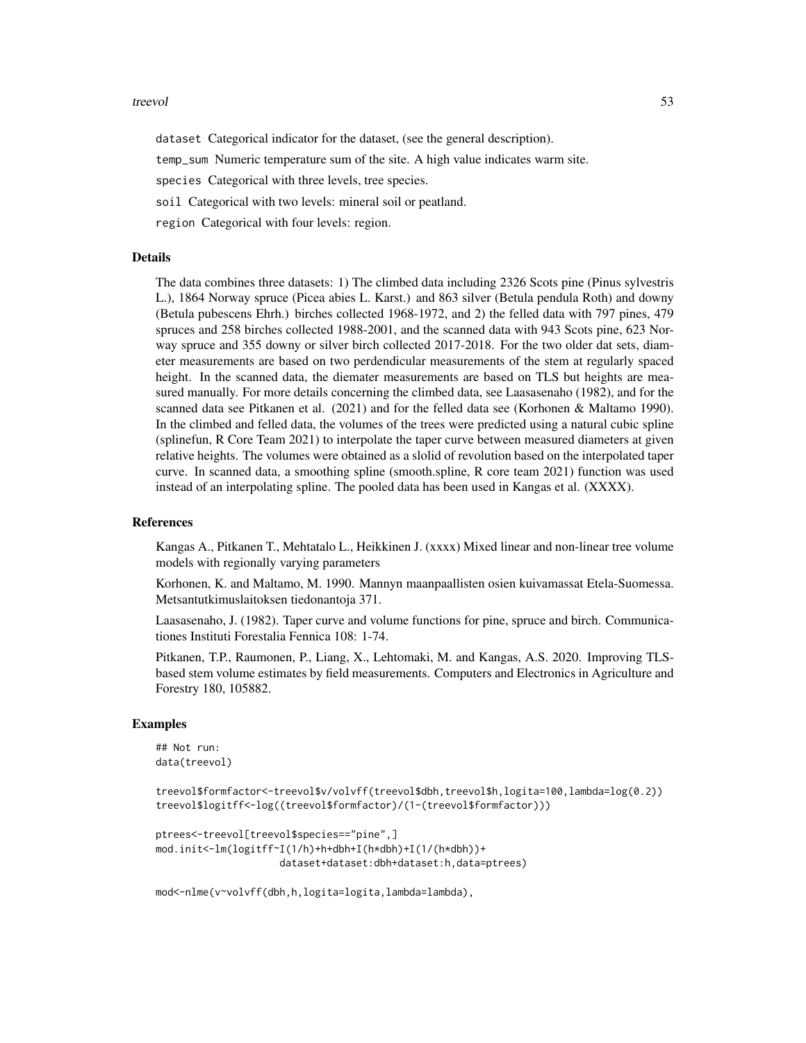dataset Categorical indicator for the dataset, (see the general description).

temp_sum Numeric temperature sum of the site. A high value indicates warm site.

species Categorical with three levels, tree species.

soil Categorical with two levels: mineral soil or peatland.

region Categorical with four levels: region.

### Details

The data combines three datasets: 1) The climbed data including 2326 Scots pine (Pinus sylvestris L.), 1864 Norway spruce (Picea abies L. Karst.) and 863 silver (Betula pendula Roth) and downy (Betula pubescens Ehrh.) birches collected 1968-1972, and 2) the felled data with 797 pines, 479 spruces and 258 birches collected 1988-2001, and the scanned data with 943 Scots pine, 623 Norway spruce and 355 downy or silver birch collected 2017-2018. For the two older dat sets, diameter measurements are based on two perdendicular measurements of the stem at regularly spaced height. In the scanned data, the diemater measurements are based on TLS but heights are measured manually. For more details concerning the climbed data, see Laasasenaho (1982), and for the scanned data see Pitkanen et al. (2021) and for the felled data see (Korhonen & Maltamo 1990). In the climbed and felled data, the volumes of the trees were predicted using a natural cubic spline (splinefun, R Core Team 2021) to interpolate the taper curve between measured diameters at given relative heights. The volumes were obtained as a slolid of revolution based on the interpolated taper curve. In scanned data, a smoothing spline (smooth.spline, R core team 2021) function was used instead of an interpolating spline. The pooled data has been used in Kangas et al. (XXXX).

### References

Kangas A., Pitkanen T., Mehtatalo L., Heikkinen J. (xxxx) Mixed linear and non-linear tree volume models with regionally varying parameters

Korhonen, K. and Maltamo, M. 1990. Mannyn maanpaallisten osien kuivamassat Etela-Suomessa. Metsantutkimuslaitoksen tiedonantoja 371.

Laasasenaho, J. (1982). Taper curve and volume functions for pine, spruce and birch. Communicationes Instituti Forestalia Fennica 108: 1-74.

Pitkanen, T.P., Raumonen, P., Liang, X., Lehtomaki, M. and Kangas, A.S. 2020. Improving TLS-based stem volume estimates by field measurements. Computers and Electronics in Agriculture and Forestry 180, 105882.

### Examples

```
## Not run:
data(treevol)

treevol$formfactor<-treevol$v/volvff(treevol$dbh,treevol$h,logita=100,lambda=log(0.2))
treevol$logitff<-log((treevol$formfactor)/(1-(treevol$formfactor)))

ptrees<-treevol[treevol$species=="pine",]
mod.init<-lm(logitff~I(1/h)+h+dbh+I(h*dbh)+I(1/(h*dbh))+
                    dataset+dataset:dbh+dataset:h,data=ptrees)

mod<-nlme(v~volvff(dbh,h,logita=logita,lambda=lambda),
```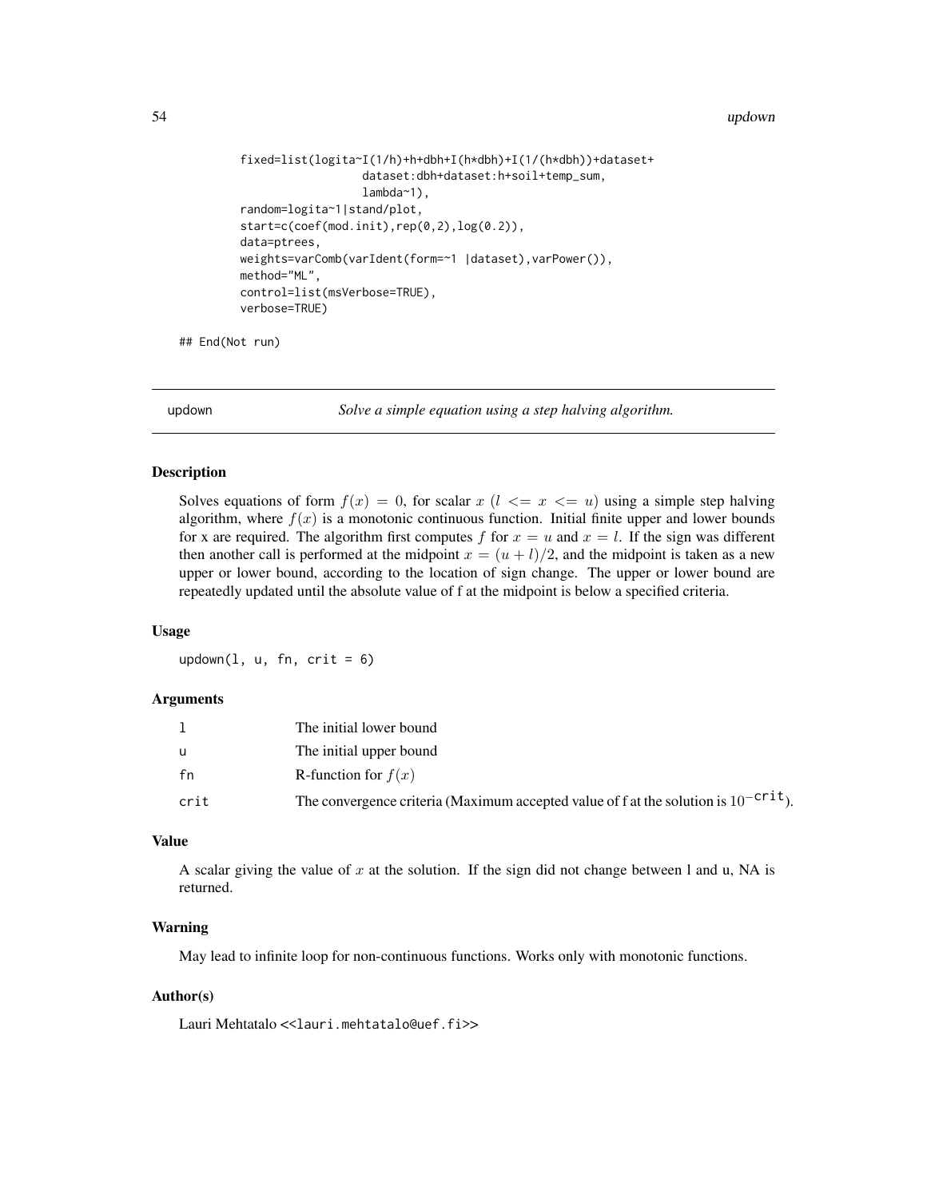```
         fixed=list(logita~I(1/h)+h+dbh+I(h*dbh)+I(1/(h*dbh))+dataset+
                        dataset:dbh+dataset:h+soil+temp_sum,
                        lambda~1),
         random=logita~1|stand/plot,
         start=c(coef(mod.init),rep(0,2),log(0.2)),
         data=ptrees,
         weights=varComb(varIdent(form=~1 |dataset),varPower()),
         method="ML",
         control=list(msVerbose=TRUE),
         verbose=TRUE)

## End(Not run)
```

---

## updown — *Solve a simple equation using a step halving algorithm.*

---

### Description

Solves equations of form $f(x) = 0$, for scalar $x$ ($l <= x <= u$) using a simple step halving algorithm, where $f(x)$ is a monotonic continuous function. Initial finite upper and lower bounds for x are required. The algorithm first computes $f$ for $x = u$ and $x = l$. If the sign was different then another call is performed at the midpoint $x = (u + l)/2$, and the midpoint is taken as a new upper or lower bound, according to the location of sign change. The upper or lower bound are repeatedly updated until the absolute value of f at the midpoint is below a specified criteria.

### Usage

```
updown(l, u, fn, crit = 6)
```

### Arguments

| | |
|---|---|
| l | The initial lower bound |
| u | The initial upper bound |
| fn | R-function for $f(x)$ |
| crit | The convergence criteria (Maximum accepted value of f at the solution is $10^{-\texttt{crit}}$). |

### Value

A scalar giving the value of $x$ at the solution. If the sign did not change between l and u, NA is returned.

### Warning

May lead to infinite loop for non-continuous functions. Works only with monotonic functions.

### Author(s)

Lauri Mehtatalo <<lauri.mehtatalo@uef.fi>>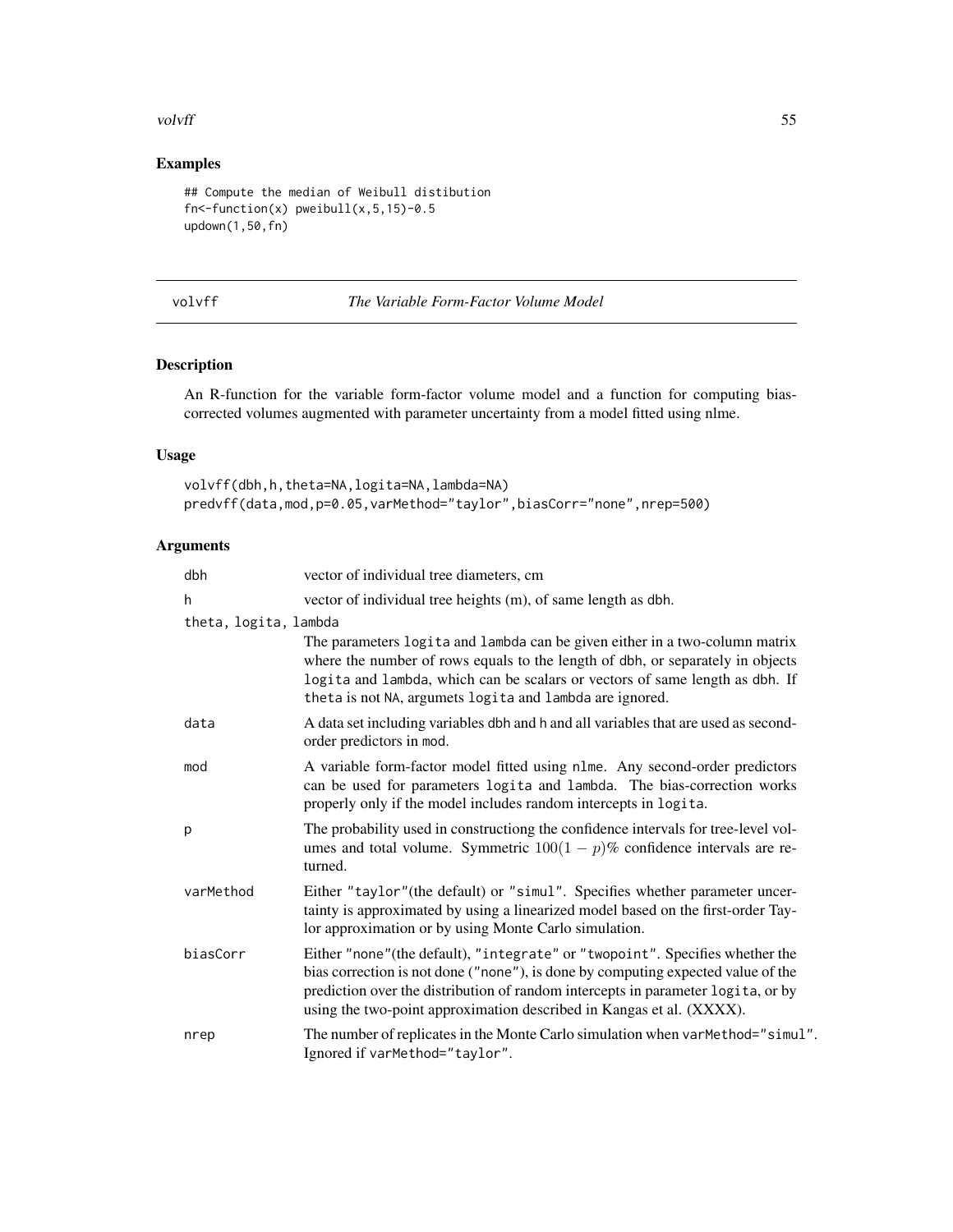## Examples

```
## Compute the median of Weibull distibution
fn<-function(x) pweibull(x,5,15)-0.5
updown(1,50,fn)
```

---

# volvff — *The Variable Form-Factor Volume Model*

---

## Description

An R-function for the variable form-factor volume model and a function for computing bias-corrected volumes augmented with parameter uncertainty from a model fitted using nlme.

## Usage

```
volvff(dbh,h,theta=NA,logita=NA,lambda=NA)
predvff(data,mod,p=0.05,varMethod="taylor",biasCorr="none",nrep=500)
```

## Arguments

| Argument | Description |
|---|---|
| `dbh` | vector of individual tree diameters, cm |
| `h` | vector of individual tree heights (m), of same length as dbh. |
| `theta, logita, lambda` | The parameters `logita` and `lambda` can be given either in a two-column matrix where the number of rows equals to the length of dbh, or separately in objects `logita` and `lambda`, which can be scalars or vectors of same length as dbh. If `theta` is not NA, argumets `logita` and `lambda` are ignored. |
| `data` | A data set including variables dbh and h and all variables that are used as second-order predictors in mod. |
| `mod` | A variable form-factor model fitted using `nlme`. Any second-order predictors can be used for parameters `logita` and `lambda`. The bias-correction works properly only if the model includes random intercepts in `logita`. |
| `p` | The probability used in constructiong the confidence intervals for tree-level volumes and total volume. Symmetric $100(1-p)\%$ confidence intervals are returned. |
| `varMethod` | Either "taylor"(the default) or "simul". Specifies whether parameter uncertainty is approximated by using a linearized model based on the first-order Taylor approximation or by using Monte Carlo simulation. |
| `biasCorr` | Either "none"(the default), "integrate" or "twopoint". Specifies whether the bias correction is not done ("none"), is done by computing expected value of the prediction over the distribution of random intercepts in parameter `logita`, or by using the two-point approximation described in Kangas et al. (XXXX). |
| `nrep` | The number of replicates in the Monte Carlo simulation when varMethod="simul". Ignored if varMethod="taylor". |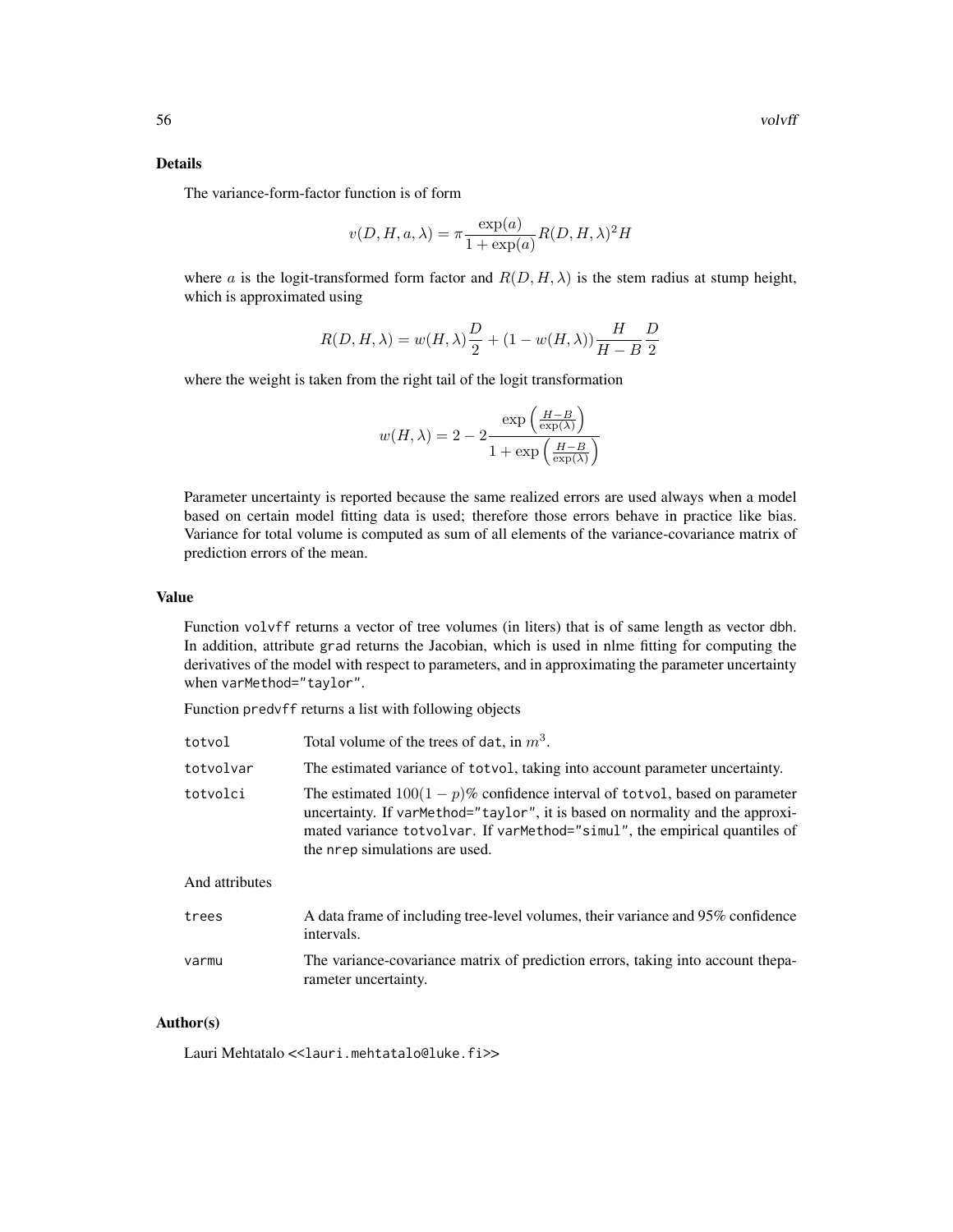## Details

The variance-form-factor function is of form

$$v(D, H, a, \lambda) = \pi \frac{\exp(a)}{1 + \exp(a)} R(D, H, \lambda)^2 H$$

where $a$ is the logit-transformed form factor and $R(D, H, \lambda)$ is the stem radius at stump height, which is approximated using

$$R(D, H, \lambda) = w(H, \lambda)\frac{D}{2} + (1 - w(H, \lambda))\frac{H}{H - B}\frac{D}{2}$$

where the weight is taken from the right tail of the logit transformation

$$w(H, \lambda) = 2 - 2\frac{\exp\left(\frac{H-B}{\exp(\lambda)}\right)}{1 + \exp\left(\frac{H-B}{\exp(\lambda)}\right)}$$

Parameter uncertainty is reported because the same realized errors are used always when a model based on certain model fitting data is used; therefore those errors behave in practice like bias. Variance for total volume is computed as sum of all elements of the variance-covariance matrix of prediction errors of the mean.

## Value

Function volvff returns a vector of tree volumes (in liters) that is of same length as vector dbh. In addition, attribute grad returns the Jacobian, which is used in nlme fitting for computing the derivatives of the model with respect to parameters, and in approximating the parameter uncertainty when varMethod="taylor".

Function predvff returns a list with following objects

| | |
|---|---|
| totvol | Total volume of the trees of dat, in $m^3$. |
| totvolvar | The estimated variance of totvol, taking into account parameter uncertainty. |
| totvolci | The estimated $100(1-p)\%$ confidence interval of totvol, based on parameter uncertainty. If varMethod="taylor", it is based on normality and the approximated variance totvolvar. If varMethod="simul", the empirical quantiles of the nrep simulations are used. |

And attributes

| | |
|---|---|
| trees | A data frame of including tree-level volumes, their variance and 95% confidence intervals. |
| varmu | The variance-covariance matrix of prediction errors, taking into account theparameter uncertainty. |

## Author(s)

Lauri Mehtatalo <<lauri.mehtatalo@luke.fi>>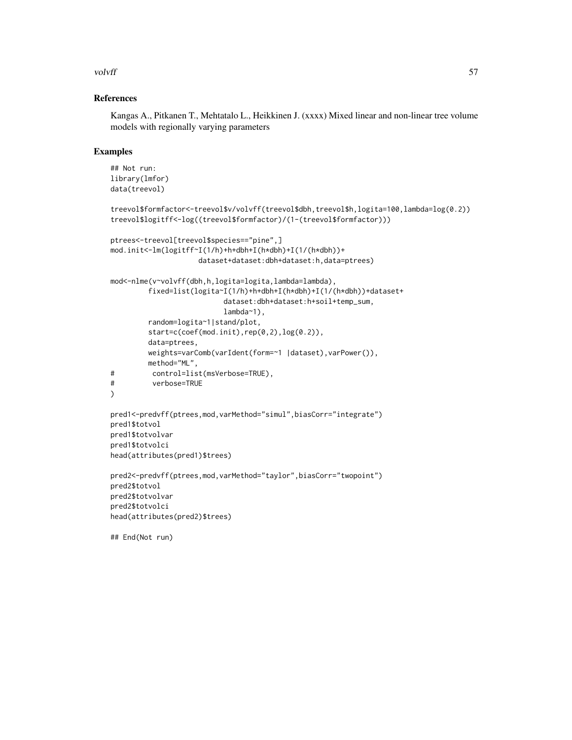## References

Kangas A., Pitkanen T., Mehtatalo L., Heikkinen J. (xxxx) Mixed linear and non-linear tree volume models with regionally varying parameters

## Examples

```
## Not run:
library(lmfor)
data(treevol)

treevol$formfactor<-treevol$v/volvff(treevol$dbh,treevol$h,logita=100,lambda=log(0.2))
treevol$logitff<-log((treevol$formfactor)/(1-(treevol$formfactor)))

ptrees<-treevol[treevol$species=="pine",]
mod.init<-lm(logitff~I(1/h)+h+dbh+I(h*dbh)+I(1/(h*dbh))+
                    dataset+dataset:dbh+dataset:h,data=ptrees)

mod<-nlme(v~volvff(dbh,h,logita=logita,lambda=lambda),
         fixed=list(logita~I(1/h)+h+dbh+I(h*dbh)+I(1/(h*dbh))+dataset+
                          dataset:dbh+dataset:h+soil+temp_sum,
                          lambda~1),
         random=logita~1|stand/plot,
         start=c(coef(mod.init),rep(0,2),log(0.2)),
         data=ptrees,
         weights=varComb(varIdent(form=~1 |dataset),varPower()),
         method="ML",
#         control=list(msVerbose=TRUE),
#         verbose=TRUE
)

pred1<-predvff(ptrees,mod,varMethod="simul",biasCorr="integrate")
pred1$totvol
pred1$totvolvar
pred1$totvolci
head(attributes(pred1)$trees)

pred2<-predvff(ptrees,mod,varMethod="taylor",biasCorr="twopoint")
pred2$totvol
pred2$totvolvar
pred2$totvolci
head(attributes(pred2)$trees)

## End(Not run)
```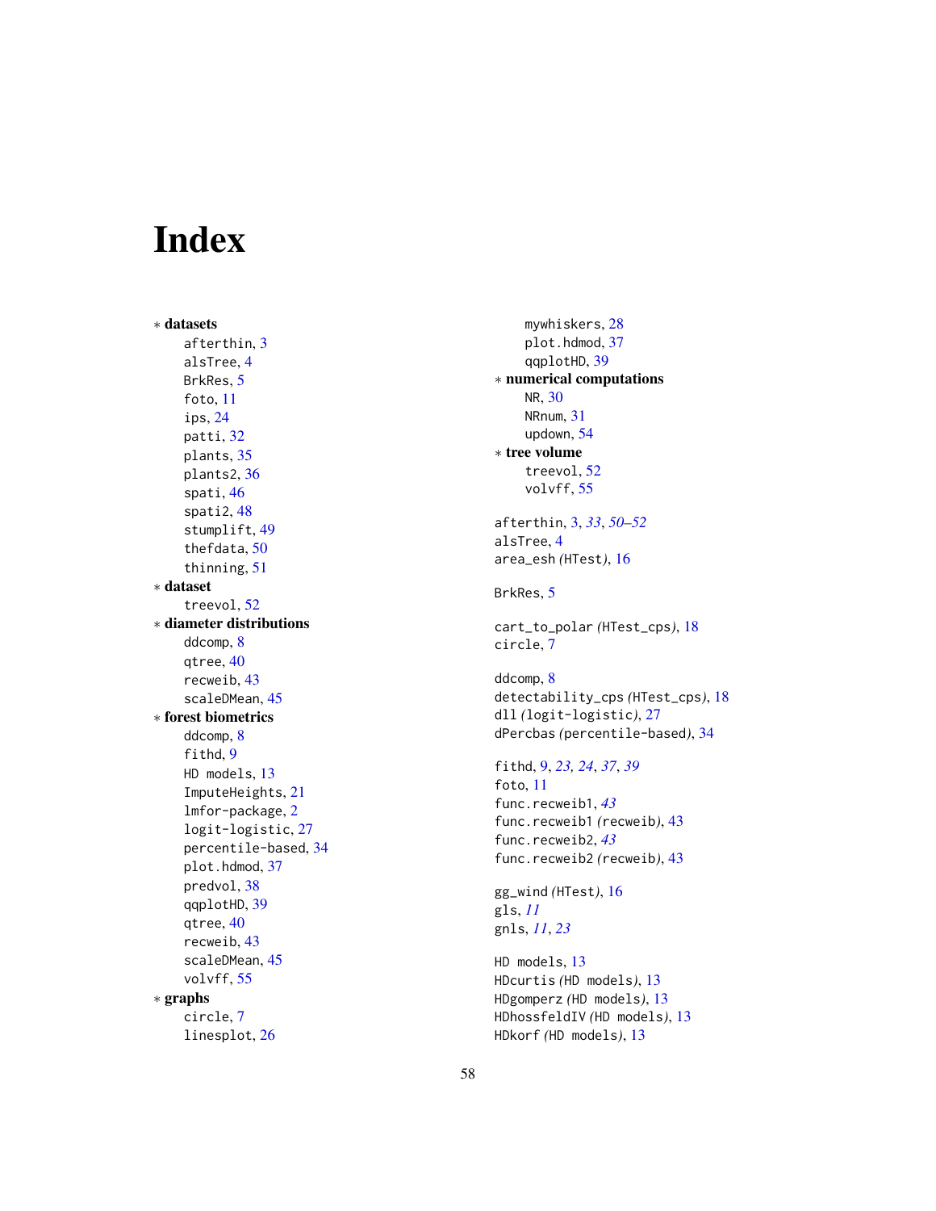# Index

* **datasets**
  - afterthin, 3
  - alsTree, 4
  - BrkRes, 5
  - foto, 11
  - ips, 24
  - patti, 32
  - plants, 35
  - plants2, 36
  - spati, 46
  - spati2, 48
  - stumplift, 49
  - thefdata, 50
  - thinning, 51
* **dataset**
  - treevol, 52
* **diameter distributions**
  - ddcomp, 8
  - qtree, 40
  - recweib, 43
  - scaleDMean, 45
* **forest biometrics**
  - ddcomp, 8
  - fithd, 9
  - HD models, 13
  - ImputeHeights, 21
  - lmfor-package, 2
  - logit-logistic, 27
  - percentile-based, 34
  - plot.hdmod, 37
  - predvol, 38
  - qqplotHD, 39
  - qtree, 40
  - recweib, 43
  - scaleDMean, 45
  - volvff, 55
* **graphs**
  - circle, 7
  - linesplot, 26
  - mywhiskers, 28
  - plot.hdmod, 37
  - qqplotHD, 39
* **numerical computations**
  - NR, 30
  - NRnum, 31
  - updown, 54
* **tree volume**
  - treevol, 52
  - volvff, 55

afterthin, 3, *33*, *50–52*
alsTree, 4
area_esh *(*HTest*)*, 16

BrkRes, 5

cart_to_polar *(*HTest_cps*)*, 18
circle, 7

ddcomp, 8
detectability_cps *(*HTest_cps*)*, 18
dll *(*logit-logistic*)*, 27
dPercbas *(*percentile-based*)*, 34

fithd, 9, *23, 24*, *37*, *39*
foto, 11
func.recweib1, *43*
func.recweib1 *(*recweib*)*, 43
func.recweib2, *43*
func.recweib2 *(*recweib*)*, 43

gg_wind *(*HTest*)*, 16
gls, *11*
gnls, *11*, *23*

HD models, 13
HDcurtis *(*HD models*)*, 13
HDgomperz *(*HD models*)*, 13
HDhossfeldIV *(*HD models*)*, 13
HDkorf *(*HD models*)*, 13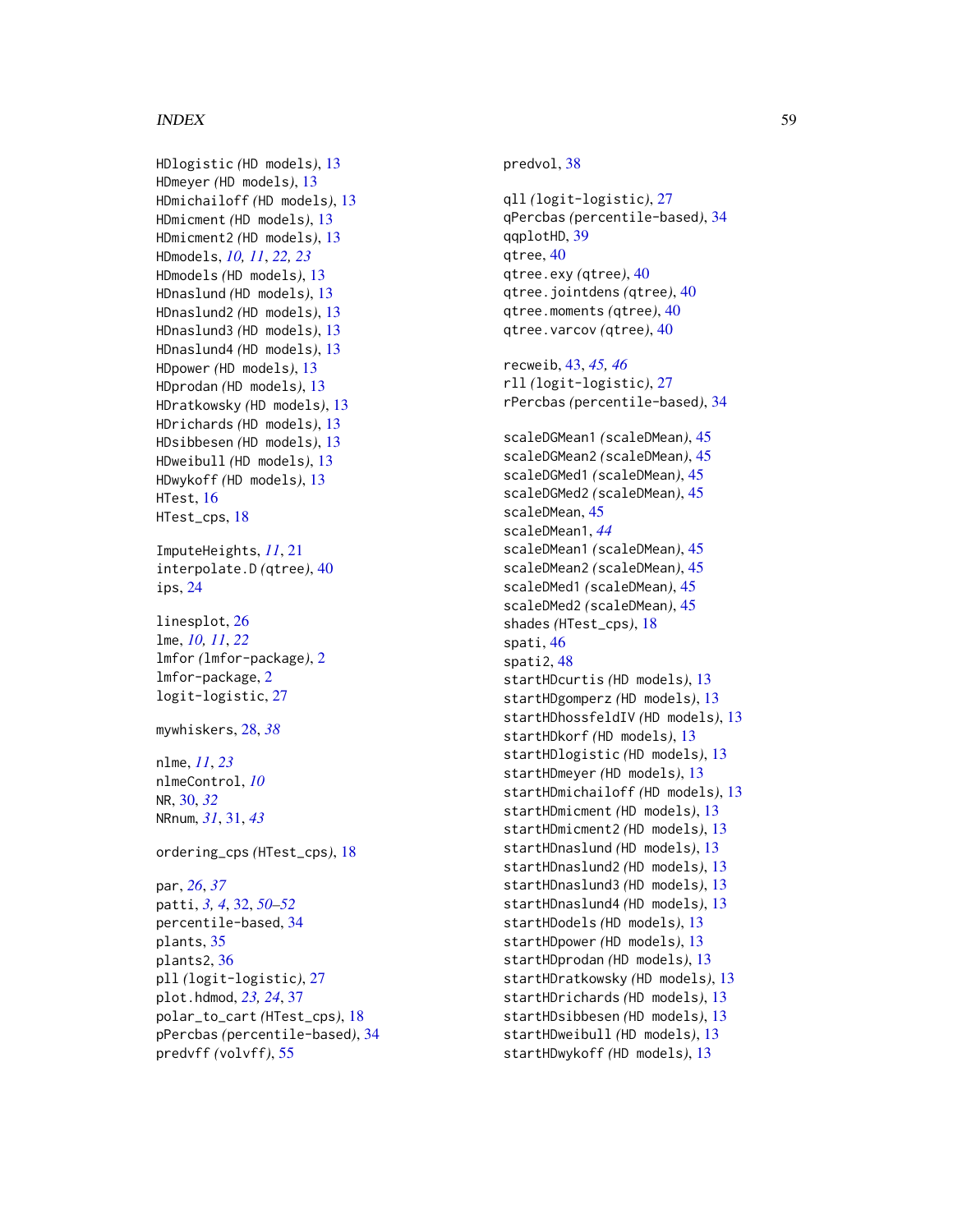HDlogistic *(HD models)*, 13
HDmeyer *(HD models)*, 13
HDmichailoff *(HD models)*, 13
HDmicment *(HD models)*, 13
HDmicment2 *(HD models)*, 13
HDmodels, *10, 11*, *22, 23*
HDmodels *(HD models)*, 13
HDnaslund *(HD models)*, 13
HDnaslund2 *(HD models)*, 13
HDnaslund3 *(HD models)*, 13
HDnaslund4 *(HD models)*, 13
HDpower *(HD models)*, 13
HDprodan *(HD models)*, 13
HDratkowsky *(HD models)*, 13
HDrichards *(HD models)*, 13
HDsibbesen *(HD models)*, 13
HDweibull *(HD models)*, 13
HDwykoff *(HD models)*, 13
HTest, 16
HTest_cps, 18

ImputeHeights, *11*, 21
interpolate.D *(qtree)*, 40
ips, 24

linesplot, 26
lme, *10, 11*, *22*
lmfor *(lmfor-package)*, 2
lmfor-package, 2
logit-logistic, 27

mywhiskers, 28, *38*

nlme, *11*, *23*
nlmeControl, *10*
NR, 30, *32*
NRnum, *31*, 31, *43*

ordering_cps *(HTest_cps)*, 18

par, *26*, *37*
patti, *3, 4*, 32, *50–52*
percentile-based, 34
plants, 35
plants2, 36
pll *(logit-logistic)*, 27
plot.hdmod, *23, 24*, 37
polar_to_cart *(HTest_cps)*, 18
pPercbas *(percentile-based)*, 34
predvff *(volvff)*, 55
predvol, 38

qll *(logit-logistic)*, 27
qPercbas *(percentile-based)*, 34
qqplotHD, 39
qtree, 40
qtree.exy *(qtree)*, 40
qtree.jointdens *(qtree)*, 40
qtree.moments *(qtree)*, 40
qtree.varcov *(qtree)*, 40

recweib, 43, *45, 46*
rll *(logit-logistic)*, 27
rPercbas *(percentile-based)*, 34

scaleDGMean1 *(scaleDMean)*, 45
scaleDGMean2 *(scaleDMean)*, 45
scaleDGMed1 *(scaleDMean)*, 45
scaleDGMed2 *(scaleDMean)*, 45
scaleDMean, 45
scaleDMean1, *44*
scaleDMean1 *(scaleDMean)*, 45
scaleDMean2 *(scaleDMean)*, 45
scaleDMed1 *(scaleDMean)*, 45
scaleDMed2 *(scaleDMean)*, 45
shades *(HTest_cps)*, 18
spati, 46
spati2, 48
startHDcurtis *(HD models)*, 13
startHDgomperz *(HD models)*, 13
startHDhossfeldIV *(HD models)*, 13
startHDkorf *(HD models)*, 13
startHDlogistic *(HD models)*, 13
startHDmeyer *(HD models)*, 13
startHDmichailoff *(HD models)*, 13
startHDmicment *(HD models)*, 13
startHDmicment2 *(HD models)*, 13
startHDnaslund *(HD models)*, 13
startHDnaslund2 *(HD models)*, 13
startHDnaslund3 *(HD models)*, 13
startHDnaslund4 *(HD models)*, 13
startHDodels *(HD models)*, 13
startHDpower *(HD models)*, 13
startHDprodan *(HD models)*, 13
startHDratkowsky *(HD models)*, 13
startHDrichards *(HD models)*, 13
startHDsibbesen *(HD models)*, 13
startHDweibull *(HD models)*, 13
startHDwykoff *(HD models)*, 13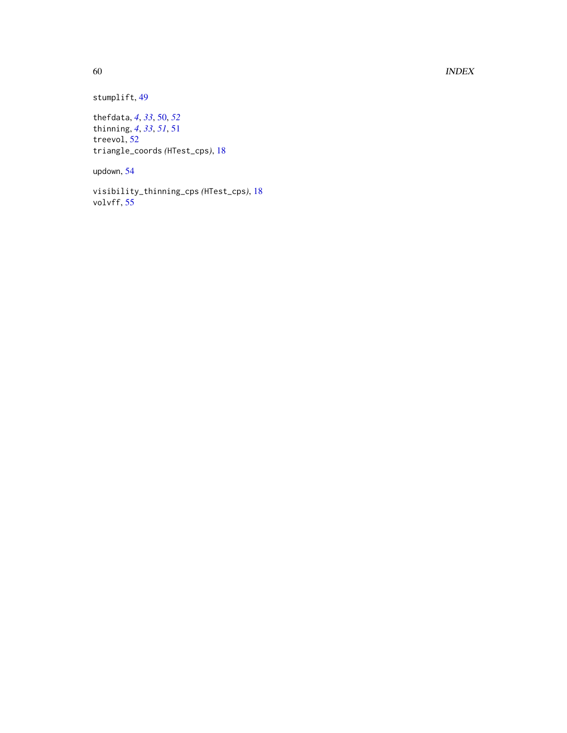stumplift, 49

thefdata, *4*, *33*, 50, *52*
thinning, *4*, *33*, *51*, 51
treevol, 52
triangle_coords *(*HTest_cps*)*, 18

updown, 54

visibility_thinning_cps *(*HTest_cps*)*, 18
volvff, 55